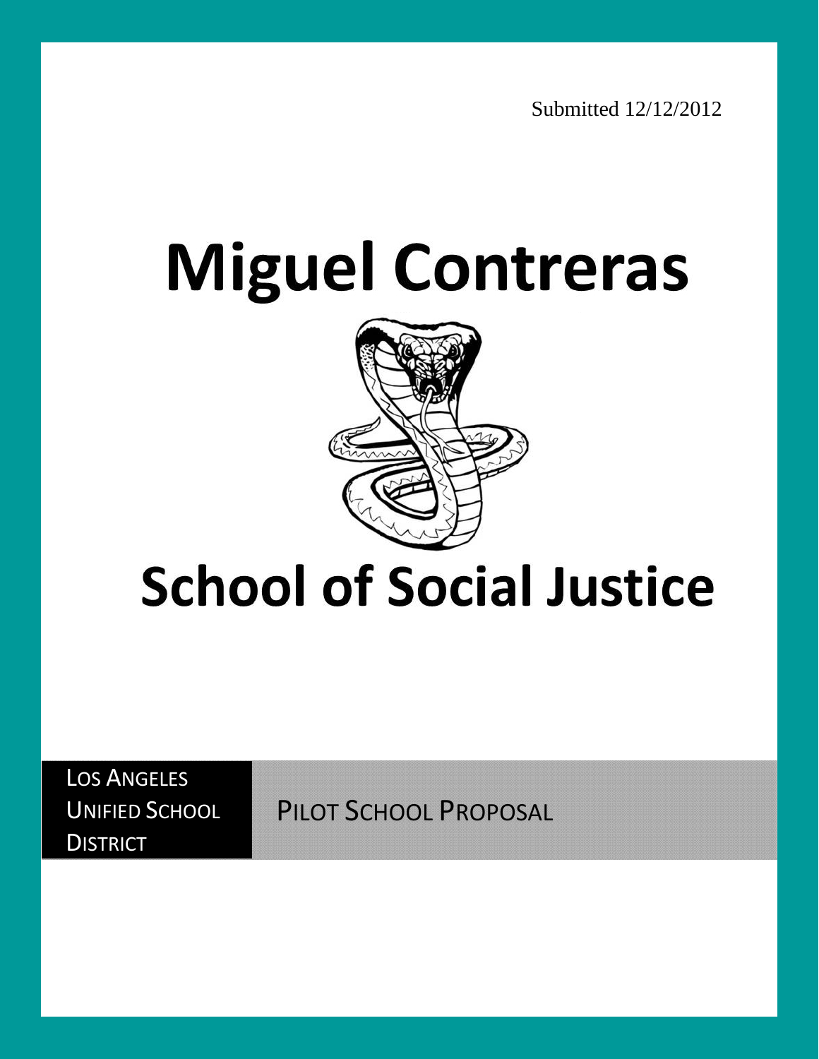Submitted 12/12/2012

# Miguel Contreras

# School of Social Justice

LOS ANGELES UNIFIED SCHOOL DISTRICT

PILOT SCHOOL PROPOSAL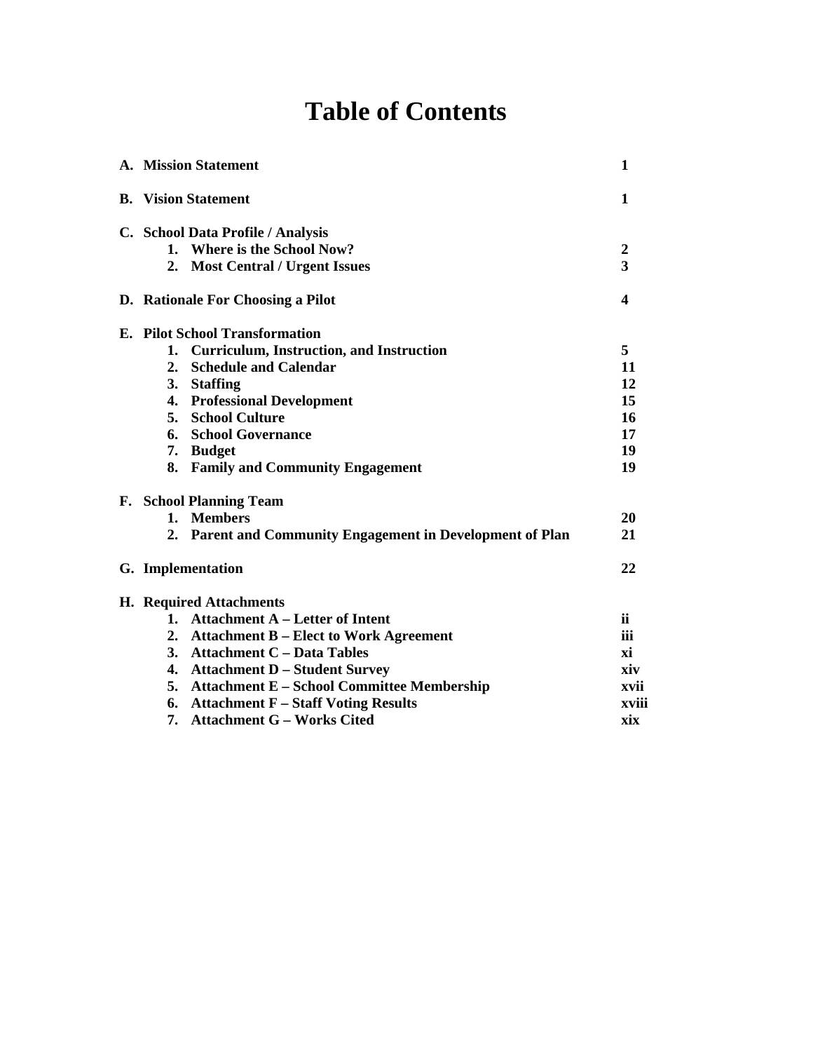# Table of Contents

| | |
|---|---|
| **A. Mission Statement** | **1** |
| **B. Vision Statement** | **1** |
| **C. School Data Profile / Analysis** | |
| **1. Where is the School Now?** | **2** |
| **2. Most Central / Urgent Issues** | **3** |
| **D. Rationale For Choosing a Pilot** | **4** |
| **E. Pilot School Transformation** | |
| **1. Curriculum, Instruction, and Instruction** | **5** |
| **2. Schedule and Calendar** | **11** |
| **3. Staffing** | **12** |
| **4. Professional Development** | **15** |
| **5. School Culture** | **16** |
| **6. School Governance** | **17** |
| **7. Budget** | **19** |
| **8. Family and Community Engagement** | **19** |
| **F. School Planning Team** | |
| **1. Members** | **20** |
| **2. Parent and Community Engagement in Development of Plan** | **21** |
| **G. Implementation** | **22** |
| **H. Required Attachments** | |
| **1. Attachment A – Letter of Intent** | **ii** |
| **2. Attachment B – Elect to Work Agreement** | **iii** |
| **3. Attachment C – Data Tables** | **xi** |
| **4. Attachment D – Student Survey** | **xiv** |
| **5. Attachment E – School Committee Membership** | **xvii** |
| **6. Attachment F – Staff Voting Results** | **xviii** |
| **7. Attachment G – Works Cited** | **xix** |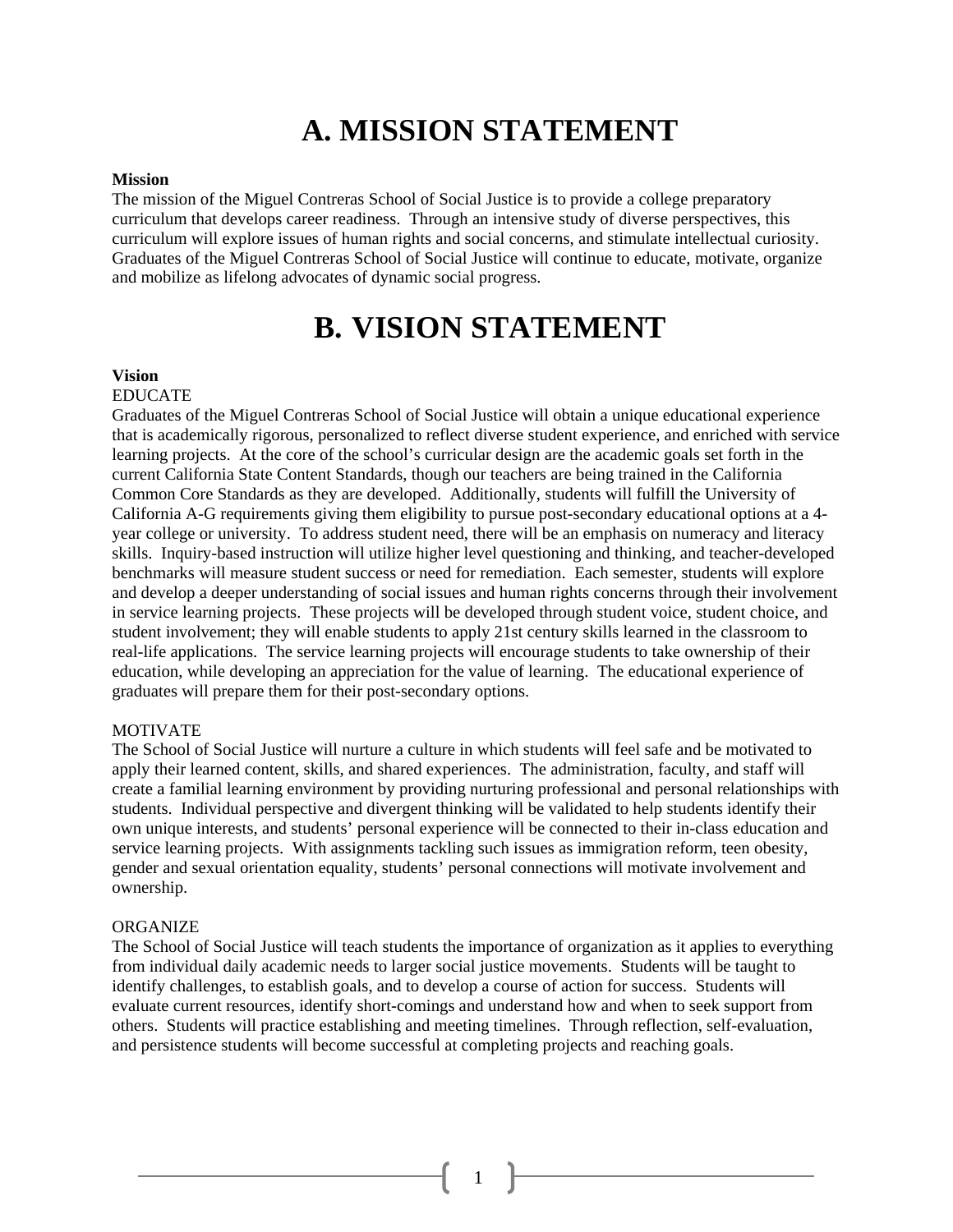# A. MISSION STATEMENT

**Mission**

The mission of the Miguel Contreras School of Social Justice is to provide a college preparatory curriculum that develops career readiness. Through an intensive study of diverse perspectives, this curriculum will explore issues of human rights and social concerns, and stimulate intellectual curiosity. Graduates of the Miguel Contreras School of Social Justice will continue to educate, motivate, organize and mobilize as lifelong advocates of dynamic social progress.

# B. VISION STATEMENT

**Vision**

EDUCATE

Graduates of the Miguel Contreras School of Social Justice will obtain a unique educational experience that is academically rigorous, personalized to reflect diverse student experience, and enriched with service learning projects. At the core of the school's curricular design are the academic goals set forth in the current California State Content Standards, though our teachers are being trained in the California Common Core Standards as they are developed. Additionally, students will fulfill the University of California A-G requirements giving them eligibility to pursue post-secondary educational options at a 4-year college or university. To address student need, there will be an emphasis on numeracy and literacy skills. Inquiry-based instruction will utilize higher level questioning and thinking, and teacher-developed benchmarks will measure student success or need for remediation. Each semester, students will explore and develop a deeper understanding of social issues and human rights concerns through their involvement in service learning projects. These projects will be developed through student voice, student choice, and student involvement; they will enable students to apply 21st century skills learned in the classroom to real-life applications. The service learning projects will encourage students to take ownership of their education, while developing an appreciation for the value of learning. The educational experience of graduates will prepare them for their post-secondary options.

MOTIVATE

The School of Social Justice will nurture a culture in which students will feel safe and be motivated to apply their learned content, skills, and shared experiences. The administration, faculty, and staff will create a familial learning environment by providing nurturing professional and personal relationships with students. Individual perspective and divergent thinking will be validated to help students identify their own unique interests, and students' personal experience will be connected to their in-class education and service learning projects. With assignments tackling such issues as immigration reform, teen obesity, gender and sexual orientation equality, students' personal connections will motivate involvement and ownership.

ORGANIZE

The School of Social Justice will teach students the importance of organization as it applies to everything from individual daily academic needs to larger social justice movements. Students will be taught to identify challenges, to establish goals, and to develop a course of action for success. Students will evaluate current resources, identify short-comings and understand how and when to seek support from others. Students will practice establishing and meeting timelines. Through reflection, self-evaluation, and persistence students will become successful at completing projects and reaching goals.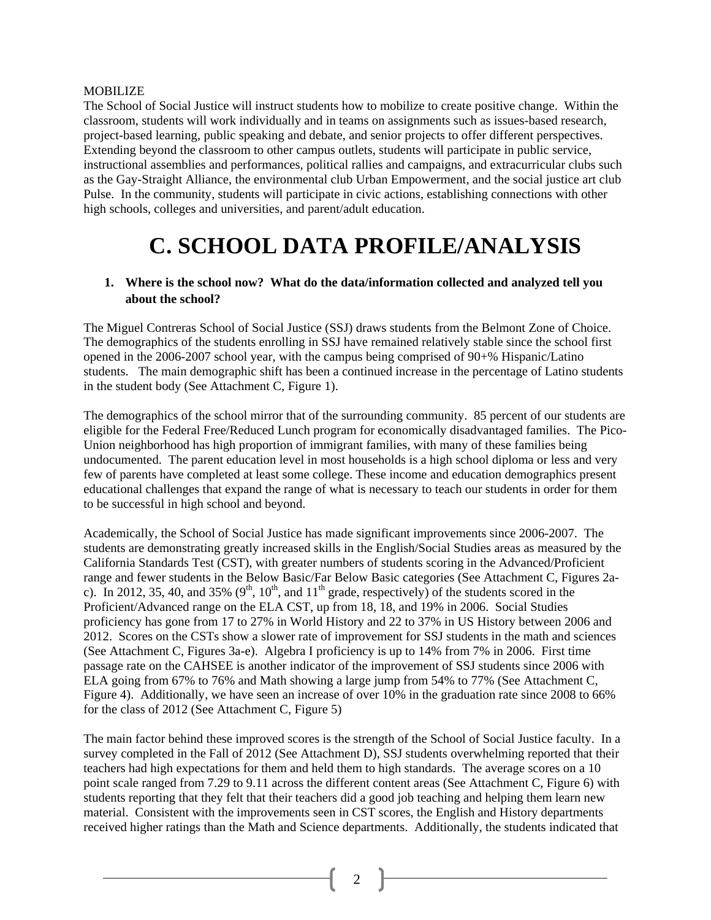MOBILIZE

The School of Social Justice will instruct students how to mobilize to create positive change. Within the classroom, students will work individually and in teams on assignments such as issues-based research, project-based learning, public speaking and debate, and senior projects to offer different perspectives. Extending beyond the classroom to other campus outlets, students will participate in public service, instructional assemblies and performances, political rallies and campaigns, and extracurricular clubs such as the Gay-Straight Alliance, the environmental club Urban Empowerment, and the social justice art club Pulse. In the community, students will participate in civic actions, establishing connections with other high schools, colleges and universities, and parent/adult education.

# C. SCHOOL DATA PROFILE/ANALYSIS

**1. Where is the school now? What do the data/information collected and analyzed tell you about the school?**

The Miguel Contreras School of Social Justice (SSJ) draws students from the Belmont Zone of Choice. The demographics of the students enrolling in SSJ have remained relatively stable since the school first opened in the 2006-2007 school year, with the campus being comprised of 90+% Hispanic/Latino students. The main demographic shift has been a continued increase in the percentage of Latino students in the student body (See Attachment C, Figure 1).

The demographics of the school mirror that of the surrounding community. 85 percent of our students are eligible for the Federal Free/Reduced Lunch program for economically disadvantaged families. The Pico-Union neighborhood has high proportion of immigrant families, with many of these families being undocumented. The parent education level in most households is a high school diploma or less and very few of parents have completed at least some college. These income and education demographics present educational challenges that expand the range of what is necessary to teach our students in order for them to be successful in high school and beyond.

Academically, the School of Social Justice has made significant improvements since 2006-2007. The students are demonstrating greatly increased skills in the English/Social Studies areas as measured by the California Standards Test (CST), with greater numbers of students scoring in the Advanced/Proficient range and fewer students in the Below Basic/Far Below Basic categories (See Attachment C, Figures 2a-c). In 2012, 35, 40, and 35% (9th, 10th, and 11th grade, respectively) of the students scored in the Proficient/Advanced range on the ELA CST, up from 18, 18, and 19% in 2006. Social Studies proficiency has gone from 17 to 27% in World History and 22 to 37% in US History between 2006 and 2012. Scores on the CSTs show a slower rate of improvement for SSJ students in the math and sciences (See Attachment C, Figures 3a-e). Algebra I proficiency is up to 14% from 7% in 2006. First time passage rate on the CAHSEE is another indicator of the improvement of SSJ students since 2006 with ELA going from 67% to 76% and Math showing a large jump from 54% to 77% (See Attachment C, Figure 4). Additionally, we have seen an increase of over 10% in the graduation rate since 2008 to 66% for the class of 2012 (See Attachment C, Figure 5)

The main factor behind these improved scores is the strength of the School of Social Justice faculty. In a survey completed in the Fall of 2012 (See Attachment D), SSJ students overwhelming reported that their teachers had high expectations for them and held them to high standards. The average scores on a 10 point scale ranged from 7.29 to 9.11 across the different content areas (See Attachment C, Figure 6) with students reporting that they felt that their teachers did a good job teaching and helping them learn new material. Consistent with the improvements seen in CST scores, the English and History departments received higher ratings than the Math and Science departments. Additionally, the students indicated that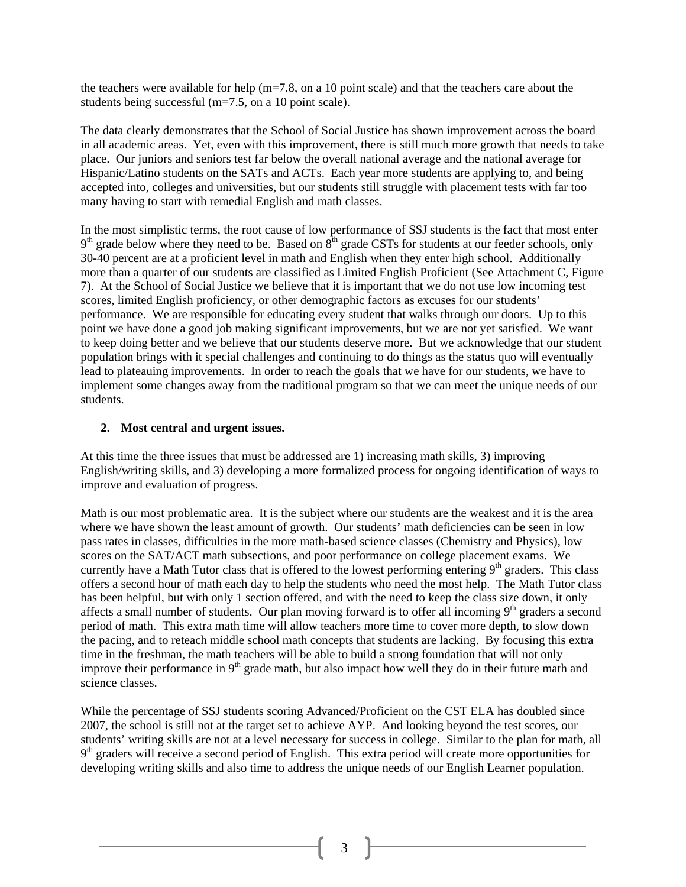the teachers were available for help (m=7.8, on a 10 point scale) and that the teachers care about the students being successful (m=7.5, on a 10 point scale).

The data clearly demonstrates that the School of Social Justice has shown improvement across the board in all academic areas. Yet, even with this improvement, there is still much more growth that needs to take place. Our juniors and seniors test far below the overall national average and the national average for Hispanic/Latino students on the SATs and ACTs. Each year more students are applying to, and being accepted into, colleges and universities, but our students still struggle with placement tests with far too many having to start with remedial English and math classes.

In the most simplistic terms, the root cause of low performance of SSJ students is the fact that most enter 9th grade below where they need to be. Based on 8th grade CSTs for students at our feeder schools, only 30-40 percent are at a proficient level in math and English when they enter high school. Additionally more than a quarter of our students are classified as Limited English Proficient (See Attachment C, Figure 7). At the School of Social Justice we believe that it is important that we do not use low incoming test scores, limited English proficiency, or other demographic factors as excuses for our students' performance. We are responsible for educating every student that walks through our doors. Up to this point we have done a good job making significant improvements, but we are not yet satisfied. We want to keep doing better and we believe that our students deserve more. But we acknowledge that our student population brings with it special challenges and continuing to do things as the status quo will eventually lead to plateauing improvements. In order to reach the goals that we have for our students, we have to implement some changes away from the traditional program so that we can meet the unique needs of our students.

**2. Most central and urgent issues.**

At this time the three issues that must be addressed are 1) increasing math skills, 3) improving English/writing skills, and 3) developing a more formalized process for ongoing identification of ways to improve and evaluation of progress.

Math is our most problematic area. It is the subject where our students are the weakest and it is the area where we have shown the least amount of growth. Our students' math deficiencies can be seen in low pass rates in classes, difficulties in the more math-based science classes (Chemistry and Physics), low scores on the SAT/ACT math subsections, and poor performance on college placement exams. We currently have a Math Tutor class that is offered to the lowest performing entering 9th graders. This class offers a second hour of math each day to help the students who need the most help. The Math Tutor class has been helpful, but with only 1 section offered, and with the need to keep the class size down, it only affects a small number of students. Our plan moving forward is to offer all incoming 9th graders a second period of math. This extra math time will allow teachers more time to cover more depth, to slow down the pacing, and to reteach middle school math concepts that students are lacking. By focusing this extra time in the freshman, the math teachers will be able to build a strong foundation that will not only improve their performance in 9th grade math, but also impact how well they do in their future math and science classes.

While the percentage of SSJ students scoring Advanced/Proficient on the CST ELA has doubled since 2007, the school is still not at the target set to achieve AYP. And looking beyond the test scores, our students' writing skills are not at a level necessary for success in college. Similar to the plan for math, all 9th graders will receive a second period of English. This extra period will create more opportunities for developing writing skills and also time to address the unique needs of our English Learner population.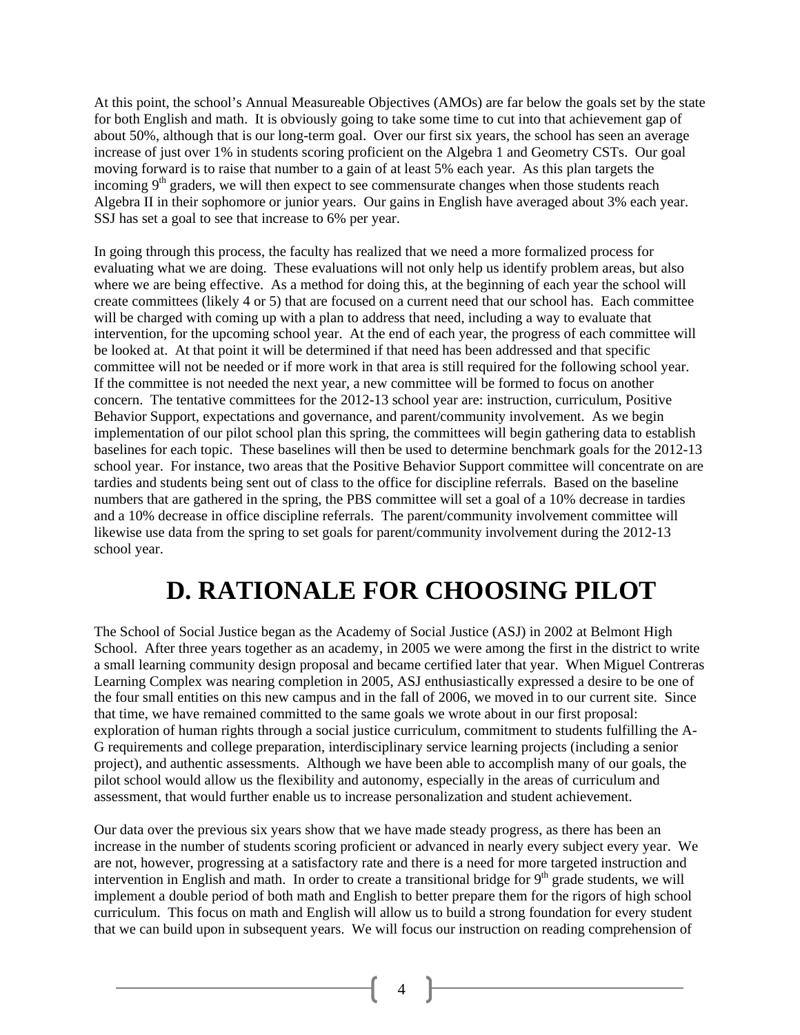At this point, the school's Annual Measureable Objectives (AMOs) are far below the goals set by the state for both English and math. It is obviously going to take some time to cut into that achievement gap of about 50%, although that is our long-term goal. Over our first six years, the school has seen an average increase of just over 1% in students scoring proficient on the Algebra 1 and Geometry CSTs. Our goal moving forward is to raise that number to a gain of at least 5% each year. As this plan targets the incoming 9th graders, we will then expect to see commensurate changes when those students reach Algebra II in their sophomore or junior years. Our gains in English have averaged about 3% each year. SSJ has set a goal to see that increase to 6% per year.

In going through this process, the faculty has realized that we need a more formalized process for evaluating what we are doing. These evaluations will not only help us identify problem areas, but also where we are being effective. As a method for doing this, at the beginning of each year the school will create committees (likely 4 or 5) that are focused on a current need that our school has. Each committee will be charged with coming up with a plan to address that need, including a way to evaluate that intervention, for the upcoming school year. At the end of each year, the progress of each committee will be looked at. At that point it will be determined if that need has been addressed and that specific committee will not be needed or if more work in that area is still required for the following school year. If the committee is not needed the next year, a new committee will be formed to focus on another concern. The tentative committees for the 2012-13 school year are: instruction, curriculum, Positive Behavior Support, expectations and governance, and parent/community involvement. As we begin implementation of our pilot school plan this spring, the committees will begin gathering data to establish baselines for each topic. These baselines will then be used to determine benchmark goals for the 2012-13 school year. For instance, two areas that the Positive Behavior Support committee will concentrate on are tardies and students being sent out of class to the office for discipline referrals. Based on the baseline numbers that are gathered in the spring, the PBS committee will set a goal of a 10% decrease in tardies and a 10% decrease in office discipline referrals. The parent/community involvement committee will likewise use data from the spring to set goals for parent/community involvement during the 2012-13 school year.

# D. RATIONALE FOR CHOOSING PILOT

The School of Social Justice began as the Academy of Social Justice (ASJ) in 2002 at Belmont High School. After three years together as an academy, in 2005 we were among the first in the district to write a small learning community design proposal and became certified later that year. When Miguel Contreras Learning Complex was nearing completion in 2005, ASJ enthusiastically expressed a desire to be one of the four small entities on this new campus and in the fall of 2006, we moved in to our current site. Since that time, we have remained committed to the same goals we wrote about in our first proposal: exploration of human rights through a social justice curriculum, commitment to students fulfilling the A-G requirements and college preparation, interdisciplinary service learning projects (including a senior project), and authentic assessments. Although we have been able to accomplish many of our goals, the pilot school would allow us the flexibility and autonomy, especially in the areas of curriculum and assessment, that would further enable us to increase personalization and student achievement.

Our data over the previous six years show that we have made steady progress, as there has been an increase in the number of students scoring proficient or advanced in nearly every subject every year. We are not, however, progressing at a satisfactory rate and there is a need for more targeted instruction and intervention in English and math. In order to create a transitional bridge for 9th grade students, we will implement a double period of both math and English to better prepare them for the rigors of high school curriculum. This focus on math and English will allow us to build a strong foundation for every student that we can build upon in subsequent years. We will focus our instruction on reading comprehension of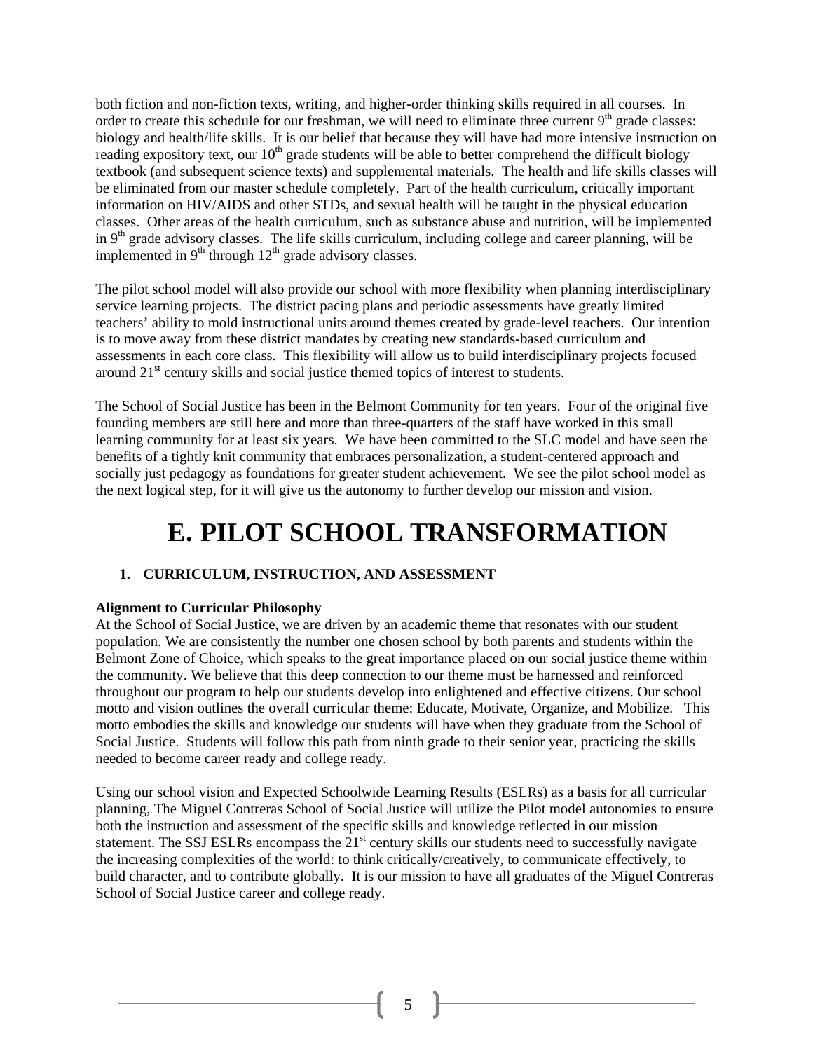both fiction and non-fiction texts, writing, and higher-order thinking skills required in all courses. In order to create this schedule for our freshman, we will need to eliminate three current 9th grade classes: biology and health/life skills. It is our belief that because they will have had more intensive instruction on reading expository text, our 10th grade students will be able to better comprehend the difficult biology textbook (and subsequent science texts) and supplemental materials. The health and life skills classes will be eliminated from our master schedule completely. Part of the health curriculum, critically important information on HIV/AIDS and other STDs, and sexual health will be taught in the physical education classes. Other areas of the health curriculum, such as substance abuse and nutrition, will be implemented in 9th grade advisory classes. The life skills curriculum, including college and career planning, will be implemented in 9th through 12th grade advisory classes.

The pilot school model will also provide our school with more flexibility when planning interdisciplinary service learning projects. The district pacing plans and periodic assessments have greatly limited teachers' ability to mold instructional units around themes created by grade-level teachers. Our intention is to move away from these district mandates by creating new standards-based curriculum and assessments in each core class. This flexibility will allow us to build interdisciplinary projects focused around 21st century skills and social justice themed topics of interest to students.

The School of Social Justice has been in the Belmont Community for ten years. Four of the original five founding members are still here and more than three-quarters of the staff have worked in this small learning community for at least six years. We have been committed to the SLC model and have seen the benefits of a tightly knit community that embraces personalization, a student-centered approach and socially just pedagogy as foundations for greater student achievement. We see the pilot school model as the next logical step, for it will give us the autonomy to further develop our mission and vision.

# E. PILOT SCHOOL TRANSFORMATION

## 1. CURRICULUM, INSTRUCTION, AND ASSESSMENT

**Alignment to Curricular Philosophy**

At the School of Social Justice, we are driven by an academic theme that resonates with our student population. We are consistently the number one chosen school by both parents and students within the Belmont Zone of Choice, which speaks to the great importance placed on our social justice theme within the community. We believe that this deep connection to our theme must be harnessed and reinforced throughout our program to help our students develop into enlightened and effective citizens. Our school motto and vision outlines the overall curricular theme: Educate, Motivate, Organize, and Mobilize. This motto embodies the skills and knowledge our students will have when they graduate from the School of Social Justice. Students will follow this path from ninth grade to their senior year, practicing the skills needed to become career ready and college ready.

Using our school vision and Expected Schoolwide Learning Results (ESLRs) as a basis for all curricular planning, The Miguel Contreras School of Social Justice will utilize the Pilot model autonomies to ensure both the instruction and assessment of the specific skills and knowledge reflected in our mission statement. The SSJ ESLRs encompass the 21st century skills our students need to successfully navigate the increasing complexities of the world: to think critically/creatively, to communicate effectively, to build character, and to contribute globally. It is our mission to have all graduates of the Miguel Contreras School of Social Justice career and college ready.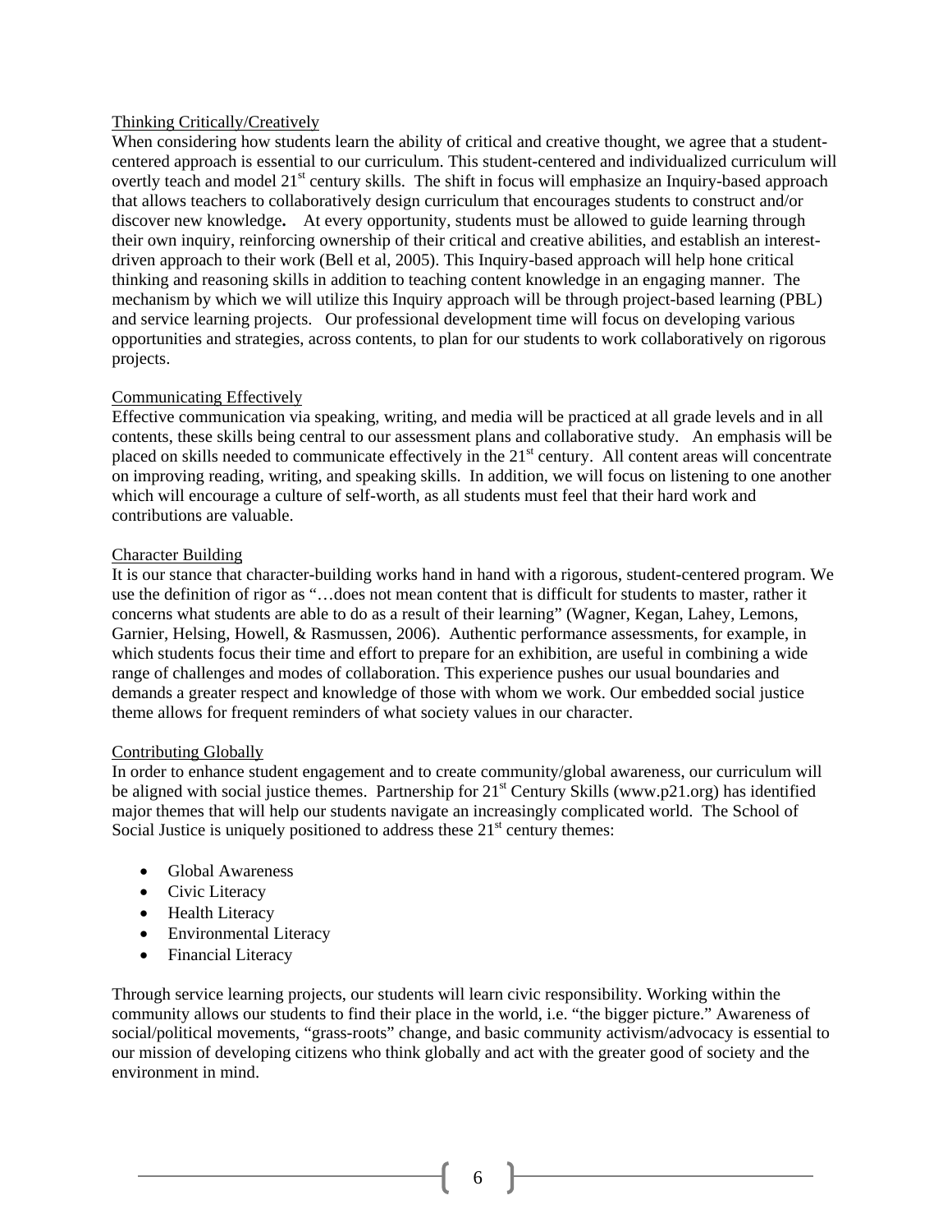<u>Thinking Critically/Creatively</u>

When considering how students learn the ability of critical and creative thought, we agree that a student-centered approach is essential to our curriculum. This student-centered and individualized curriculum will overtly teach and model 21st century skills. The shift in focus will emphasize an Inquiry-based approach that allows teachers to collaboratively design curriculum that encourages students to construct and/or discover new knowledge**.** At every opportunity, students must be allowed to guide learning through their own inquiry, reinforcing ownership of their critical and creative abilities, and establish an interest-driven approach to their work (Bell et al, 2005). This Inquiry-based approach will help hone critical thinking and reasoning skills in addition to teaching content knowledge in an engaging manner. The mechanism by which we will utilize this Inquiry approach will be through project-based learning (PBL) and service learning projects. Our professional development time will focus on developing various opportunities and strategies, across contents, to plan for our students to work collaboratively on rigorous projects.

<u>Communicating Effectively</u>

Effective communication via speaking, writing, and media will be practiced at all grade levels and in all contents, these skills being central to our assessment plans and collaborative study. An emphasis will be placed on skills needed to communicate effectively in the 21st century. All content areas will concentrate on improving reading, writing, and speaking skills. In addition, we will focus on listening to one another which will encourage a culture of self-worth, as all students must feel that their hard work and contributions are valuable.

<u>Character Building</u>

It is our stance that character-building works hand in hand with a rigorous, student-centered program. We use the definition of rigor as "…does not mean content that is difficult for students to master, rather it concerns what students are able to do as a result of their learning" (Wagner, Kegan, Lahey, Lemons, Garnier, Helsing, Howell, & Rasmussen, 2006). Authentic performance assessments, for example, in which students focus their time and effort to prepare for an exhibition, are useful in combining a wide range of challenges and modes of collaboration. This experience pushes our usual boundaries and demands a greater respect and knowledge of those with whom we work. Our embedded social justice theme allows for frequent reminders of what society values in our character.

<u>Contributing Globally</u>

In order to enhance student engagement and to create community/global awareness, our curriculum will be aligned with social justice themes. Partnership for 21st Century Skills (www.p21.org) has identified major themes that will help our students navigate an increasingly complicated world. The School of Social Justice is uniquely positioned to address these 21st century themes:

- Global Awareness
- Civic Literacy
- Health Literacy
- Environmental Literacy
- Financial Literacy

Through service learning projects, our students will learn civic responsibility. Working within the community allows our students to find their place in the world, i.e. "the bigger picture." Awareness of social/political movements, "grass-roots" change, and basic community activism/advocacy is essential to our mission of developing citizens who think globally and act with the greater good of society and the environment in mind.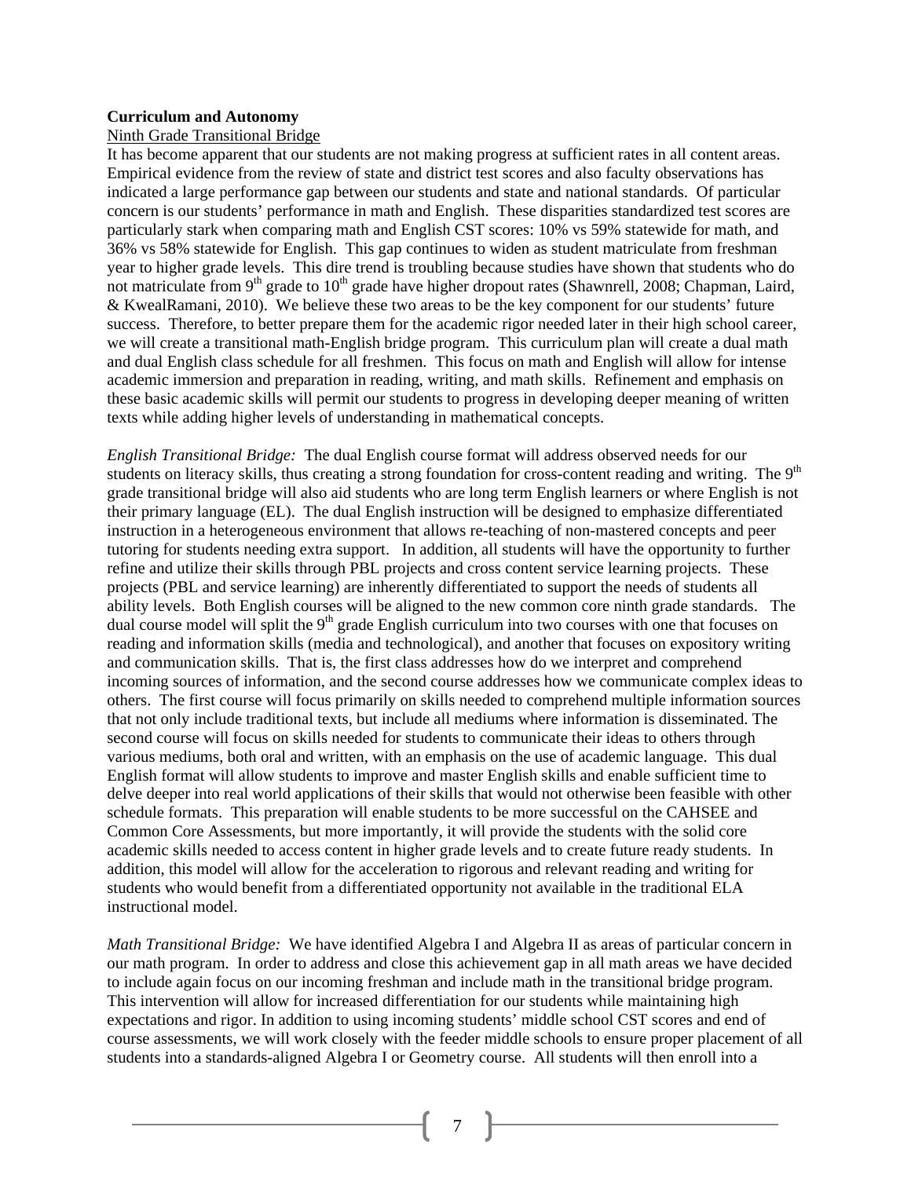**Curriculum and Autonomy**

Ninth Grade Transitional Bridge

It has become apparent that our students are not making progress at sufficient rates in all content areas. Empirical evidence from the review of state and district test scores and also faculty observations has indicated a large performance gap between our students and state and national standards. Of particular concern is our students' performance in math and English. These disparities standardized test scores are particularly stark when comparing math and English CST scores: 10% vs 59% statewide for math, and 36% vs 58% statewide for English. This gap continues to widen as student matriculate from freshman year to higher grade levels. This dire trend is troubling because studies have shown that students who do not matriculate from 9th grade to 10th grade have higher dropout rates (Shawnrell, 2008; Chapman, Laird, & KwealRamani, 2010). We believe these two areas to be the key component for our students' future success. Therefore, to better prepare them for the academic rigor needed later in their high school career, we will create a transitional math-English bridge program. This curriculum plan will create a dual math and dual English class schedule for all freshmen. This focus on math and English will allow for intense academic immersion and preparation in reading, writing, and math skills. Refinement and emphasis on these basic academic skills will permit our students to progress in developing deeper meaning of written texts while adding higher levels of understanding in mathematical concepts.

*English Transitional Bridge:* The dual English course format will address observed needs for our students on literacy skills, thus creating a strong foundation for cross-content reading and writing. The 9th grade transitional bridge will also aid students who are long term English learners or where English is not their primary language (EL). The dual English instruction will be designed to emphasize differentiated instruction in a heterogeneous environment that allows re-teaching of non-mastered concepts and peer tutoring for students needing extra support. In addition, all students will have the opportunity to further refine and utilize their skills through PBL projects and cross content service learning projects. These projects (PBL and service learning) are inherently differentiated to support the needs of students all ability levels. Both English courses will be aligned to the new common core ninth grade standards. The dual course model will split the 9th grade English curriculum into two courses with one that focuses on reading and information skills (media and technological), and another that focuses on expository writing and communication skills. That is, the first class addresses how do we interpret and comprehend incoming sources of information, and the second course addresses how we communicate complex ideas to others. The first course will focus primarily on skills needed to comprehend multiple information sources that not only include traditional texts, but include all mediums where information is disseminated. The second course will focus on skills needed for students to communicate their ideas to others through various mediums, both oral and written, with an emphasis on the use of academic language. This dual English format will allow students to improve and master English skills and enable sufficient time to delve deeper into real world applications of their skills that would not otherwise been feasible with other schedule formats. This preparation will enable students to be more successful on the CAHSEE and Common Core Assessments, but more importantly, it will provide the students with the solid core academic skills needed to access content in higher grade levels and to create future ready students. In addition, this model will allow for the acceleration to rigorous and relevant reading and writing for students who would benefit from a differentiated opportunity not available in the traditional ELA instructional model.

*Math Transitional Bridge:* We have identified Algebra I and Algebra II as areas of particular concern in our math program. In order to address and close this achievement gap in all math areas we have decided to include again focus on our incoming freshman and include math in the transitional bridge program. This intervention will allow for increased differentiation for our students while maintaining high expectations and rigor. In addition to using incoming students' middle school CST scores and end of course assessments, we will work closely with the feeder middle schools to ensure proper placement of all students into a standards-aligned Algebra I or Geometry course. All students will then enroll into a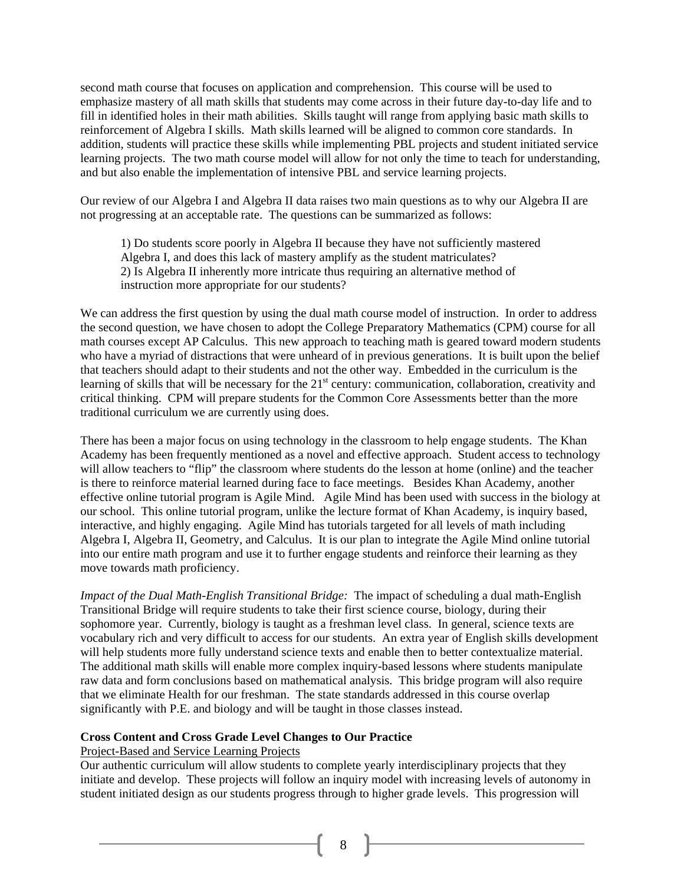second math course that focuses on application and comprehension. This course will be used to emphasize mastery of all math skills that students may come across in their future day-to-day life and to fill in identified holes in their math abilities. Skills taught will range from applying basic math skills to reinforcement of Algebra I skills. Math skills learned will be aligned to common core standards. In addition, students will practice these skills while implementing PBL projects and student initiated service learning projects. The two math course model will allow for not only the time to teach for understanding, and but also enable the implementation of intensive PBL and service learning projects.

Our review of our Algebra I and Algebra II data raises two main questions as to why our Algebra II are not progressing at an acceptable rate. The questions can be summarized as follows:

> 1) Do students score poorly in Algebra II because they have not sufficiently mastered Algebra I, and does this lack of mastery amplify as the student matriculates?
> 2) Is Algebra II inherently more intricate thus requiring an alternative method of instruction more appropriate for our students?

We can address the first question by using the dual math course model of instruction. In order to address the second question, we have chosen to adopt the College Preparatory Mathematics (CPM) course for all math courses except AP Calculus. This new approach to teaching math is geared toward modern students who have a myriad of distractions that were unheard of in previous generations. It is built upon the belief that teachers should adapt to their students and not the other way. Embedded in the curriculum is the learning of skills that will be necessary for the 21st century: communication, collaboration, creativity and critical thinking. CPM will prepare students for the Common Core Assessments better than the more traditional curriculum we are currently using does.

There has been a major focus on using technology in the classroom to help engage students. The Khan Academy has been frequently mentioned as a novel and effective approach. Student access to technology will allow teachers to "flip" the classroom where students do the lesson at home (online) and the teacher is there to reinforce material learned during face to face meetings. Besides Khan Academy, another effective online tutorial program is Agile Mind. Agile Mind has been used with success in the biology at our school. This online tutorial program, unlike the lecture format of Khan Academy, is inquiry based, interactive, and highly engaging. Agile Mind has tutorials targeted for all levels of math including Algebra I, Algebra II, Geometry, and Calculus. It is our plan to integrate the Agile Mind online tutorial into our entire math program and use it to further engage students and reinforce their learning as they move towards math proficiency.

*Impact of the Dual Math-English Transitional Bridge:* The impact of scheduling a dual math-English Transitional Bridge will require students to take their first science course, biology, during their sophomore year. Currently, biology is taught as a freshman level class. In general, science texts are vocabulary rich and very difficult to access for our students. An extra year of English skills development will help students more fully understand science texts and enable then to better contextualize material. The additional math skills will enable more complex inquiry-based lessons where students manipulate raw data and form conclusions based on mathematical analysis. This bridge program will also require that we eliminate Health for our freshman. The state standards addressed in this course overlap significantly with P.E. and biology and will be taught in those classes instead.

**Cross Content and Cross Grade Level Changes to Our Practice**

<u>Project-Based and Service Learning Projects</u>

Our authentic curriculum will allow students to complete yearly interdisciplinary projects that they initiate and develop. These projects will follow an inquiry model with increasing levels of autonomy in student initiated design as our students progress through to higher grade levels. This progression will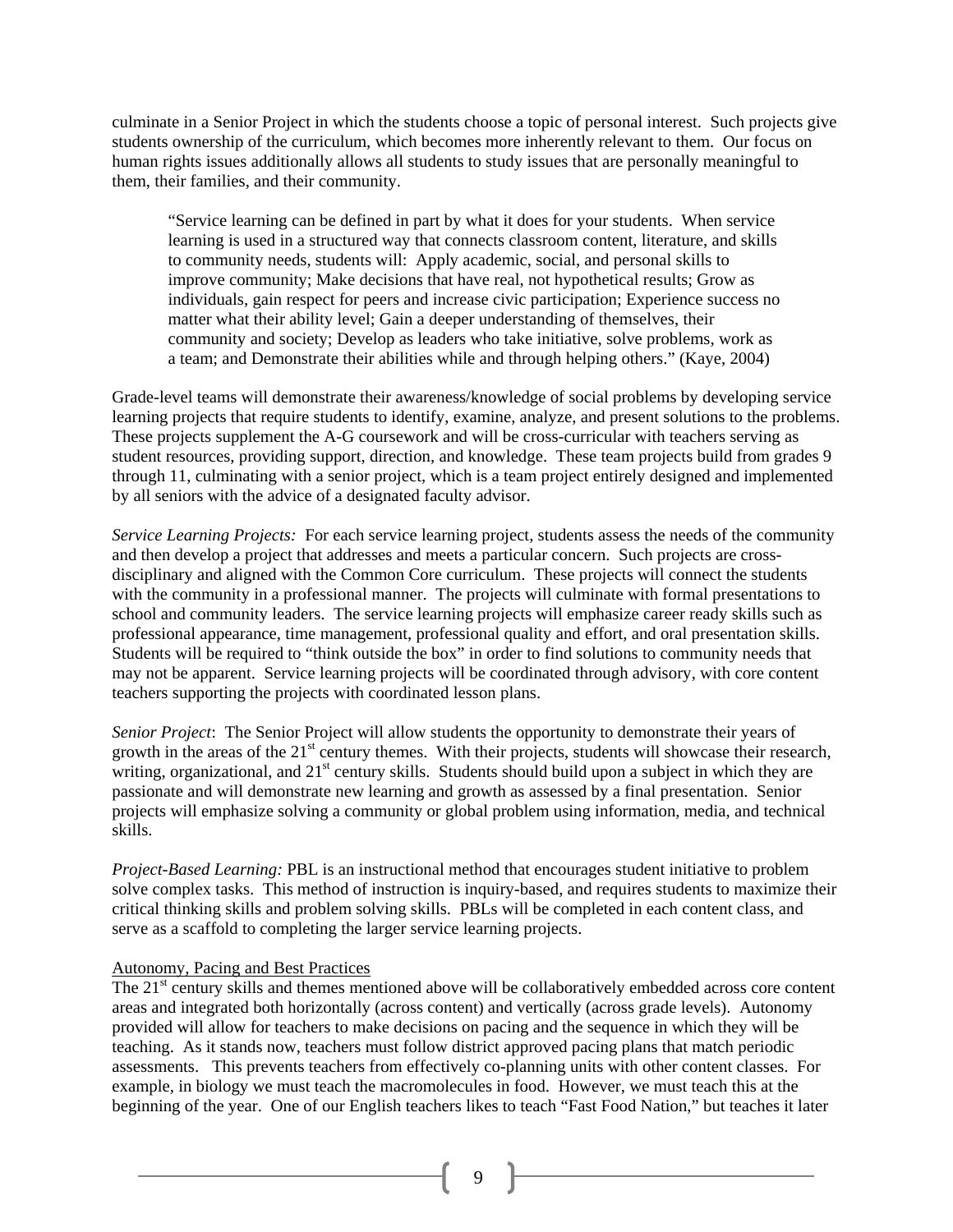culminate in a Senior Project in which the students choose a topic of personal interest. Such projects give students ownership of the curriculum, which becomes more inherently relevant to them. Our focus on human rights issues additionally allows all students to study issues that are personally meaningful to them, their families, and their community.

> "Service learning can be defined in part by what it does for your students. When service learning is used in a structured way that connects classroom content, literature, and skills to community needs, students will: Apply academic, social, and personal skills to improve community; Make decisions that have real, not hypothetical results; Grow as individuals, gain respect for peers and increase civic participation; Experience success no matter what their ability level; Gain a deeper understanding of themselves, their community and society; Develop as leaders who take initiative, solve problems, work as a team; and Demonstrate their abilities while and through helping others." (Kaye, 2004)

Grade-level teams will demonstrate their awareness/knowledge of social problems by developing service learning projects that require students to identify, examine, analyze, and present solutions to the problems. These projects supplement the A-G coursework and will be cross-curricular with teachers serving as student resources, providing support, direction, and knowledge. These team projects build from grades 9 through 11, culminating with a senior project, which is a team project entirely designed and implemented by all seniors with the advice of a designated faculty advisor.

*Service Learning Projects:* For each service learning project, students assess the needs of the community and then develop a project that addresses and meets a particular concern. Such projects are cross-disciplinary and aligned with the Common Core curriculum. These projects will connect the students with the community in a professional manner. The projects will culminate with formal presentations to school and community leaders. The service learning projects will emphasize career ready skills such as professional appearance, time management, professional quality and effort, and oral presentation skills. Students will be required to "think outside the box" in order to find solutions to community needs that may not be apparent. Service learning projects will be coordinated through advisory, with core content teachers supporting the projects with coordinated lesson plans.

*Senior Project*: The Senior Project will allow students the opportunity to demonstrate their years of growth in the areas of the 21st century themes. With their projects, students will showcase their research, writing, organizational, and 21st century skills. Students should build upon a subject in which they are passionate and will demonstrate new learning and growth as assessed by a final presentation. Senior projects will emphasize solving a community or global problem using information, media, and technical skills.

*Project-Based Learning:* PBL is an instructional method that encourages student initiative to problem solve complex tasks. This method of instruction is inquiry-based, and requires students to maximize their critical thinking skills and problem solving skills. PBLs will be completed in each content class, and serve as a scaffold to completing the larger service learning projects.

Autonomy, Pacing and Best Practices

The 21st century skills and themes mentioned above will be collaboratively embedded across core content areas and integrated both horizontally (across content) and vertically (across grade levels). Autonomy provided will allow for teachers to make decisions on pacing and the sequence in which they will be teaching. As it stands now, teachers must follow district approved pacing plans that match periodic assessments. This prevents teachers from effectively co-planning units with other content classes. For example, in biology we must teach the macromolecules in food. However, we must teach this at the beginning of the year. One of our English teachers likes to teach "Fast Food Nation," but teaches it later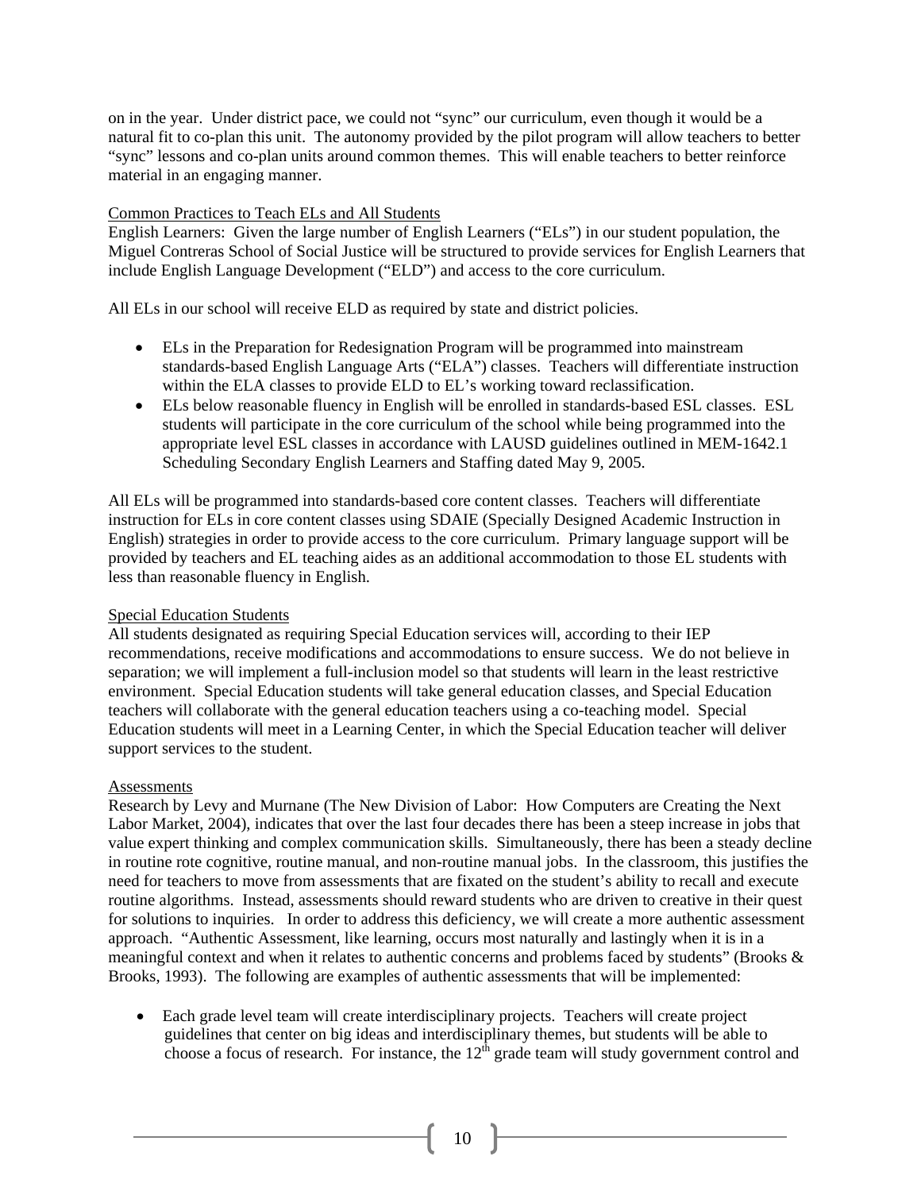on in the year. Under district pace, we could not "sync" our curriculum, even though it would be a natural fit to co-plan this unit. The autonomy provided by the pilot program will allow teachers to better "sync" lessons and co-plan units around common themes. This will enable teachers to better reinforce material in an engaging manner.

Common Practices to Teach ELs and All Students

English Learners: Given the large number of English Learners ("ELs") in our student population, the Miguel Contreras School of Social Justice will be structured to provide services for English Learners that include English Language Development ("ELD") and access to the core curriculum.

All ELs in our school will receive ELD as required by state and district policies.

- ELs in the Preparation for Redesignation Program will be programmed into mainstream standards-based English Language Arts ("ELA") classes. Teachers will differentiate instruction within the ELA classes to provide ELD to EL's working toward reclassification.
- ELs below reasonable fluency in English will be enrolled in standards-based ESL classes. ESL students will participate in the core curriculum of the school while being programmed into the appropriate level ESL classes in accordance with LAUSD guidelines outlined in MEM-1642.1 Scheduling Secondary English Learners and Staffing dated May 9, 2005.

All ELs will be programmed into standards-based core content classes. Teachers will differentiate instruction for ELs in core content classes using SDAIE (Specially Designed Academic Instruction in English) strategies in order to provide access to the core curriculum. Primary language support will be provided by teachers and EL teaching aides as an additional accommodation to those EL students with less than reasonable fluency in English.

Special Education Students

All students designated as requiring Special Education services will, according to their IEP recommendations, receive modifications and accommodations to ensure success. We do not believe in separation; we will implement a full-inclusion model so that students will learn in the least restrictive environment. Special Education students will take general education classes, and Special Education teachers will collaborate with the general education teachers using a co-teaching model. Special Education students will meet in a Learning Center, in which the Special Education teacher will deliver support services to the student.

Assessments

Research by Levy and Murnane (The New Division of Labor: How Computers are Creating the Next Labor Market, 2004), indicates that over the last four decades there has been a steep increase in jobs that value expert thinking and complex communication skills. Simultaneously, there has been a steady decline in routine rote cognitive, routine manual, and non-routine manual jobs. In the classroom, this justifies the need for teachers to move from assessments that are fixated on the student's ability to recall and execute routine algorithms. Instead, assessments should reward students who are driven to creative in their quest for solutions to inquiries. In order to address this deficiency, we will create a more authentic assessment approach. "Authentic Assessment, like learning, occurs most naturally and lastingly when it is in a meaningful context and when it relates to authentic concerns and problems faced by students" (Brooks & Brooks, 1993). The following are examples of authentic assessments that will be implemented:

- Each grade level team will create interdisciplinary projects. Teachers will create project guidelines that center on big ideas and interdisciplinary themes, but students will be able to choose a focus of research. For instance, the 12th grade team will study government control and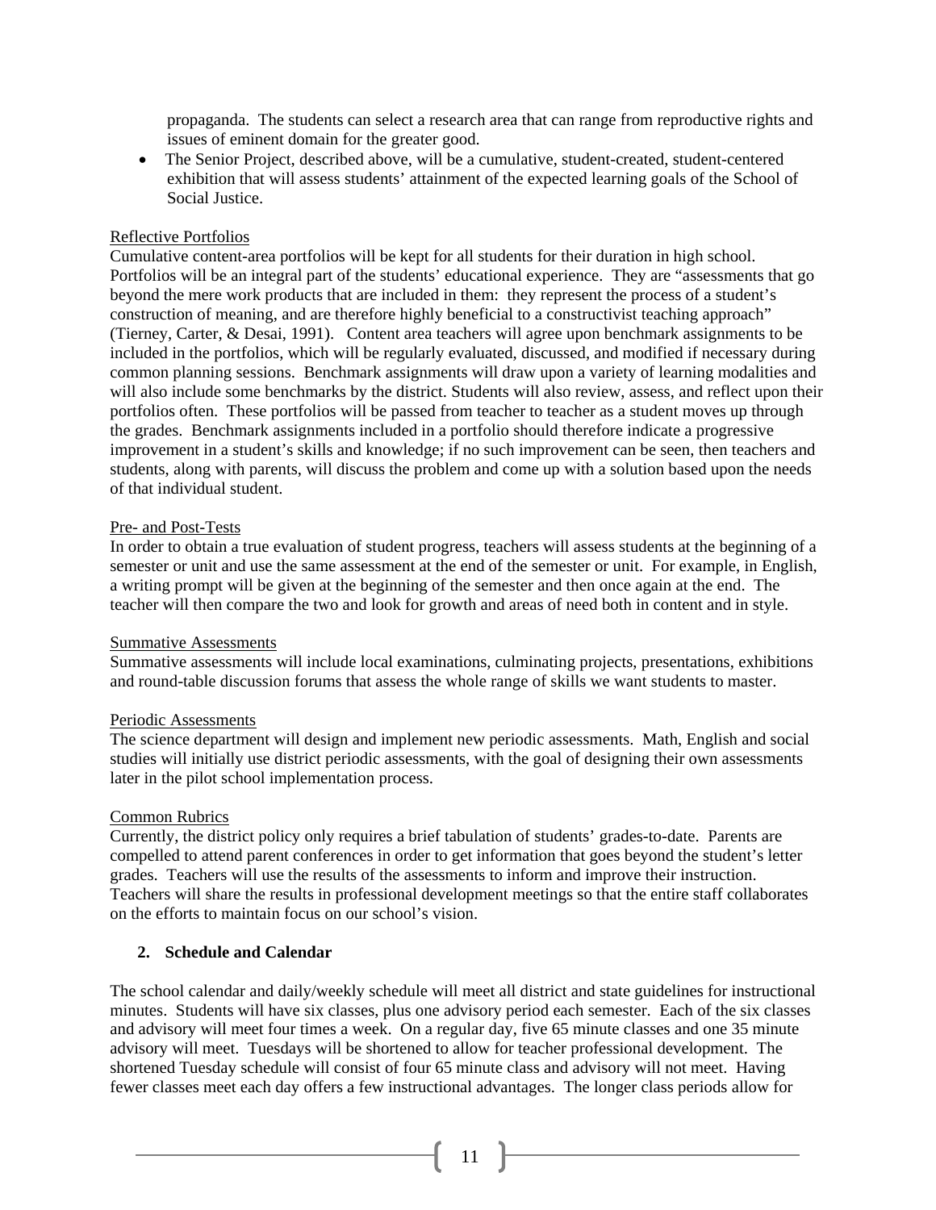propaganda. The students can select a research area that can range from reproductive rights and issues of eminent domain for the greater good.

- The Senior Project, described above, will be a cumulative, student-created, student-centered exhibition that will assess students' attainment of the expected learning goals of the School of Social Justice.

Reflective Portfolios

Cumulative content-area portfolios will be kept for all students for their duration in high school. Portfolios will be an integral part of the students' educational experience. They are "assessments that go beyond the mere work products that are included in them: they represent the process of a student's construction of meaning, and are therefore highly beneficial to a constructivist teaching approach" (Tierney, Carter, & Desai, 1991). Content area teachers will agree upon benchmark assignments to be included in the portfolios, which will be regularly evaluated, discussed, and modified if necessary during common planning sessions. Benchmark assignments will draw upon a variety of learning modalities and will also include some benchmarks by the district. Students will also review, assess, and reflect upon their portfolios often. These portfolios will be passed from teacher to teacher as a student moves up through the grades. Benchmark assignments included in a portfolio should therefore indicate a progressive improvement in a student's skills and knowledge; if no such improvement can be seen, then teachers and students, along with parents, will discuss the problem and come up with a solution based upon the needs of that individual student.

Pre- and Post-Tests

In order to obtain a true evaluation of student progress, teachers will assess students at the beginning of a semester or unit and use the same assessment at the end of the semester or unit. For example, in English, a writing prompt will be given at the beginning of the semester and then once again at the end. The teacher will then compare the two and look for growth and areas of need both in content and in style.

Summative Assessments

Summative assessments will include local examinations, culminating projects, presentations, exhibitions and round-table discussion forums that assess the whole range of skills we want students to master.

Periodic Assessments

The science department will design and implement new periodic assessments. Math, English and social studies will initially use district periodic assessments, with the goal of designing their own assessments later in the pilot school implementation process.

Common Rubrics

Currently, the district policy only requires a brief tabulation of students' grades-to-date. Parents are compelled to attend parent conferences in order to get information that goes beyond the student's letter grades. Teachers will use the results of the assessments to inform and improve their instruction. Teachers will share the results in professional development meetings so that the entire staff collaborates on the efforts to maintain focus on our school's vision.

**2. Schedule and Calendar**

The school calendar and daily/weekly schedule will meet all district and state guidelines for instructional minutes. Students will have six classes, plus one advisory period each semester. Each of the six classes and advisory will meet four times a week. On a regular day, five 65 minute classes and one 35 minute advisory will meet. Tuesdays will be shortened to allow for teacher professional development. The shortened Tuesday schedule will consist of four 65 minute class and advisory will not meet. Having fewer classes meet each day offers a few instructional advantages. The longer class periods allow for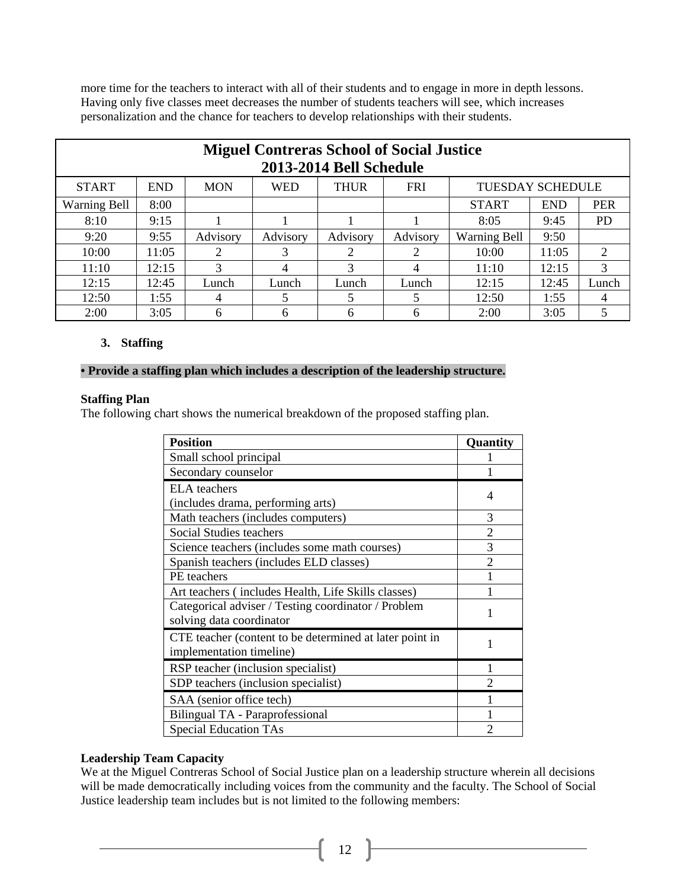more time for the teachers to interact with all of their students and to engage in more in depth lessons. Having only five classes meet decreases the number of students teachers will see, which increases personalization and the chance for teachers to develop relationships with their students.

| Miguel Contreras School of Social Justice 2013-2014 Bell Schedule | | | | | | | | |
|---|---|---|---|---|---|---|---|---|
| START | END | MON | WED | THUR | FRI | TUESDAY SCHEDULE | | |
| Warning Bell | 8:00 | | | | | START | END | PER |
| 8:10 | 9:15 | 1 | 1 | 1 | 1 | 8:05 | 9:45 | PD |
| 9:20 | 9:55 | Advisory | Advisory | Advisory | Advisory | Warning Bell | 9:50 | |
| 10:00 | 11:05 | 2 | 3 | 2 | 2 | 10:00 | 11:05 | 2 |
| 11:10 | 12:15 | 3 | 4 | 3 | 4 | 11:10 | 12:15 | 3 |
| 12:15 | 12:45 | Lunch | Lunch | Lunch | Lunch | 12:15 | 12:45 | Lunch |
| 12:50 | 1:55 | 4 | 5 | 5 | 5 | 12:50 | 1:55 | 4 |
| 2:00 | 3:05 | 6 | 6 | 6 | 6 | 2:00 | 3:05 | 5 |

### 3. Staffing

**• Provide a staffing plan which includes a description of the leadership structure.**

**Staffing Plan**

The following chart shows the numerical breakdown of the proposed staffing plan.

| Position | Quantity |
|---|---|
| Small school principal | 1 |
| Secondary counselor | 1 |
| ELA teachers (includes drama, performing arts) | 4 |
| Math teachers (includes computers) | 3 |
| Social Studies teachers | 2 |
| Science teachers (includes some math courses) | 3 |
| Spanish teachers (includes ELD classes) | 2 |
| PE teachers | 1 |
| Art teachers ( includes Health, Life Skills classes) | 1 |
| Categorical adviser / Testing coordinator / Problem solving data coordinator | 1 |
| CTE teacher (content to be determined at later point in implementation timeline) | 1 |
| RSP teacher (inclusion specialist) | 1 |
| SDP teachers (inclusion specialist) | 2 |
| SAA (senior office tech) | 1 |
| Bilingual TA - Paraprofessional | 1 |
| Special Education TAs | 2 |

**Leadership Team Capacity**

We at the Miguel Contreras School of Social Justice plan on a leadership structure wherein all decisions will be made democratically including voices from the community and the faculty. The School of Social Justice leadership team includes but is not limited to the following members: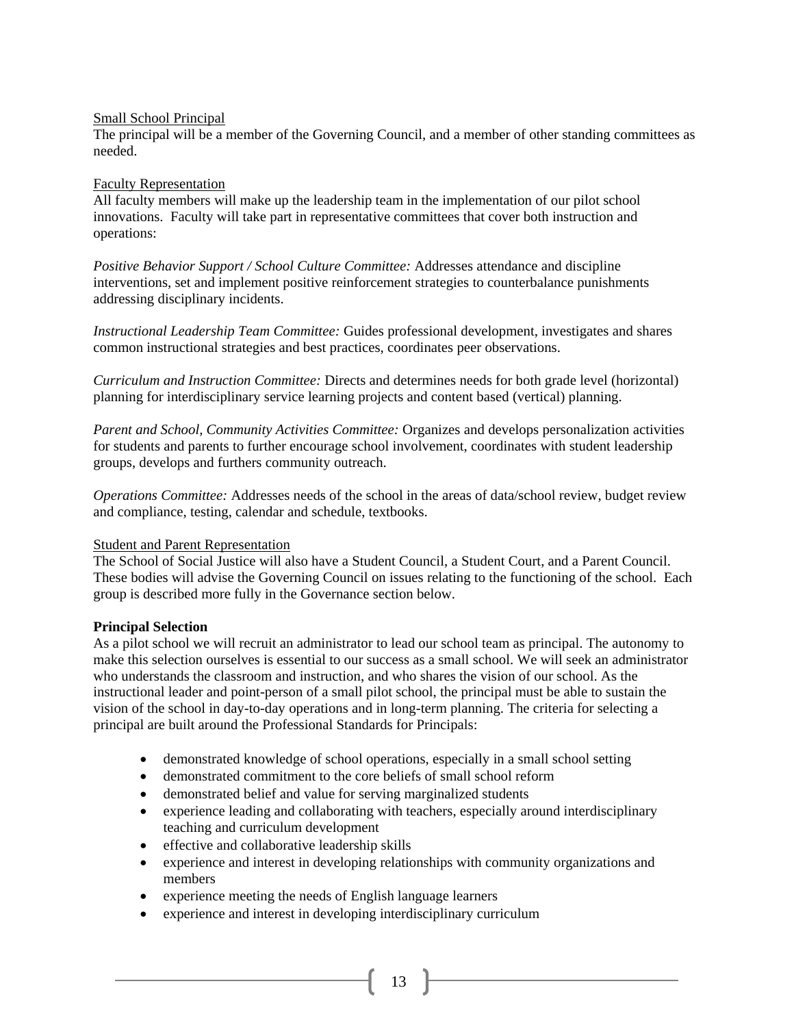<u>Small School Principal</u>
The principal will be a member of the Governing Council, and a member of other standing committees as needed.

<u>Faculty Representation</u>
All faculty members will make up the leadership team in the implementation of our pilot school innovations. Faculty will take part in representative committees that cover both instruction and operations:

*Positive Behavior Support / School Culture Committee:* Addresses attendance and discipline interventions, set and implement positive reinforcement strategies to counterbalance punishments addressing disciplinary incidents.

*Instructional Leadership Team Committee:* Guides professional development, investigates and shares common instructional strategies and best practices, coordinates peer observations.

*Curriculum and Instruction Committee:* Directs and determines needs for both grade level (horizontal) planning for interdisciplinary service learning projects and content based (vertical) planning.

*Parent and School, Community Activities Committee:* Organizes and develops personalization activities for students and parents to further encourage school involvement, coordinates with student leadership groups, develops and furthers community outreach.

*Operations Committee:* Addresses needs of the school in the areas of data/school review, budget review and compliance, testing, calendar and schedule, textbooks.

<u>Student and Parent Representation</u>
The School of Social Justice will also have a Student Council, a Student Court, and a Parent Council. These bodies will advise the Governing Council on issues relating to the functioning of the school. Each group is described more fully in the Governance section below.

**Principal Selection**
As a pilot school we will recruit an administrator to lead our school team as principal. The autonomy to make this selection ourselves is essential to our success as a small school. We will seek an administrator who understands the classroom and instruction, and who shares the vision of our school. As the instructional leader and point-person of a small pilot school, the principal must be able to sustain the vision of the school in day-to-day operations and in long-term planning. The criteria for selecting a principal are built around the Professional Standards for Principals:

- demonstrated knowledge of school operations, especially in a small school setting
- demonstrated commitment to the core beliefs of small school reform
- demonstrated belief and value for serving marginalized students
- experience leading and collaborating with teachers, especially around interdisciplinary teaching and curriculum development
- effective and collaborative leadership skills
- experience and interest in developing relationships with community organizations and members
- experience meeting the needs of English language learners
- experience and interest in developing interdisciplinary curriculum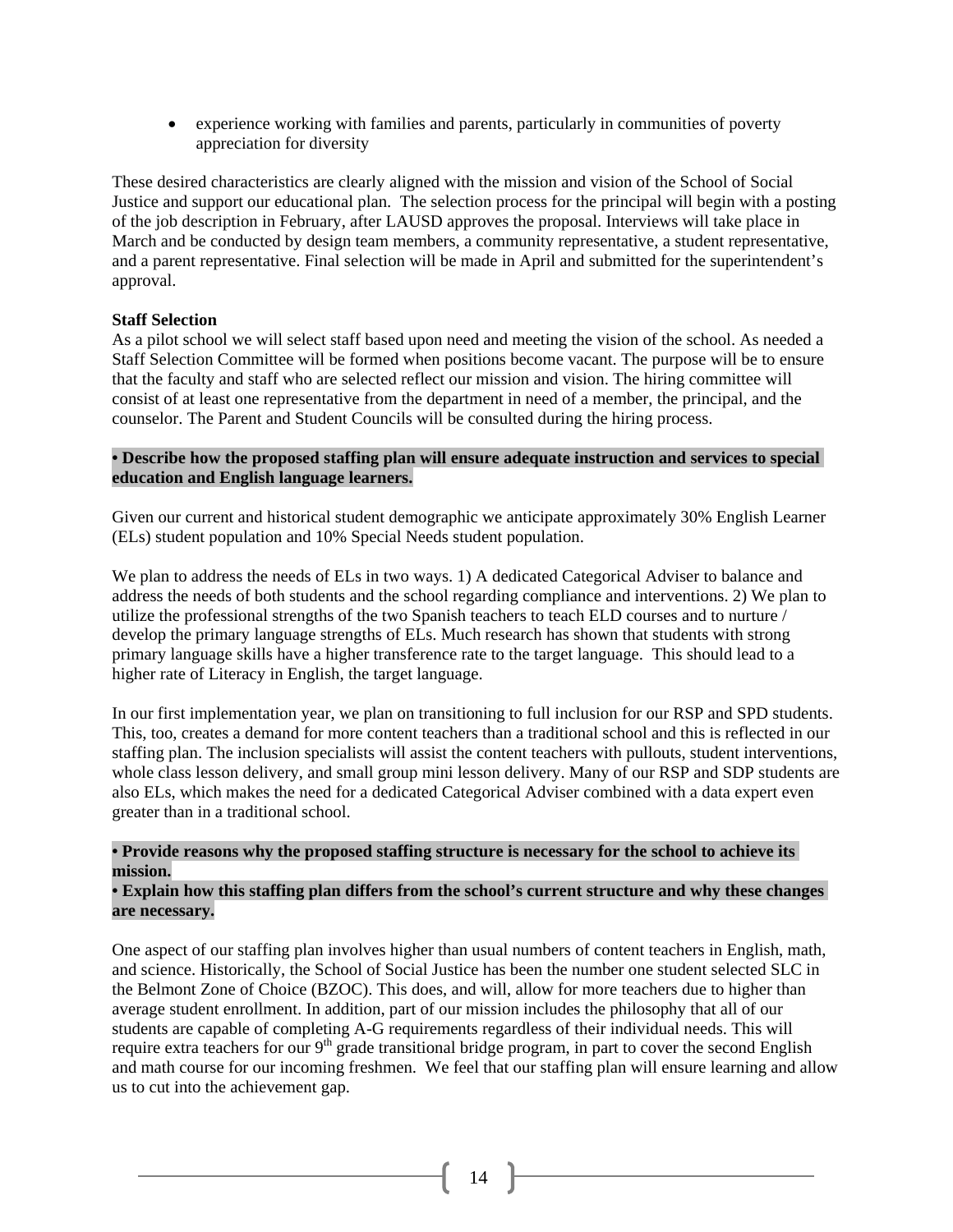- experience working with families and parents, particularly in communities of poverty appreciation for diversity

These desired characteristics are clearly aligned with the mission and vision of the School of Social Justice and support our educational plan. The selection process for the principal will begin with a posting of the job description in February, after LAUSD approves the proposal. Interviews will take place in March and be conducted by design team members, a community representative, a student representative, and a parent representative. Final selection will be made in April and submitted for the superintendent's approval.

**Staff Selection**

As a pilot school we will select staff based upon need and meeting the vision of the school. As needed a Staff Selection Committee will be formed when positions become vacant. The purpose will be to ensure that the faculty and staff who are selected reflect our mission and vision. The hiring committee will consist of at least one representative from the department in need of a member, the principal, and the counselor. The Parent and Student Councils will be consulted during the hiring process.

**• Describe how the proposed staffing plan will ensure adequate instruction and services to special education and English language learners.**

Given our current and historical student demographic we anticipate approximately 30% English Learner (ELs) student population and 10% Special Needs student population.

We plan to address the needs of ELs in two ways. 1) A dedicated Categorical Adviser to balance and address the needs of both students and the school regarding compliance and interventions. 2) We plan to utilize the professional strengths of the two Spanish teachers to teach ELD courses and to nurture / develop the primary language strengths of ELs. Much research has shown that students with strong primary language skills have a higher transference rate to the target language. This should lead to a higher rate of Literacy in English, the target language.

In our first implementation year, we plan on transitioning to full inclusion for our RSP and SPD students. This, too, creates a demand for more content teachers than a traditional school and this is reflected in our staffing plan. The inclusion specialists will assist the content teachers with pullouts, student interventions, whole class lesson delivery, and small group mini lesson delivery. Many of our RSP and SDP students are also ELs, which makes the need for a dedicated Categorical Adviser combined with a data expert even greater than in a traditional school.

**• Provide reasons why the proposed staffing structure is necessary for the school to achieve its mission.**
**• Explain how this staffing plan differs from the school's current structure and why these changes are necessary.**

One aspect of our staffing plan involves higher than usual numbers of content teachers in English, math, and science. Historically, the School of Social Justice has been the number one student selected SLC in the Belmont Zone of Choice (BZOC). This does, and will, allow for more teachers due to higher than average student enrollment. In addition, part of our mission includes the philosophy that all of our students are capable of completing A-G requirements regardless of their individual needs. This will require extra teachers for our 9th grade transitional bridge program, in part to cover the second English and math course for our incoming freshmen. We feel that our staffing plan will ensure learning and allow us to cut into the achievement gap.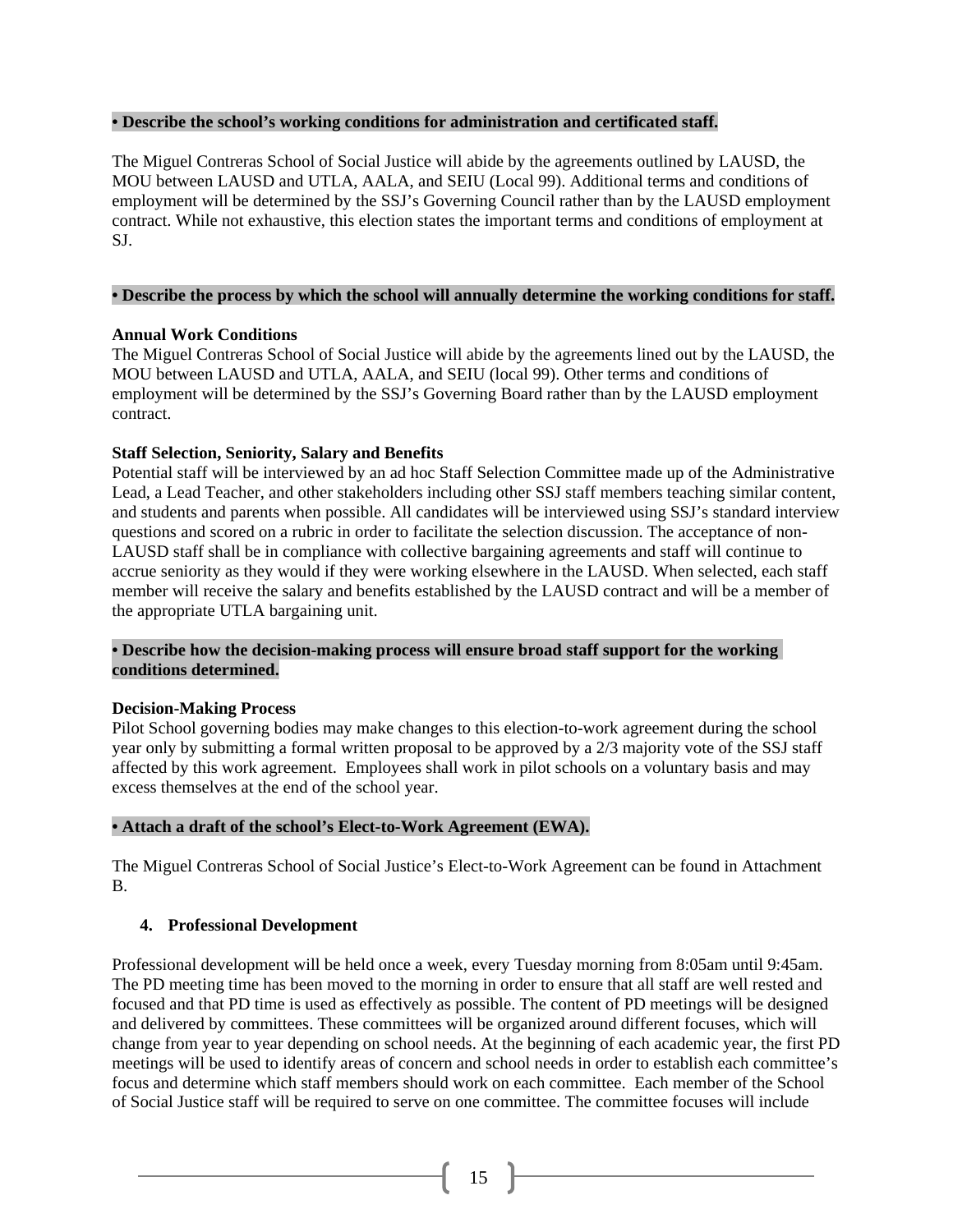**• Describe the school's working conditions for administration and certificated staff.**

The Miguel Contreras School of Social Justice will abide by the agreements outlined by LAUSD, the MOU between LAUSD and UTLA, AALA, and SEIU (Local 99). Additional terms and conditions of employment will be determined by the SSJ's Governing Council rather than by the LAUSD employment contract. While not exhaustive, this election states the important terms and conditions of employment at SJ.

**• Describe the process by which the school will annually determine the working conditions for staff.**

**Annual Work Conditions**

The Miguel Contreras School of Social Justice will abide by the agreements lined out by the LAUSD, the MOU between LAUSD and UTLA, AALA, and SEIU (local 99). Other terms and conditions of employment will be determined by the SSJ's Governing Board rather than by the LAUSD employment contract.

**Staff Selection, Seniority, Salary and Benefits**

Potential staff will be interviewed by an ad hoc Staff Selection Committee made up of the Administrative Lead, a Lead Teacher, and other stakeholders including other SSJ staff members teaching similar content, and students and parents when possible. All candidates will be interviewed using SSJ's standard interview questions and scored on a rubric in order to facilitate the selection discussion. The acceptance of non-LAUSD staff shall be in compliance with collective bargaining agreements and staff will continue to accrue seniority as they would if they were working elsewhere in the LAUSD. When selected, each staff member will receive the salary and benefits established by the LAUSD contract and will be a member of the appropriate UTLA bargaining unit.

**• Describe how the decision-making process will ensure broad staff support for the working conditions determined.**

**Decision-Making Process**

Pilot School governing bodies may make changes to this election-to-work agreement during the school year only by submitting a formal written proposal to be approved by a 2/3 majority vote of the SSJ staff affected by this work agreement. Employees shall work in pilot schools on a voluntary basis and may excess themselves at the end of the school year.

**• Attach a draft of the school's Elect-to-Work Agreement (EWA).**

The Miguel Contreras School of Social Justice's Elect-to-Work Agreement can be found in Attachment B.

**4. Professional Development**

Professional development will be held once a week, every Tuesday morning from 8:05am until 9:45am. The PD meeting time has been moved to the morning in order to ensure that all staff are well rested and focused and that PD time is used as effectively as possible. The content of PD meetings will be designed and delivered by committees. These committees will be organized around different focuses, which will change from year to year depending on school needs. At the beginning of each academic year, the first PD meetings will be used to identify areas of concern and school needs in order to establish each committee's focus and determine which staff members should work on each committee. Each member of the School of Social Justice staff will be required to serve on one committee. The committee focuses will include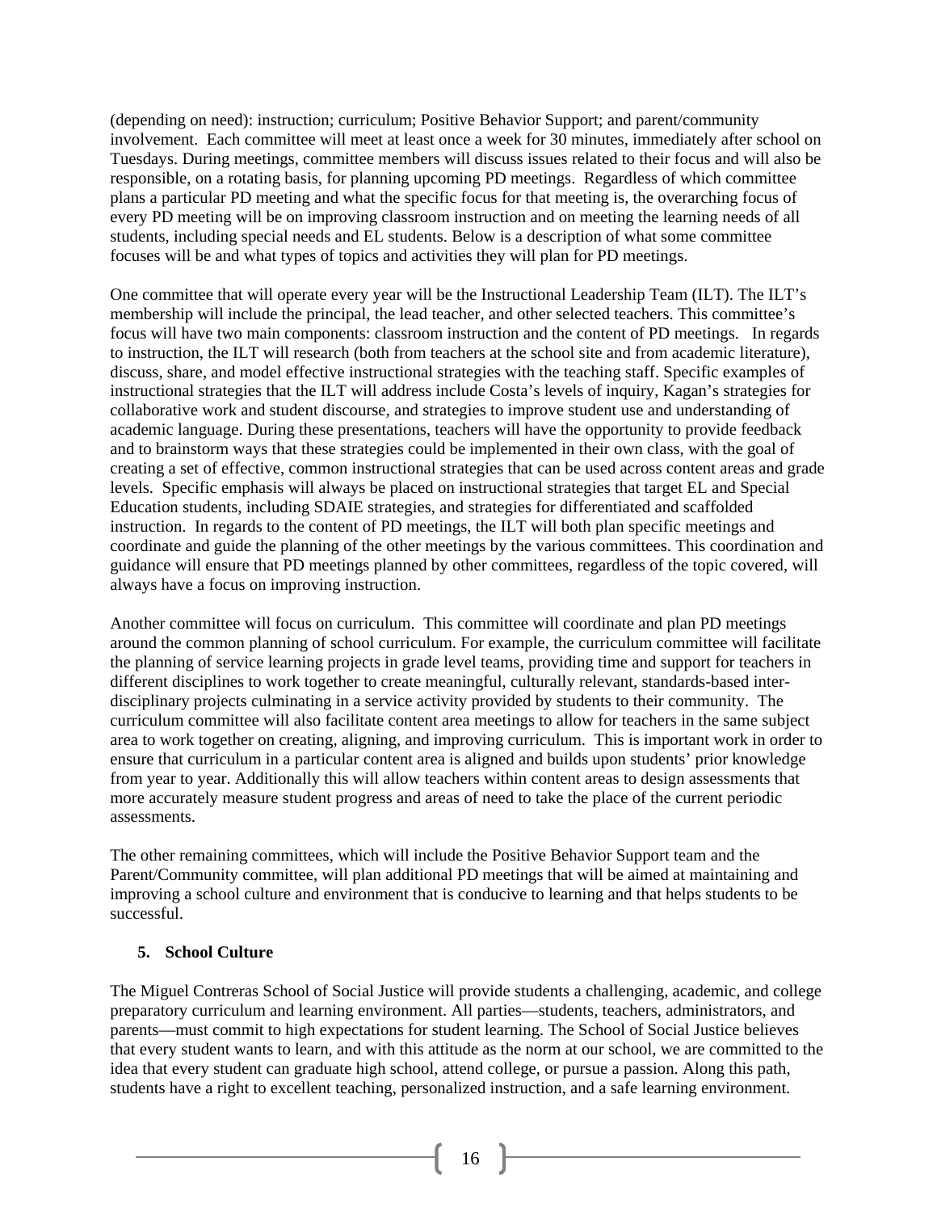(depending on need): instruction; curriculum; Positive Behavior Support; and parent/community involvement. Each committee will meet at least once a week for 30 minutes, immediately after school on Tuesdays. During meetings, committee members will discuss issues related to their focus and will also be responsible, on a rotating basis, for planning upcoming PD meetings. Regardless of which committee plans a particular PD meeting and what the specific focus for that meeting is, the overarching focus of every PD meeting will be on improving classroom instruction and on meeting the learning needs of all students, including special needs and EL students. Below is a description of what some committee focuses will be and what types of topics and activities they will plan for PD meetings.

One committee that will operate every year will be the Instructional Leadership Team (ILT). The ILT's membership will include the principal, the lead teacher, and other selected teachers. This committee's focus will have two main components: classroom instruction and the content of PD meetings. In regards to instruction, the ILT will research (both from teachers at the school site and from academic literature), discuss, share, and model effective instructional strategies with the teaching staff. Specific examples of instructional strategies that the ILT will address include Costa's levels of inquiry, Kagan's strategies for collaborative work and student discourse, and strategies to improve student use and understanding of academic language. During these presentations, teachers will have the opportunity to provide feedback and to brainstorm ways that these strategies could be implemented in their own class, with the goal of creating a set of effective, common instructional strategies that can be used across content areas and grade levels. Specific emphasis will always be placed on instructional strategies that target EL and Special Education students, including SDAIE strategies, and strategies for differentiated and scaffolded instruction. In regards to the content of PD meetings, the ILT will both plan specific meetings and coordinate and guide the planning of the other meetings by the various committees. This coordination and guidance will ensure that PD meetings planned by other committees, regardless of the topic covered, will always have a focus on improving instruction.

Another committee will focus on curriculum. This committee will coordinate and plan PD meetings around the common planning of school curriculum. For example, the curriculum committee will facilitate the planning of service learning projects in grade level teams, providing time and support for teachers in different disciplines to work together to create meaningful, culturally relevant, standards-based inter-disciplinary projects culminating in a service activity provided by students to their community. The curriculum committee will also facilitate content area meetings to allow for teachers in the same subject area to work together on creating, aligning, and improving curriculum. This is important work in order to ensure that curriculum in a particular content area is aligned and builds upon students' prior knowledge from year to year. Additionally this will allow teachers within content areas to design assessments that more accurately measure student progress and areas of need to take the place of the current periodic assessments.

The other remaining committees, which will include the Positive Behavior Support team and the Parent/Community committee, will plan additional PD meetings that will be aimed at maintaining and improving a school culture and environment that is conducive to learning and that helps students to be successful.

**5. School Culture**

The Miguel Contreras School of Social Justice will provide students a challenging, academic, and college preparatory curriculum and learning environment. All parties—students, teachers, administrators, and parents—must commit to high expectations for student learning. The School of Social Justice believes that every student wants to learn, and with this attitude as the norm at our school, we are committed to the idea that every student can graduate high school, attend college, or pursue a passion. Along this path, students have a right to excellent teaching, personalized instruction, and a safe learning environment.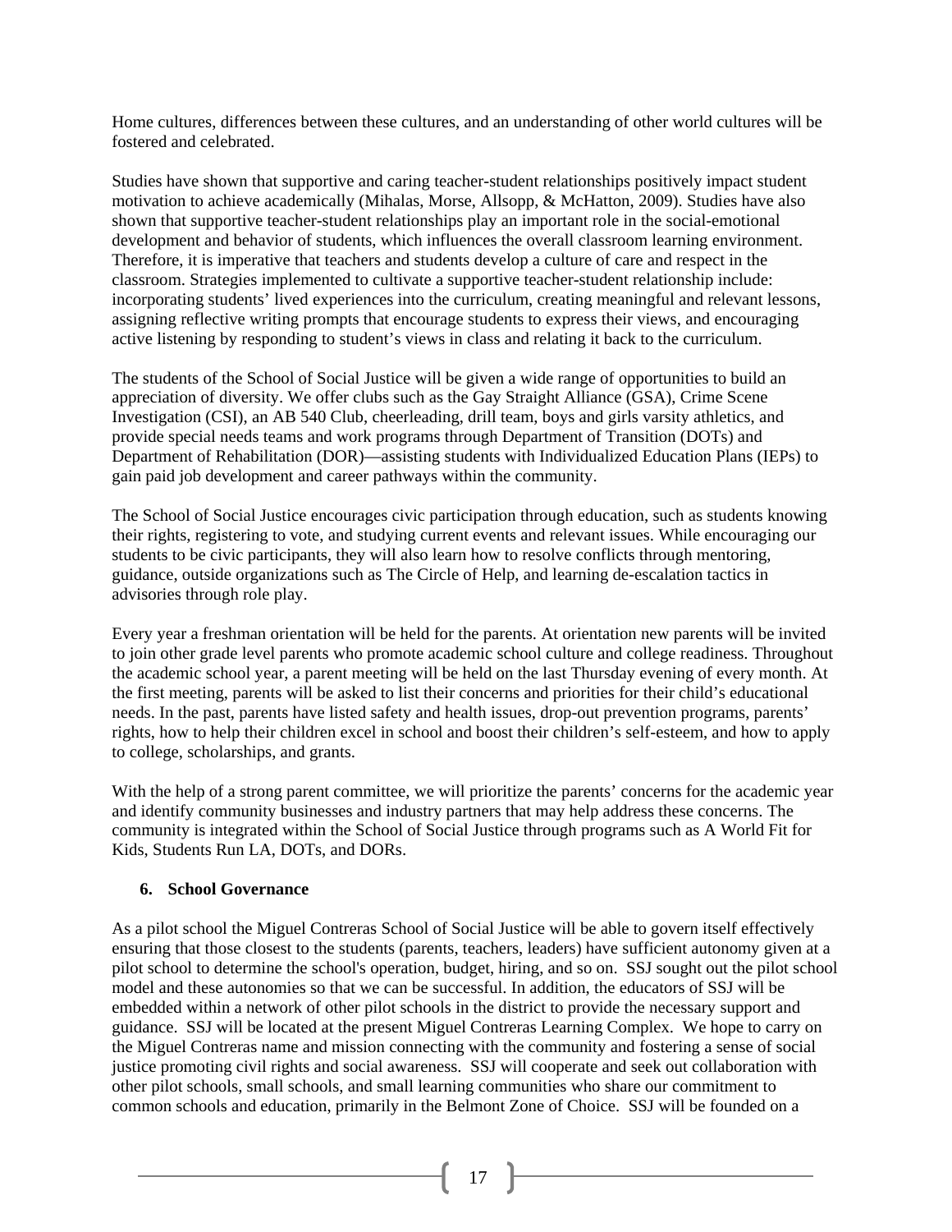Home cultures, differences between these cultures, and an understanding of other world cultures will be fostered and celebrated.

Studies have shown that supportive and caring teacher-student relationships positively impact student motivation to achieve academically (Mihalas, Morse, Allsopp, & McHatton, 2009). Studies have also shown that supportive teacher-student relationships play an important role in the social-emotional development and behavior of students, which influences the overall classroom learning environment. Therefore, it is imperative that teachers and students develop a culture of care and respect in the classroom. Strategies implemented to cultivate a supportive teacher-student relationship include: incorporating students' lived experiences into the curriculum, creating meaningful and relevant lessons, assigning reflective writing prompts that encourage students to express their views, and encouraging active listening by responding to student's views in class and relating it back to the curriculum.

The students of the School of Social Justice will be given a wide range of opportunities to build an appreciation of diversity. We offer clubs such as the Gay Straight Alliance (GSA), Crime Scene Investigation (CSI), an AB 540 Club, cheerleading, drill team, boys and girls varsity athletics, and provide special needs teams and work programs through Department of Transition (DOTs) and Department of Rehabilitation (DOR)—assisting students with Individualized Education Plans (IEPs) to gain paid job development and career pathways within the community.

The School of Social Justice encourages civic participation through education, such as students knowing their rights, registering to vote, and studying current events and relevant issues. While encouraging our students to be civic participants, they will also learn how to resolve conflicts through mentoring, guidance, outside organizations such as The Circle of Help, and learning de-escalation tactics in advisories through role play.

Every year a freshman orientation will be held for the parents. At orientation new parents will be invited to join other grade level parents who promote academic school culture and college readiness. Throughout the academic school year, a parent meeting will be held on the last Thursday evening of every month. At the first meeting, parents will be asked to list their concerns and priorities for their child's educational needs. In the past, parents have listed safety and health issues, drop-out prevention programs, parents' rights, how to help their children excel in school and boost their children's self-esteem, and how to apply to college, scholarships, and grants.

With the help of a strong parent committee, we will prioritize the parents' concerns for the academic year and identify community businesses and industry partners that may help address these concerns. The community is integrated within the School of Social Justice through programs such as A World Fit for Kids, Students Run LA, DOTs, and DORs.

## 6. School Governance

As a pilot school the Miguel Contreras School of Social Justice will be able to govern itself effectively ensuring that those closest to the students (parents, teachers, leaders) have sufficient autonomy given at a pilot school to determine the school's operation, budget, hiring, and so on. SSJ sought out the pilot school model and these autonomies so that we can be successful. In addition, the educators of SSJ will be embedded within a network of other pilot schools in the district to provide the necessary support and guidance. SSJ will be located at the present Miguel Contreras Learning Complex. We hope to carry on the Miguel Contreras name and mission connecting with the community and fostering a sense of social justice promoting civil rights and social awareness. SSJ will cooperate and seek out collaboration with other pilot schools, small schools, and small learning communities who share our commitment to common schools and education, primarily in the Belmont Zone of Choice. SSJ will be founded on a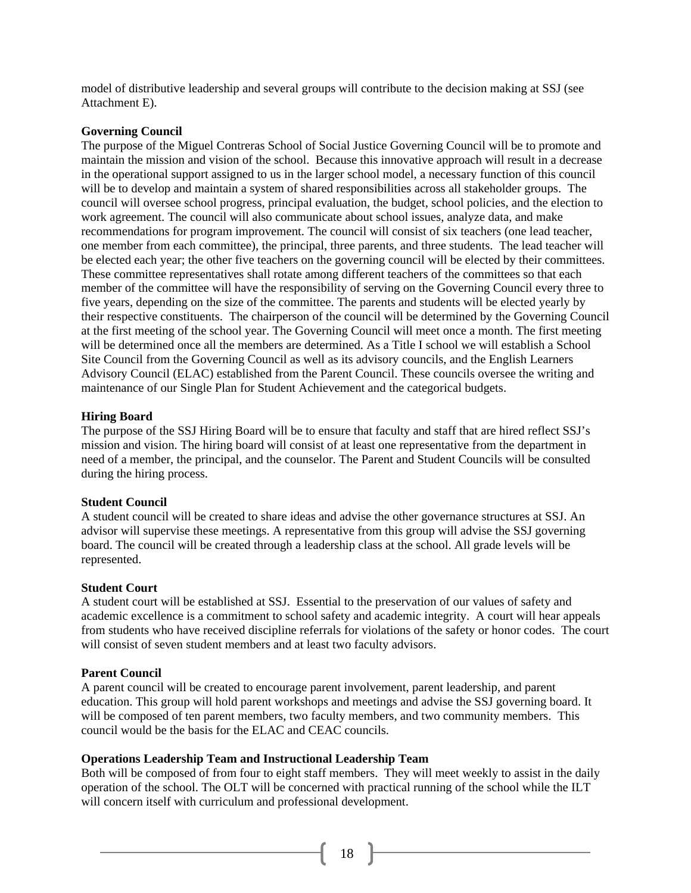model of distributive leadership and several groups will contribute to the decision making at SSJ (see Attachment E).

**Governing Council**

The purpose of the Miguel Contreras School of Social Justice Governing Council will be to promote and maintain the mission and vision of the school. Because this innovative approach will result in a decrease in the operational support assigned to us in the larger school model, a necessary function of this council will be to develop and maintain a system of shared responsibilities across all stakeholder groups. The council will oversee school progress, principal evaluation, the budget, school policies, and the election to work agreement. The council will also communicate about school issues, analyze data, and make recommendations for program improvement. The council will consist of six teachers (one lead teacher, one member from each committee), the principal, three parents, and three students. The lead teacher will be elected each year; the other five teachers on the governing council will be elected by their committees. These committee representatives shall rotate among different teachers of the committees so that each member of the committee will have the responsibility of serving on the Governing Council every three to five years, depending on the size of the committee. The parents and students will be elected yearly by their respective constituents. The chairperson of the council will be determined by the Governing Council at the first meeting of the school year. The Governing Council will meet once a month. The first meeting will be determined once all the members are determined. As a Title I school we will establish a School Site Council from the Governing Council as well as its advisory councils, and the English Learners Advisory Council (ELAC) established from the Parent Council. These councils oversee the writing and maintenance of our Single Plan for Student Achievement and the categorical budgets.

**Hiring Board**

The purpose of the SSJ Hiring Board will be to ensure that faculty and staff that are hired reflect SSJ's mission and vision. The hiring board will consist of at least one representative from the department in need of a member, the principal, and the counselor. The Parent and Student Councils will be consulted during the hiring process.

**Student Council**

A student council will be created to share ideas and advise the other governance structures at SSJ. An advisor will supervise these meetings. A representative from this group will advise the SSJ governing board. The council will be created through a leadership class at the school. All grade levels will be represented.

**Student Court**

A student court will be established at SSJ. Essential to the preservation of our values of safety and academic excellence is a commitment to school safety and academic integrity. A court will hear appeals from students who have received discipline referrals for violations of the safety or honor codes. The court will consist of seven student members and at least two faculty advisors.

**Parent Council**

A parent council will be created to encourage parent involvement, parent leadership, and parent education. This group will hold parent workshops and meetings and advise the SSJ governing board. It will be composed of ten parent members, two faculty members, and two community members. This council would be the basis for the ELAC and CEAC councils.

**Operations Leadership Team and Instructional Leadership Team**

Both will be composed of from four to eight staff members. They will meet weekly to assist in the daily operation of the school. The OLT will be concerned with practical running of the school while the ILT will concern itself with curriculum and professional development.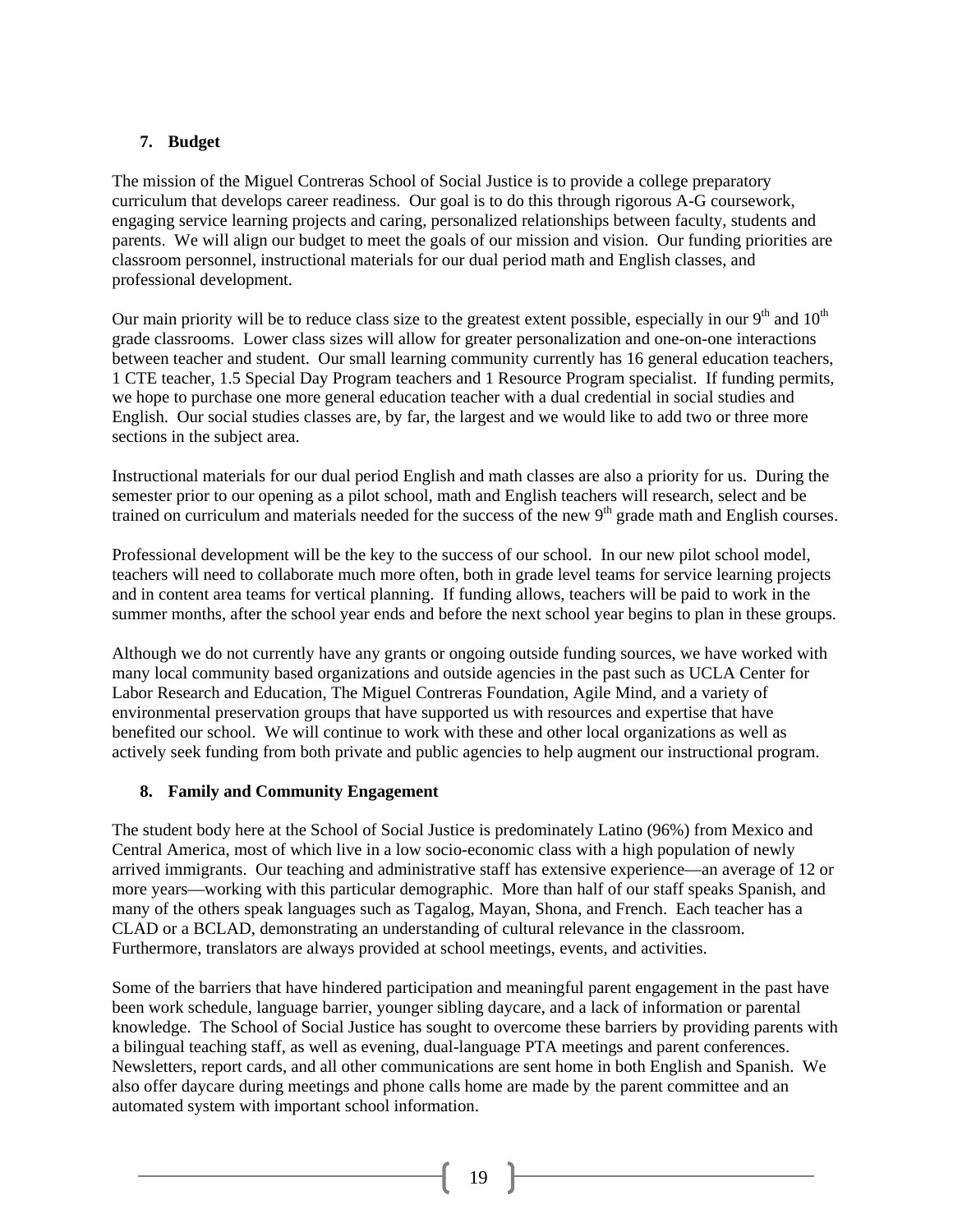### 7. Budget

The mission of the Miguel Contreras School of Social Justice is to provide a college preparatory curriculum that develops career readiness. Our goal is to do this through rigorous A-G coursework, engaging service learning projects and caring, personalized relationships between faculty, students and parents. We will align our budget to meet the goals of our mission and vision. Our funding priorities are classroom personnel, instructional materials for our dual period math and English classes, and professional development.

Our main priority will be to reduce class size to the greatest extent possible, especially in our 9th and 10th grade classrooms. Lower class sizes will allow for greater personalization and one-on-one interactions between teacher and student. Our small learning community currently has 16 general education teachers, 1 CTE teacher, 1.5 Special Day Program teachers and 1 Resource Program specialist. If funding permits, we hope to purchase one more general education teacher with a dual credential in social studies and English. Our social studies classes are, by far, the largest and we would like to add two or three more sections in the subject area.

Instructional materials for our dual period English and math classes are also a priority for us. During the semester prior to our opening as a pilot school, math and English teachers will research, select and be trained on curriculum and materials needed for the success of the new 9th grade math and English courses.

Professional development will be the key to the success of our school. In our new pilot school model, teachers will need to collaborate much more often, both in grade level teams for service learning projects and in content area teams for vertical planning. If funding allows, teachers will be paid to work in the summer months, after the school year ends and before the next school year begins to plan in these groups.

Although we do not currently have any grants or ongoing outside funding sources, we have worked with many local community based organizations and outside agencies in the past such as UCLA Center for Labor Research and Education, The Miguel Contreras Foundation, Agile Mind, and a variety of environmental preservation groups that have supported us with resources and expertise that have benefited our school. We will continue to work with these and other local organizations as well as actively seek funding from both private and public agencies to help augment our instructional program.

### 8. Family and Community Engagement

The student body here at the School of Social Justice is predominately Latino (96%) from Mexico and Central America, most of which live in a low socio-economic class with a high population of newly arrived immigrants. Our teaching and administrative staff has extensive experience—an average of 12 or more years—working with this particular demographic. More than half of our staff speaks Spanish, and many of the others speak languages such as Tagalog, Mayan, Shona, and French. Each teacher has a CLAD or a BCLAD, demonstrating an understanding of cultural relevance in the classroom. Furthermore, translators are always provided at school meetings, events, and activities.

Some of the barriers that have hindered participation and meaningful parent engagement in the past have been work schedule, language barrier, younger sibling daycare, and a lack of information or parental knowledge. The School of Social Justice has sought to overcome these barriers by providing parents with a bilingual teaching staff, as well as evening, dual-language PTA meetings and parent conferences. Newsletters, report cards, and all other communications are sent home in both English and Spanish. We also offer daycare during meetings and phone calls home are made by the parent committee and an automated system with important school information.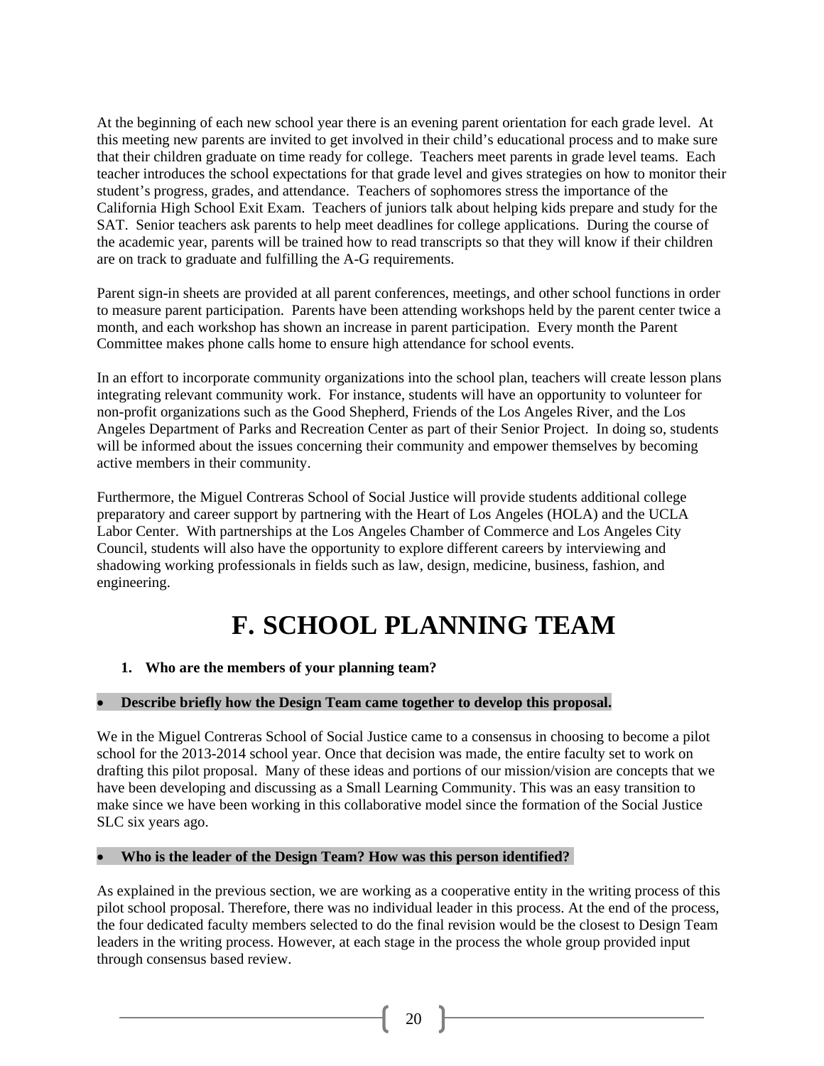At the beginning of each new school year there is an evening parent orientation for each grade level. At this meeting new parents are invited to get involved in their child's educational process and to make sure that their children graduate on time ready for college. Teachers meet parents in grade level teams. Each teacher introduces the school expectations for that grade level and gives strategies on how to monitor their student's progress, grades, and attendance. Teachers of sophomores stress the importance of the California High School Exit Exam. Teachers of juniors talk about helping kids prepare and study for the SAT. Senior teachers ask parents to help meet deadlines for college applications. During the course of the academic year, parents will be trained how to read transcripts so that they will know if their children are on track to graduate and fulfilling the A-G requirements.

Parent sign-in sheets are provided at all parent conferences, meetings, and other school functions in order to measure parent participation. Parents have been attending workshops held by the parent center twice a month, and each workshop has shown an increase in parent participation. Every month the Parent Committee makes phone calls home to ensure high attendance for school events.

In an effort to incorporate community organizations into the school plan, teachers will create lesson plans integrating relevant community work. For instance, students will have an opportunity to volunteer for non-profit organizations such as the Good Shepherd, Friends of the Los Angeles River, and the Los Angeles Department of Parks and Recreation Center as part of their Senior Project. In doing so, students will be informed about the issues concerning their community and empower themselves by becoming active members in their community.

Furthermore, the Miguel Contreras School of Social Justice will provide students additional college preparatory and career support by partnering with the Heart of Los Angeles (HOLA) and the UCLA Labor Center. With partnerships at the Los Angeles Chamber of Commerce and Los Angeles City Council, students will also have the opportunity to explore different careers by interviewing and shadowing working professionals in fields such as law, design, medicine, business, fashion, and engineering.

# F. SCHOOL PLANNING TEAM

**1. Who are the members of your planning team?**

- **Describe briefly how the Design Team came together to develop this proposal.**

We in the Miguel Contreras School of Social Justice came to a consensus in choosing to become a pilot school for the 2013-2014 school year. Once that decision was made, the entire faculty set to work on drafting this pilot proposal. Many of these ideas and portions of our mission/vision are concepts that we have been developing and discussing as a Small Learning Community. This was an easy transition to make since we have been working in this collaborative model since the formation of the Social Justice SLC six years ago.

- **Who is the leader of the Design Team? How was this person identified?**

As explained in the previous section, we are working as a cooperative entity in the writing process of this pilot school proposal. Therefore, there was no individual leader in this process. At the end of the process, the four dedicated faculty members selected to do the final revision would be the closest to Design Team leaders in the writing process. However, at each stage in the process the whole group provided input through consensus based review.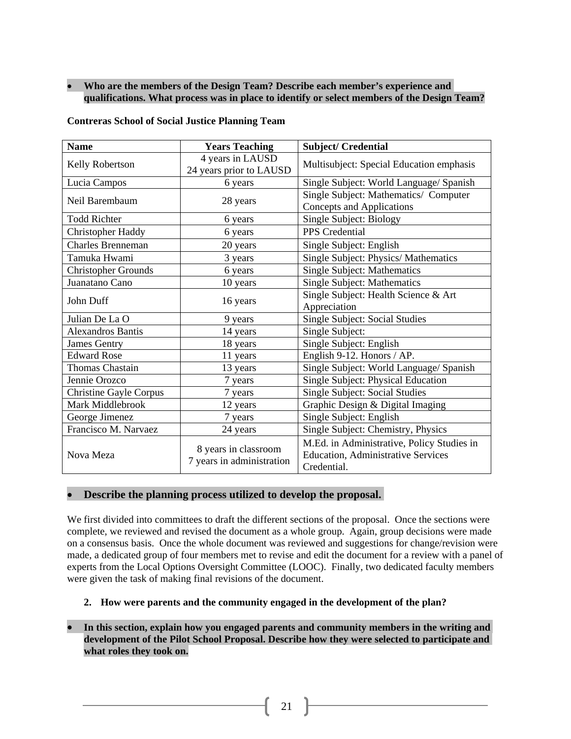- **Who are the members of the Design Team? Describe each member's experience and qualifications. What process was in place to identify or select members of the Design Team?**

**Contreras School of Social Justice Planning Team**

| Name | Years Teaching | Subject/ Credential |
|---|---|---|
| Kelly Robertson | 4 years in LAUSD<br>24 years prior to LAUSD | Multisubject: Special Education emphasis |
| Lucia Campos | 6 years | Single Subject: World Language/ Spanish |
| Neil Barembaum | 28 years | Single Subject: Mathematics/ Computer Concepts and Applications |
| Todd Richter | 6 years | Single Subject: Biology |
| Christopher Haddy | 6 years | PPS Credential |
| Charles Brenneman | 20 years | Single Subject: English |
| Tamuka Hwami | 3 years | Single Subject: Physics/ Mathematics |
| Christopher Grounds | 6 years | Single Subject: Mathematics |
| Juanatano Cano | 10 years | Single Subject: Mathematics |
| John Duff | 16 years | Single Subject: Health Science & Art Appreciation |
| Julian De La O | 9 years | Single Subject: Social Studies |
| Alexandros Bantis | 14 years | Single Subject: |
| James Gentry | 18 years | Single Subject: English |
| Edward Rose | 11 years | English 9-12. Honors / AP. |
| Thomas Chastain | 13 years | Single Subject: World Language/ Spanish |
| Jennie Orozco | 7 years | Single Subject: Physical Education |
| Christine Gayle Corpus | 7 years | Single Subject: Social Studies |
| Mark Middlebrook | 12 years | Graphic Design & Digital Imaging |
| George Jimenez | 7 years | Single Subject: English |
| Francisco M. Narvaez | 24 years | Single Subject: Chemistry, Physics |
| Nova Meza | 8 years in classroom<br>7 years in administration | M.Ed. in Administrative, Policy Studies in Education, Administrative Services Credential. |

- **Describe the planning process utilized to develop the proposal.**

We first divided into committees to draft the different sections of the proposal. Once the sections were complete, we reviewed and revised the document as a whole group. Again, group decisions were made on a consensus basis. Once the whole document was reviewed and suggestions for change/revision were made, a dedicated group of four members met to revise and edit the document for a review with a panel of experts from the Local Options Oversight Committee (LOOC). Finally, two dedicated faculty members were given the task of making final revisions of the document.

2. **How were parents and the community engaged in the development of the plan?**

- **In this section, explain how you engaged parents and community members in the writing and development of the Pilot School Proposal. Describe how they were selected to participate and what roles they took on.**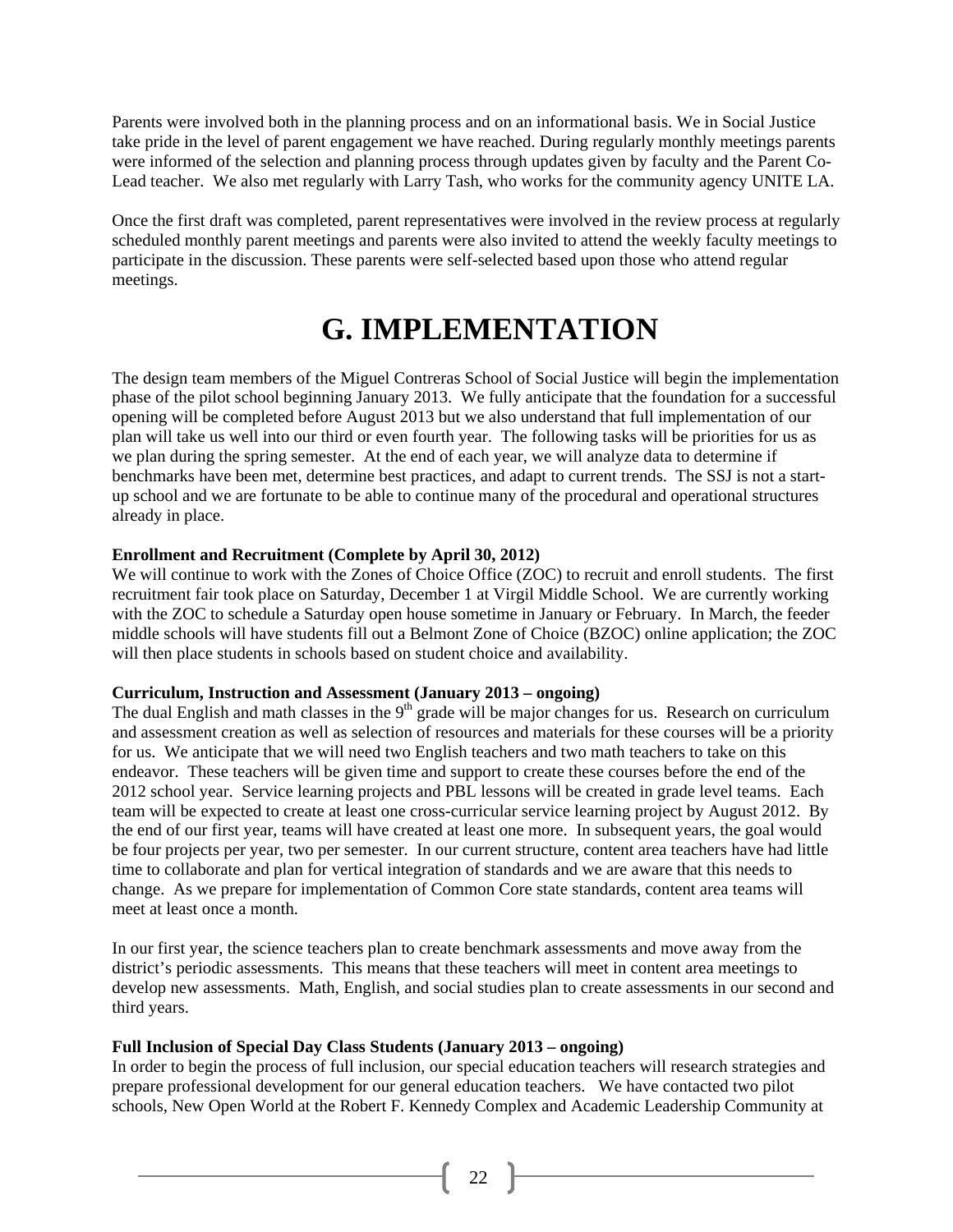Parents were involved both in the planning process and on an informational basis. We in Social Justice take pride in the level of parent engagement we have reached. During regularly monthly meetings parents were informed of the selection and planning process through updates given by faculty and the Parent Co-Lead teacher. We also met regularly with Larry Tash, who works for the community agency UNITE LA.

Once the first draft was completed, parent representatives were involved in the review process at regularly scheduled monthly parent meetings and parents were also invited to attend the weekly faculty meetings to participate in the discussion. These parents were self-selected based upon those who attend regular meetings.

# G. IMPLEMENTATION

The design team members of the Miguel Contreras School of Social Justice will begin the implementation phase of the pilot school beginning January 2013. We fully anticipate that the foundation for a successful opening will be completed before August 2013 but we also understand that full implementation of our plan will take us well into our third or even fourth year. The following tasks will be priorities for us as we plan during the spring semester. At the end of each year, we will analyze data to determine if benchmarks have been met, determine best practices, and adapt to current trends. The SSJ is not a start-up school and we are fortunate to be able to continue many of the procedural and operational structures already in place.

**Enrollment and Recruitment (Complete by April 30, 2012)**
We will continue to work with the Zones of Choice Office (ZOC) to recruit and enroll students. The first recruitment fair took place on Saturday, December 1 at Virgil Middle School. We are currently working with the ZOC to schedule a Saturday open house sometime in January or February. In March, the feeder middle schools will have students fill out a Belmont Zone of Choice (BZOC) online application; the ZOC will then place students in schools based on student choice and availability.

**Curriculum, Instruction and Assessment (January 2013 – ongoing)**
The dual English and math classes in the 9th grade will be major changes for us. Research on curriculum and assessment creation as well as selection of resources and materials for these courses will be a priority for us. We anticipate that we will need two English teachers and two math teachers to take on this endeavor. These teachers will be given time and support to create these courses before the end of the 2012 school year. Service learning projects and PBL lessons will be created in grade level teams. Each team will be expected to create at least one cross-curricular service learning project by August 2012. By the end of our first year, teams will have created at least one more. In subsequent years, the goal would be four projects per year, two per semester. In our current structure, content area teachers have had little time to collaborate and plan for vertical integration of standards and we are aware that this needs to change. As we prepare for implementation of Common Core state standards, content area teams will meet at least once a month.

In our first year, the science teachers plan to create benchmark assessments and move away from the district's periodic assessments. This means that these teachers will meet in content area meetings to develop new assessments. Math, English, and social studies plan to create assessments in our second and third years.

**Full Inclusion of Special Day Class Students (January 2013 – ongoing)**
In order to begin the process of full inclusion, our special education teachers will research strategies and prepare professional development for our general education teachers. We have contacted two pilot schools, New Open World at the Robert F. Kennedy Complex and Academic Leadership Community at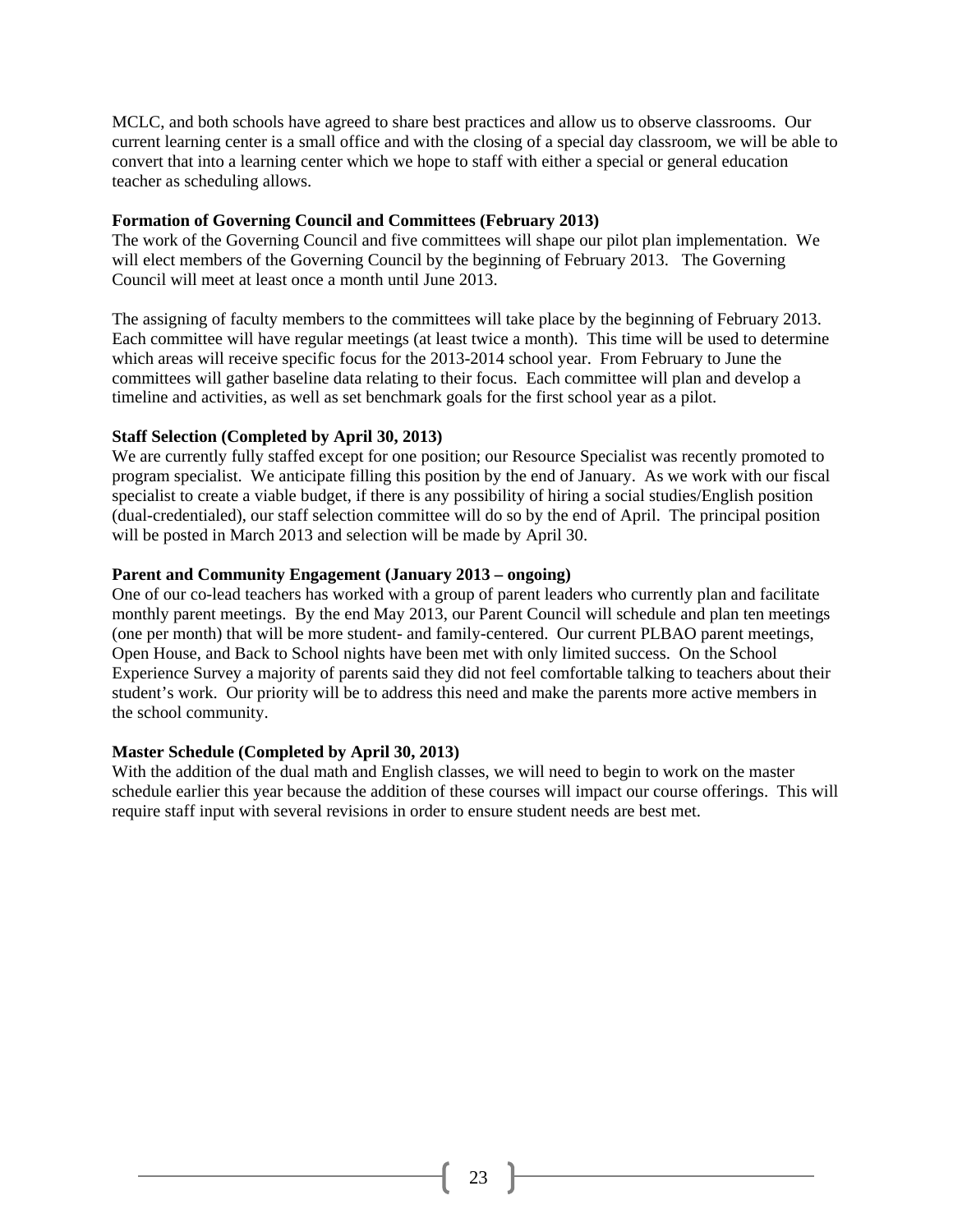MCLC, and both schools have agreed to share best practices and allow us to observe classrooms. Our current learning center is a small office and with the closing of a special day classroom, we will be able to convert that into a learning center which we hope to staff with either a special or general education teacher as scheduling allows.

**Formation of Governing Council and Committees (February 2013)**

The work of the Governing Council and five committees will shape our pilot plan implementation. We will elect members of the Governing Council by the beginning of February 2013. The Governing Council will meet at least once a month until June 2013.

The assigning of faculty members to the committees will take place by the beginning of February 2013. Each committee will have regular meetings (at least twice a month). This time will be used to determine which areas will receive specific focus for the 2013-2014 school year. From February to June the committees will gather baseline data relating to their focus. Each committee will plan and develop a timeline and activities, as well as set benchmark goals for the first school year as a pilot.

**Staff Selection (Completed by April 30, 2013)**

We are currently fully staffed except for one position; our Resource Specialist was recently promoted to program specialist. We anticipate filling this position by the end of January. As we work with our fiscal specialist to create a viable budget, if there is any possibility of hiring a social studies/English position (dual-credentialed), our staff selection committee will do so by the end of April. The principal position will be posted in March 2013 and selection will be made by April 30.

**Parent and Community Engagement (January 2013 – ongoing)**

One of our co-lead teachers has worked with a group of parent leaders who currently plan and facilitate monthly parent meetings. By the end May 2013, our Parent Council will schedule and plan ten meetings (one per month) that will be more student- and family-centered. Our current PLBAO parent meetings, Open House, and Back to School nights have been met with only limited success. On the School Experience Survey a majority of parents said they did not feel comfortable talking to teachers about their student's work. Our priority will be to address this need and make the parents more active members in the school community.

**Master Schedule (Completed by April 30, 2013)**

With the addition of the dual math and English classes, we will need to begin to work on the master schedule earlier this year because the addition of these courses will impact our course offerings. This will require staff input with several revisions in order to ensure student needs are best met.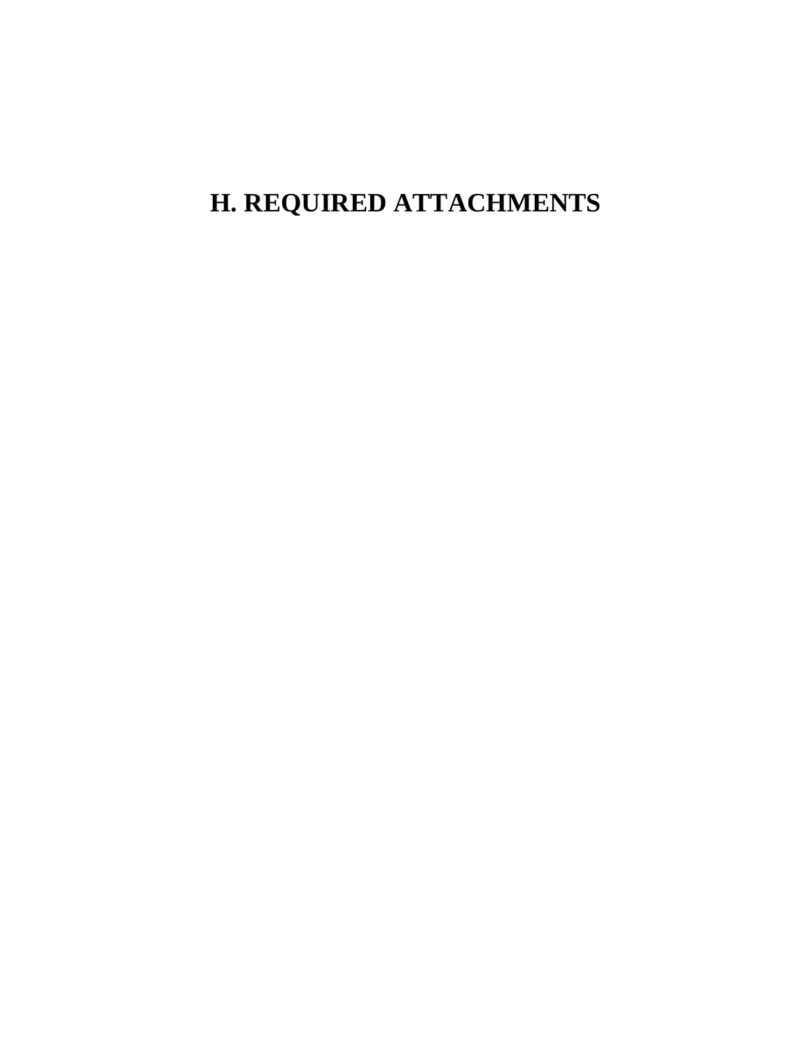# H. REQUIRED ATTACHMENTS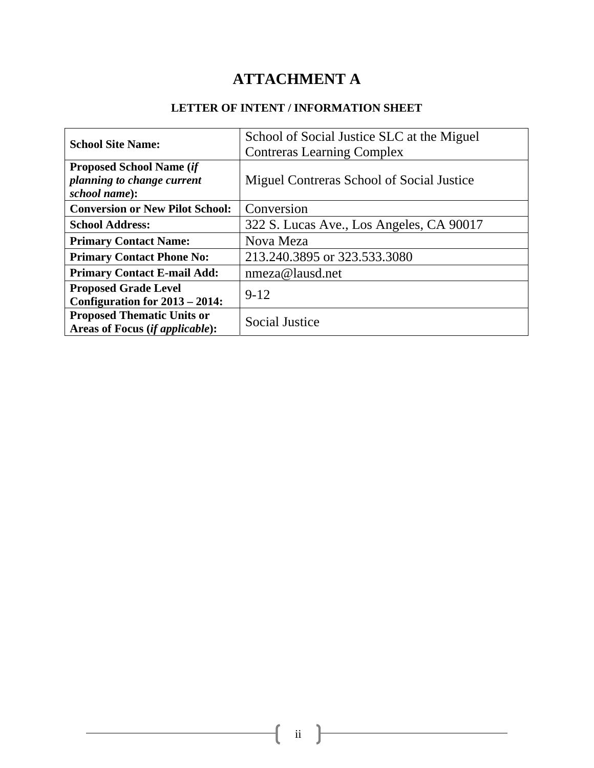# ATTACHMENT A

## LETTER OF INTENT / INFORMATION SHEET

| | |
|---|---|
| **School Site Name:** | School of Social Justice SLC at the Miguel Contreras Learning Complex |
| **Proposed School Name (*if planning to change current school name*):** | Miguel Contreras School of Social Justice |
| **Conversion or New Pilot School:** | Conversion |
| **School Address:** | 322 S. Lucas Ave., Los Angeles, CA 90017 |
| **Primary Contact Name:** | Nova Meza |
| **Primary Contact Phone No:** | 213.240.3895 or 323.533.3080 |
| **Primary Contact E-mail Add:** | nmeza@lausd.net |
| **Proposed Grade Level Configuration for 2013 – 2014:** | 9-12 |
| **Proposed Thematic Units or Areas of Focus (*if applicable*):** | Social Justice |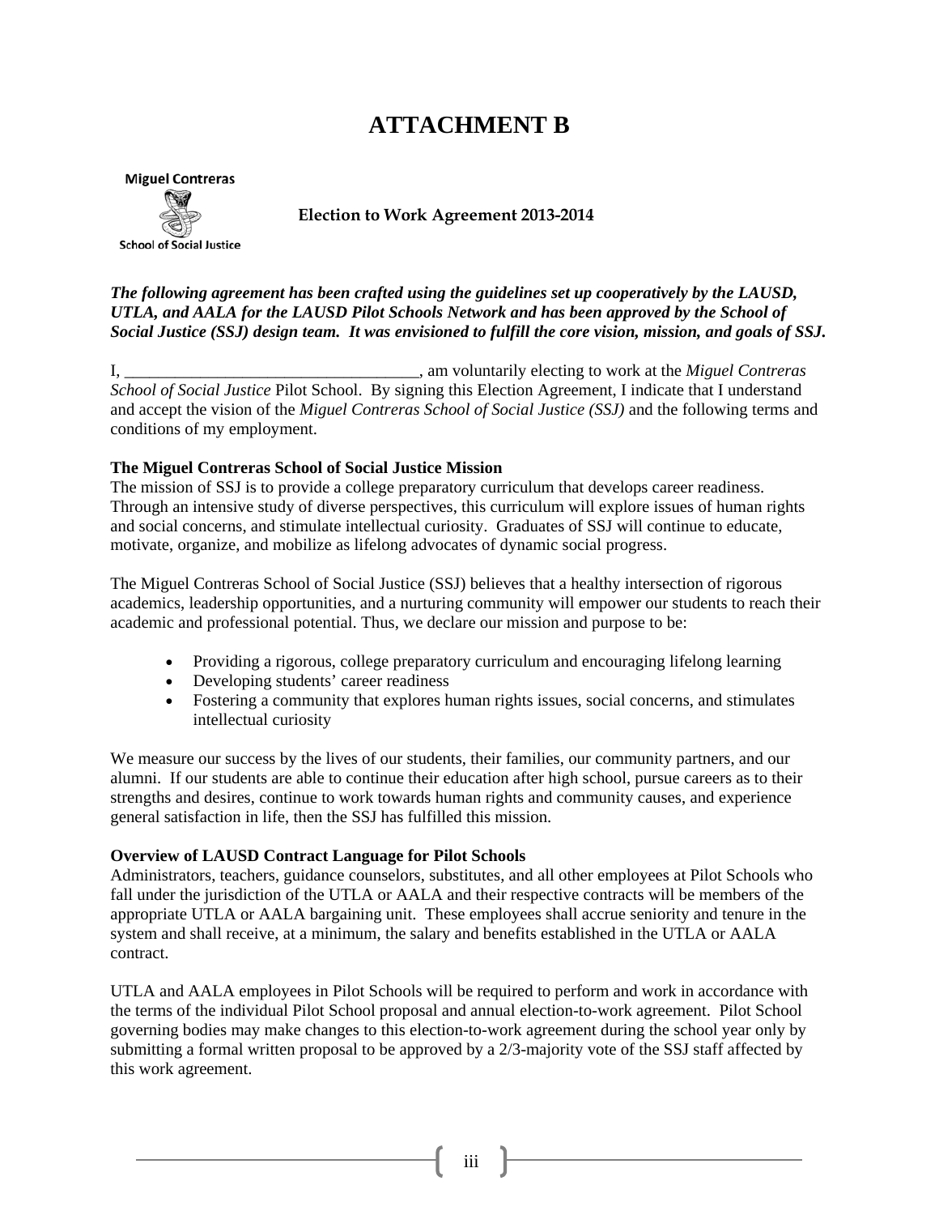# ATTACHMENT B

Miguel Contreras

School of Social Justice

**Election to Work Agreement 2013-2014**

***The following agreement has been crafted using the guidelines set up cooperatively by the LAUSD, UTLA, and AALA for the LAUSD Pilot Schools Network and has been approved by the School of Social Justice (SSJ) design team. It was envisioned to fulfill the core vision, mission, and goals of SSJ.***

I, ___________________________________, am voluntarily electing to work at the *Miguel Contreras School of Social Justice* Pilot School. By signing this Election Agreement, I indicate that I understand and accept the vision of the *Miguel Contreras School of Social Justice (SSJ)* and the following terms and conditions of my employment.

**The Miguel Contreras School of Social Justice Mission**

The mission of SSJ is to provide a college preparatory curriculum that develops career readiness. Through an intensive study of diverse perspectives, this curriculum will explore issues of human rights and social concerns, and stimulate intellectual curiosity. Graduates of SSJ will continue to educate, motivate, organize, and mobilize as lifelong advocates of dynamic social progress.

The Miguel Contreras School of Social Justice (SSJ) believes that a healthy intersection of rigorous academics, leadership opportunities, and a nurturing community will empower our students to reach their academic and professional potential. Thus, we declare our mission and purpose to be:

- Providing a rigorous, college preparatory curriculum and encouraging lifelong learning
- Developing students' career readiness
- Fostering a community that explores human rights issues, social concerns, and stimulates intellectual curiosity

We measure our success by the lives of our students, their families, our community partners, and our alumni. If our students are able to continue their education after high school, pursue careers as to their strengths and desires, continue to work towards human rights and community causes, and experience general satisfaction in life, then the SSJ has fulfilled this mission.

**Overview of LAUSD Contract Language for Pilot Schools**

Administrators, teachers, guidance counselors, substitutes, and all other employees at Pilot Schools who fall under the jurisdiction of the UTLA or AALA and their respective contracts will be members of the appropriate UTLA or AALA bargaining unit. These employees shall accrue seniority and tenure in the system and shall receive, at a minimum, the salary and benefits established in the UTLA or AALA contract.

UTLA and AALA employees in Pilot Schools will be required to perform and work in accordance with the terms of the individual Pilot School proposal and annual election-to-work agreement. Pilot School governing bodies may make changes to this election-to-work agreement during the school year only by submitting a formal written proposal to be approved by a 2/3-majority vote of the SSJ staff affected by this work agreement.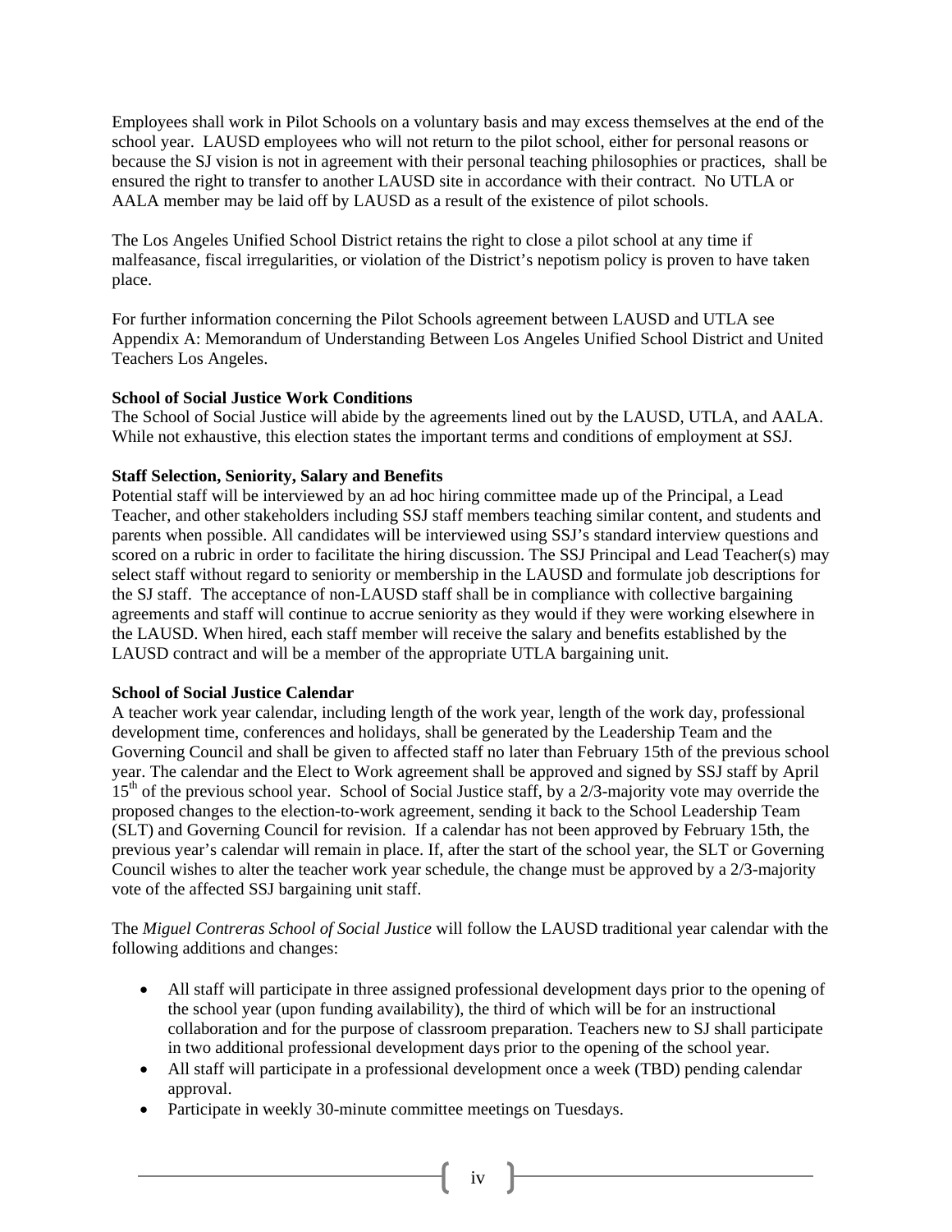Employees shall work in Pilot Schools on a voluntary basis and may excess themselves at the end of the school year. LAUSD employees who will not return to the pilot school, either for personal reasons or because the SJ vision is not in agreement with their personal teaching philosophies or practices, shall be ensured the right to transfer to another LAUSD site in accordance with their contract. No UTLA or AALA member may be laid off by LAUSD as a result of the existence of pilot schools.

The Los Angeles Unified School District retains the right to close a pilot school at any time if malfeasance, fiscal irregularities, or violation of the District's nepotism policy is proven to have taken place.

For further information concerning the Pilot Schools agreement between LAUSD and UTLA see Appendix A: Memorandum of Understanding Between Los Angeles Unified School District and United Teachers Los Angeles.

**School of Social Justice Work Conditions**
The School of Social Justice will abide by the agreements lined out by the LAUSD, UTLA, and AALA. While not exhaustive, this election states the important terms and conditions of employment at SSJ.

**Staff Selection, Seniority, Salary and Benefits**
Potential staff will be interviewed by an ad hoc hiring committee made up of the Principal, a Lead Teacher, and other stakeholders including SSJ staff members teaching similar content, and students and parents when possible. All candidates will be interviewed using SSJ's standard interview questions and scored on a rubric in order to facilitate the hiring discussion. The SSJ Principal and Lead Teacher(s) may select staff without regard to seniority or membership in the LAUSD and formulate job descriptions for the SJ staff. The acceptance of non-LAUSD staff shall be in compliance with collective bargaining agreements and staff will continue to accrue seniority as they would if they were working elsewhere in the LAUSD. When hired, each staff member will receive the salary and benefits established by the LAUSD contract and will be a member of the appropriate UTLA bargaining unit.

**School of Social Justice Calendar**
A teacher work year calendar, including length of the work year, length of the work day, professional development time, conferences and holidays, shall be generated by the Leadership Team and the Governing Council and shall be given to affected staff no later than February 15th of the previous school year. The calendar and the Elect to Work agreement shall be approved and signed by SSJ staff by April 15th of the previous school year. School of Social Justice staff, by a 2/3-majority vote may override the proposed changes to the election-to-work agreement, sending it back to the School Leadership Team (SLT) and Governing Council for revision. If a calendar has not been approved by February 15th, the previous year's calendar will remain in place. If, after the start of the school year, the SLT or Governing Council wishes to alter the teacher work year schedule, the change must be approved by a 2/3-majority vote of the affected SSJ bargaining unit staff.

The *Miguel Contreras School of Social Justice* will follow the LAUSD traditional year calendar with the following additions and changes:

- All staff will participate in three assigned professional development days prior to the opening of the school year (upon funding availability), the third of which will be for an instructional collaboration and for the purpose of classroom preparation. Teachers new to SJ shall participate in two additional professional development days prior to the opening of the school year.
- All staff will participate in a professional development once a week (TBD) pending calendar approval.
- Participate in weekly 30-minute committee meetings on Tuesdays.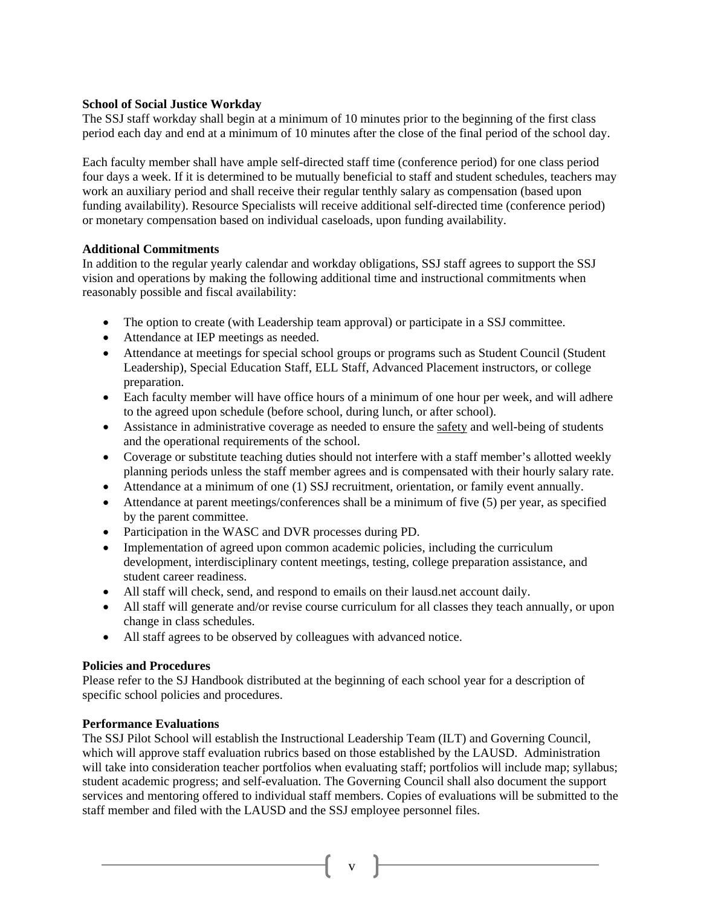**School of Social Justice Workday**

The SSJ staff workday shall begin at a minimum of 10 minutes prior to the beginning of the first class period each day and end at a minimum of 10 minutes after the close of the final period of the school day.

Each faculty member shall have ample self-directed staff time (conference period) for one class period four days a week. If it is determined to be mutually beneficial to staff and student schedules, teachers may work an auxiliary period and shall receive their regular tenthly salary as compensation (based upon funding availability). Resource Specialists will receive additional self-directed time (conference period) or monetary compensation based on individual caseloads, upon funding availability.

**Additional Commitments**

In addition to the regular yearly calendar and workday obligations, SSJ staff agrees to support the SSJ vision and operations by making the following additional time and instructional commitments when reasonably possible and fiscal availability:

- The option to create (with Leadership team approval) or participate in a SSJ committee.
- Attendance at IEP meetings as needed.
- Attendance at meetings for special school groups or programs such as Student Council (Student Leadership), Special Education Staff, ELL Staff, Advanced Placement instructors, or college preparation.
- Each faculty member will have office hours of a minimum of one hour per week, and will adhere to the agreed upon schedule (before school, during lunch, or after school).
- Assistance in administrative coverage as needed to ensure the safety and well-being of students and the operational requirements of the school.
- Coverage or substitute teaching duties should not interfere with a staff member's allotted weekly planning periods unless the staff member agrees and is compensated with their hourly salary rate.
- Attendance at a minimum of one (1) SSJ recruitment, orientation, or family event annually.
- Attendance at parent meetings/conferences shall be a minimum of five (5) per year, as specified by the parent committee.
- Participation in the WASC and DVR processes during PD.
- Implementation of agreed upon common academic policies, including the curriculum development, interdisciplinary content meetings, testing, college preparation assistance, and student career readiness.
- All staff will check, send, and respond to emails on their lausd.net account daily.
- All staff will generate and/or revise course curriculum for all classes they teach annually, or upon change in class schedules.
- All staff agrees to be observed by colleagues with advanced notice.

**Policies and Procedures**

Please refer to the SJ Handbook distributed at the beginning of each school year for a description of specific school policies and procedures.

**Performance Evaluations**

The SSJ Pilot School will establish the Instructional Leadership Team (ILT) and Governing Council, which will approve staff evaluation rubrics based on those established by the LAUSD. Administration will take into consideration teacher portfolios when evaluating staff; portfolios will include map; syllabus; student academic progress; and self-evaluation. The Governing Council shall also document the support services and mentoring offered to individual staff members. Copies of evaluations will be submitted to the staff member and filed with the LAUSD and the SSJ employee personnel files.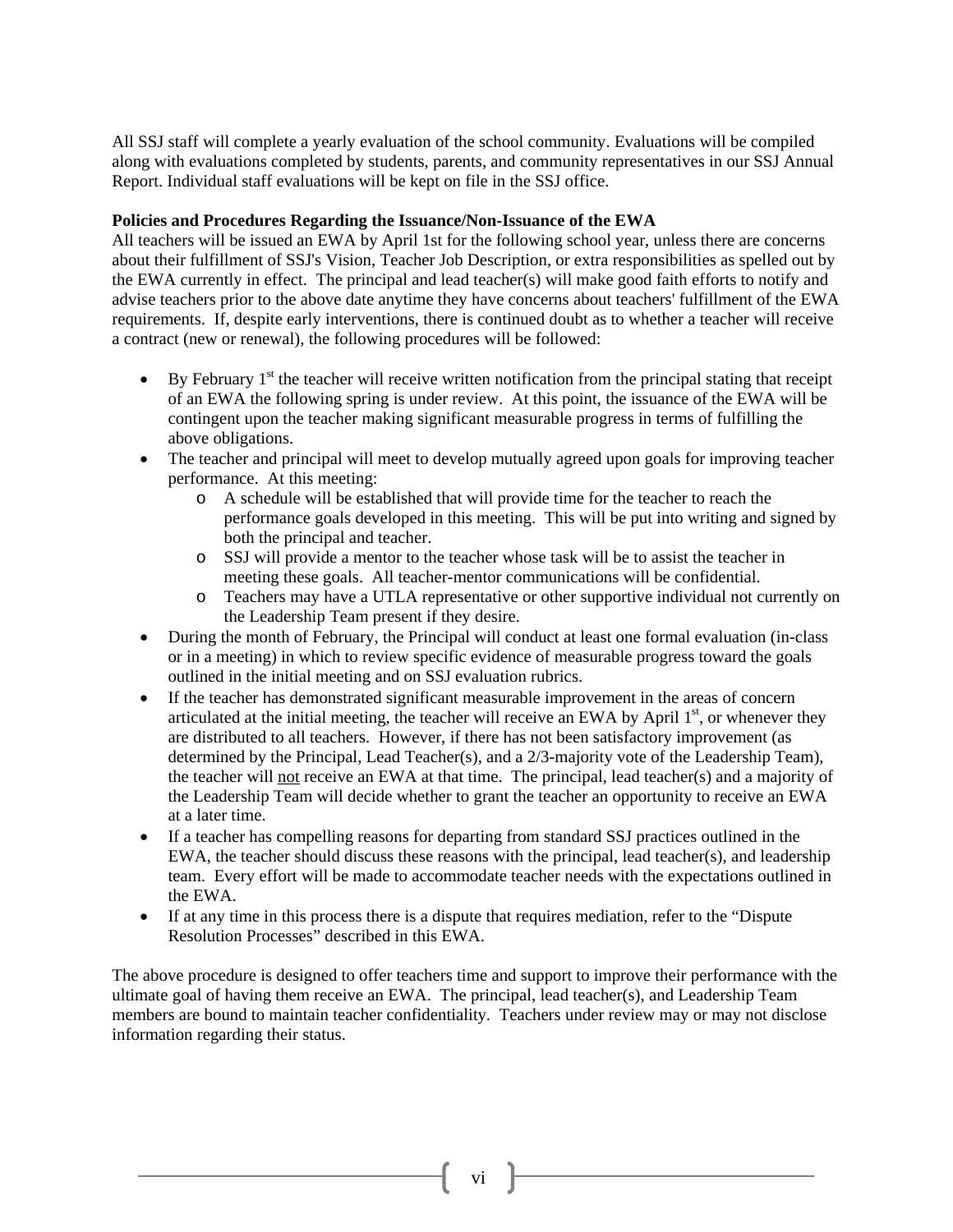All SSJ staff will complete a yearly evaluation of the school community. Evaluations will be compiled along with evaluations completed by students, parents, and community representatives in our SSJ Annual Report. Individual staff evaluations will be kept on file in the SSJ office.

**Policies and Procedures Regarding the Issuance/Non-Issuance of the EWA**

All teachers will be issued an EWA by April 1st for the following school year, unless there are concerns about their fulfillment of SSJ's Vision, Teacher Job Description, or extra responsibilities as spelled out by the EWA currently in effect. The principal and lead teacher(s) will make good faith efforts to notify and advise teachers prior to the above date anytime they have concerns about teachers' fulfillment of the EWA requirements. If, despite early interventions, there is continued doubt as to whether a teacher will receive a contract (new or renewal), the following procedures will be followed:

- By February 1st the teacher will receive written notification from the principal stating that receipt of an EWA the following spring is under review. At this point, the issuance of the EWA will be contingent upon the teacher making significant measurable progress in terms of fulfilling the above obligations.
- The teacher and principal will meet to develop mutually agreed upon goals for improving teacher performance. At this meeting:
  - A schedule will be established that will provide time for the teacher to reach the performance goals developed in this meeting. This will be put into writing and signed by both the principal and teacher.
  - SSJ will provide a mentor to the teacher whose task will be to assist the teacher in meeting these goals. All teacher-mentor communications will be confidential.
  - Teachers may have a UTLA representative or other supportive individual not currently on the Leadership Team present if they desire.
- During the month of February, the Principal will conduct at least one formal evaluation (in-class or in a meeting) in which to review specific evidence of measurable progress toward the goals outlined in the initial meeting and on SSJ evaluation rubrics.
- If the teacher has demonstrated significant measurable improvement in the areas of concern articulated at the initial meeting, the teacher will receive an EWA by April 1st, or whenever they are distributed to all teachers. However, if there has not been satisfactory improvement (as determined by the Principal, Lead Teacher(s), and a 2/3-majority vote of the Leadership Team), the teacher will <u>not</u> receive an EWA at that time. The principal, lead teacher(s) and a majority of the Leadership Team will decide whether to grant the teacher an opportunity to receive an EWA at a later time.
- If a teacher has compelling reasons for departing from standard SSJ practices outlined in the EWA, the teacher should discuss these reasons with the principal, lead teacher(s), and leadership team. Every effort will be made to accommodate teacher needs with the expectations outlined in the EWA.
- If at any time in this process there is a dispute that requires mediation, refer to the "Dispute Resolution Processes" described in this EWA.

The above procedure is designed to offer teachers time and support to improve their performance with the ultimate goal of having them receive an EWA. The principal, lead teacher(s), and Leadership Team members are bound to maintain teacher confidentiality. Teachers under review may or may not disclose information regarding their status.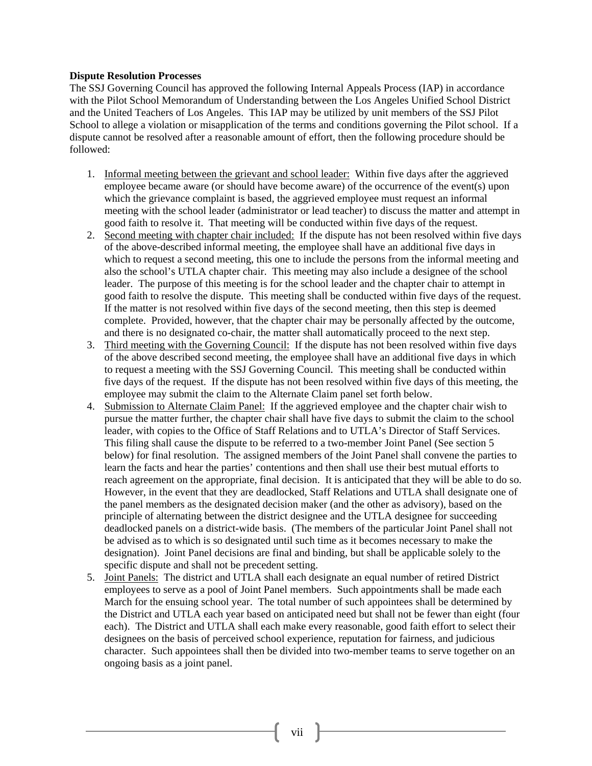**Dispute Resolution Processes**

The SSJ Governing Council has approved the following Internal Appeals Process (IAP) in accordance with the Pilot School Memorandum of Understanding between the Los Angeles Unified School District and the United Teachers of Los Angeles. This IAP may be utilized by unit members of the SSJ Pilot School to allege a violation or misapplication of the terms and conditions governing the Pilot school. If a dispute cannot be resolved after a reasonable amount of effort, then the following procedure should be followed:

1. <u>Informal meeting between the grievant and school leader:</u> Within five days after the aggrieved employee became aware (or should have become aware) of the occurrence of the event(s) upon which the grievance complaint is based, the aggrieved employee must request an informal meeting with the school leader (administrator or lead teacher) to discuss the matter and attempt in good faith to resolve it. That meeting will be conducted within five days of the request.
2. <u>Second meeting with chapter chair included:</u> If the dispute has not been resolved within five days of the above-described informal meeting, the employee shall have an additional five days in which to request a second meeting, this one to include the persons from the informal meeting and also the school's UTLA chapter chair. This meeting may also include a designee of the school leader. The purpose of this meeting is for the school leader and the chapter chair to attempt in good faith to resolve the dispute. This meeting shall be conducted within five days of the request. If the matter is not resolved within five days of the second meeting, then this step is deemed complete. Provided, however, that the chapter chair may be personally affected by the outcome, and there is no designated co-chair, the matter shall automatically proceed to the next step.
3. <u>Third meeting with the Governing Council:</u> If the dispute has not been resolved within five days of the above described second meeting, the employee shall have an additional five days in which to request a meeting with the SSJ Governing Council. This meeting shall be conducted within five days of the request. If the dispute has not been resolved within five days of this meeting, the employee may submit the claim to the Alternate Claim panel set forth below.
4. <u>Submission to Alternate Claim Panel:</u> If the aggrieved employee and the chapter chair wish to pursue the matter further, the chapter chair shall have five days to submit the claim to the school leader, with copies to the Office of Staff Relations and to UTLA's Director of Staff Services. This filing shall cause the dispute to be referred to a two-member Joint Panel (See section 5 below) for final resolution. The assigned members of the Joint Panel shall convene the parties to learn the facts and hear the parties' contentions and then shall use their best mutual efforts to reach agreement on the appropriate, final decision. It is anticipated that they will be able to do so. However, in the event that they are deadlocked, Staff Relations and UTLA shall designate one of the panel members as the designated decision maker (and the other as advisory), based on the principle of alternating between the district designee and the UTLA designee for succeeding deadlocked panels on a district-wide basis. (The members of the particular Joint Panel shall not be advised as to which is so designated until such time as it becomes necessary to make the designation). Joint Panel decisions are final and binding, but shall be applicable solely to the specific dispute and shall not be precedent setting.
5. <u>Joint Panels:</u> The district and UTLA shall each designate an equal number of retired District employees to serve as a pool of Joint Panel members. Such appointments shall be made each March for the ensuing school year. The total number of such appointees shall be determined by the District and UTLA each year based on anticipated need but shall not be fewer than eight (four each). The District and UTLA shall each make every reasonable, good faith effort to select their designees on the basis of perceived school experience, reputation for fairness, and judicious character. Such appointees shall then be divided into two-member teams to serve together on an ongoing basis as a joint panel.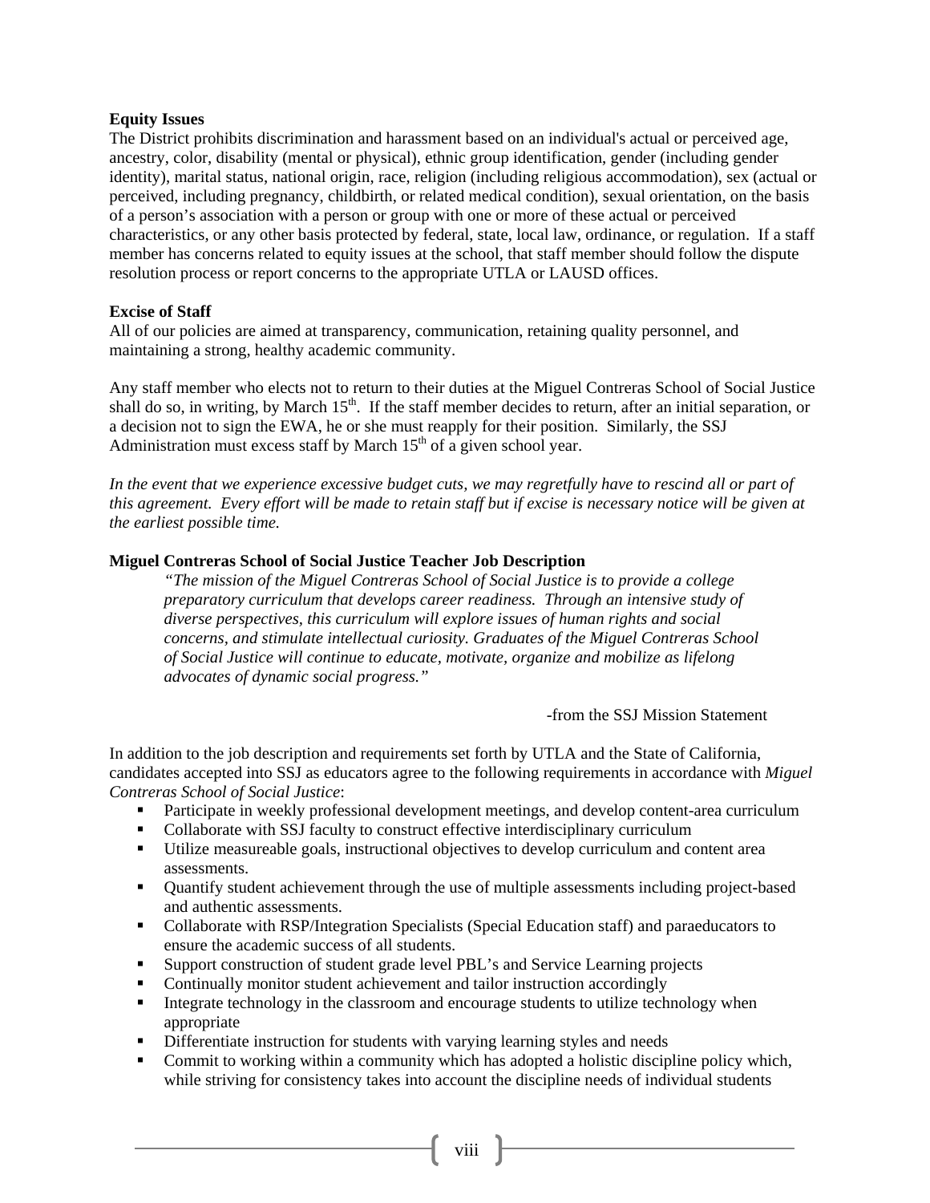**Equity Issues**

The District prohibits discrimination and harassment based on an individual's actual or perceived age, ancestry, color, disability (mental or physical), ethnic group identification, gender (including gender identity), marital status, national origin, race, religion (including religious accommodation), sex (actual or perceived, including pregnancy, childbirth, or related medical condition), sexual orientation, on the basis of a person's association with a person or group with one or more of these actual or perceived characteristics, or any other basis protected by federal, state, local law, ordinance, or regulation. If a staff member has concerns related to equity issues at the school, that staff member should follow the dispute resolution process or report concerns to the appropriate UTLA or LAUSD offices.

**Excise of Staff**

All of our policies are aimed at transparency, communication, retaining quality personnel, and maintaining a strong, healthy academic community.

Any staff member who elects not to return to their duties at the Miguel Contreras School of Social Justice shall do so, in writing, by March 15th. If the staff member decides to return, after an initial separation, or a decision not to sign the EWA, he or she must reapply for their position. Similarly, the SSJ Administration must excess staff by March 15th of a given school year.

*In the event that we experience excessive budget cuts, we may regretfully have to rescind all or part of this agreement. Every effort will be made to retain staff but if excise is necessary notice will be given at the earliest possible time.*

**Miguel Contreras School of Social Justice Teacher Job Description**

> *"The mission of the Miguel Contreras School of Social Justice is to provide a college preparatory curriculum that develops career readiness. Through an intensive study of diverse perspectives, this curriculum will explore issues of human rights and social concerns, and stimulate intellectual curiosity. Graduates of the Miguel Contreras School of Social Justice will continue to educate, motivate, organize and mobilize as lifelong advocates of dynamic social progress."*
>
> -from the SSJ Mission Statement

In addition to the job description and requirements set forth by UTLA and the State of California, candidates accepted into SSJ as educators agree to the following requirements in accordance with *Miguel Contreras School of Social Justice*:

- Participate in weekly professional development meetings, and develop content-area curriculum
- Collaborate with SSJ faculty to construct effective interdisciplinary curriculum
- Utilize measureable goals, instructional objectives to develop curriculum and content area assessments.
- Quantify student achievement through the use of multiple assessments including project-based and authentic assessments.
- Collaborate with RSP/Integration Specialists (Special Education staff) and paraeducators to ensure the academic success of all students.
- Support construction of student grade level PBL's and Service Learning projects
- Continually monitor student achievement and tailor instruction accordingly
- Integrate technology in the classroom and encourage students to utilize technology when appropriate
- Differentiate instruction for students with varying learning styles and needs
- Commit to working within a community which has adopted a holistic discipline policy which, while striving for consistency takes into account the discipline needs of individual students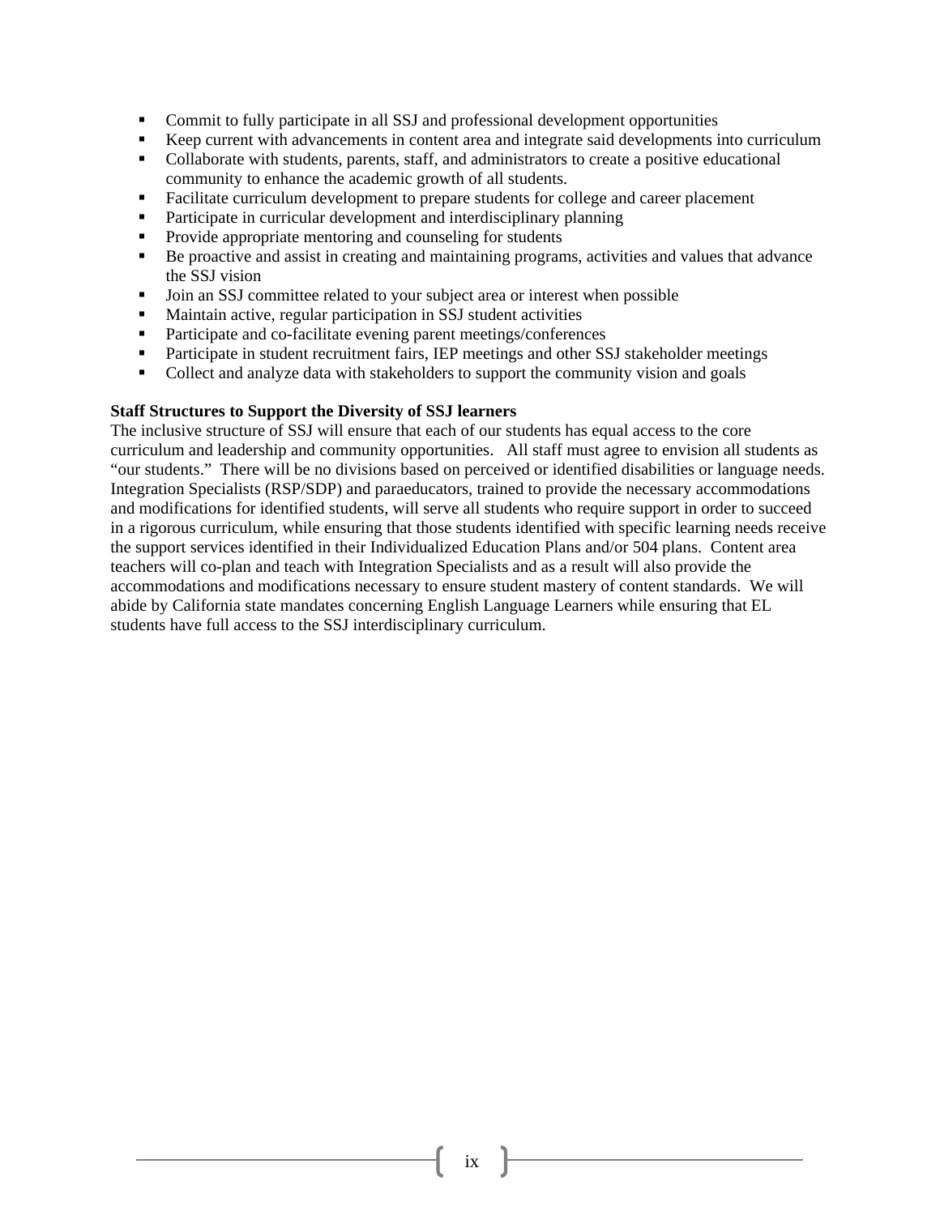- Commit to fully participate in all SSJ and professional development opportunities
- Keep current with advancements in content area and integrate said developments into curriculum
- Collaborate with students, parents, staff, and administrators to create a positive educational community to enhance the academic growth of all students.
- Facilitate curriculum development to prepare students for college and career placement
- Participate in curricular development and interdisciplinary planning
- Provide appropriate mentoring and counseling for students
- Be proactive and assist in creating and maintaining programs, activities and values that advance the SSJ vision
- Join an SSJ committee related to your subject area or interest when possible
- Maintain active, regular participation in SSJ student activities
- Participate and co-facilitate evening parent meetings/conferences
- Participate in student recruitment fairs, IEP meetings and other SSJ stakeholder meetings
- Collect and analyze data with stakeholders to support the community vision and goals

**Staff Structures to Support the Diversity of SSJ learners**

The inclusive structure of SSJ will ensure that each of our students has equal access to the core curriculum and leadership and community opportunities. All staff must agree to envision all students as "our students." There will be no divisions based on perceived or identified disabilities or language needs. Integration Specialists (RSP/SDP) and paraeducators, trained to provide the necessary accommodations and modifications for identified students, will serve all students who require support in order to succeed in a rigorous curriculum, while ensuring that those students identified with specific learning needs receive the support services identified in their Individualized Education Plans and/or 504 plans. Content area teachers will co-plan and teach with Integration Specialists and as a result will also provide the accommodations and modifications necessary to ensure student mastery of content standards. We will abide by California state mandates concerning English Language Learners while ensuring that EL students have full access to the SSJ interdisciplinary curriculum.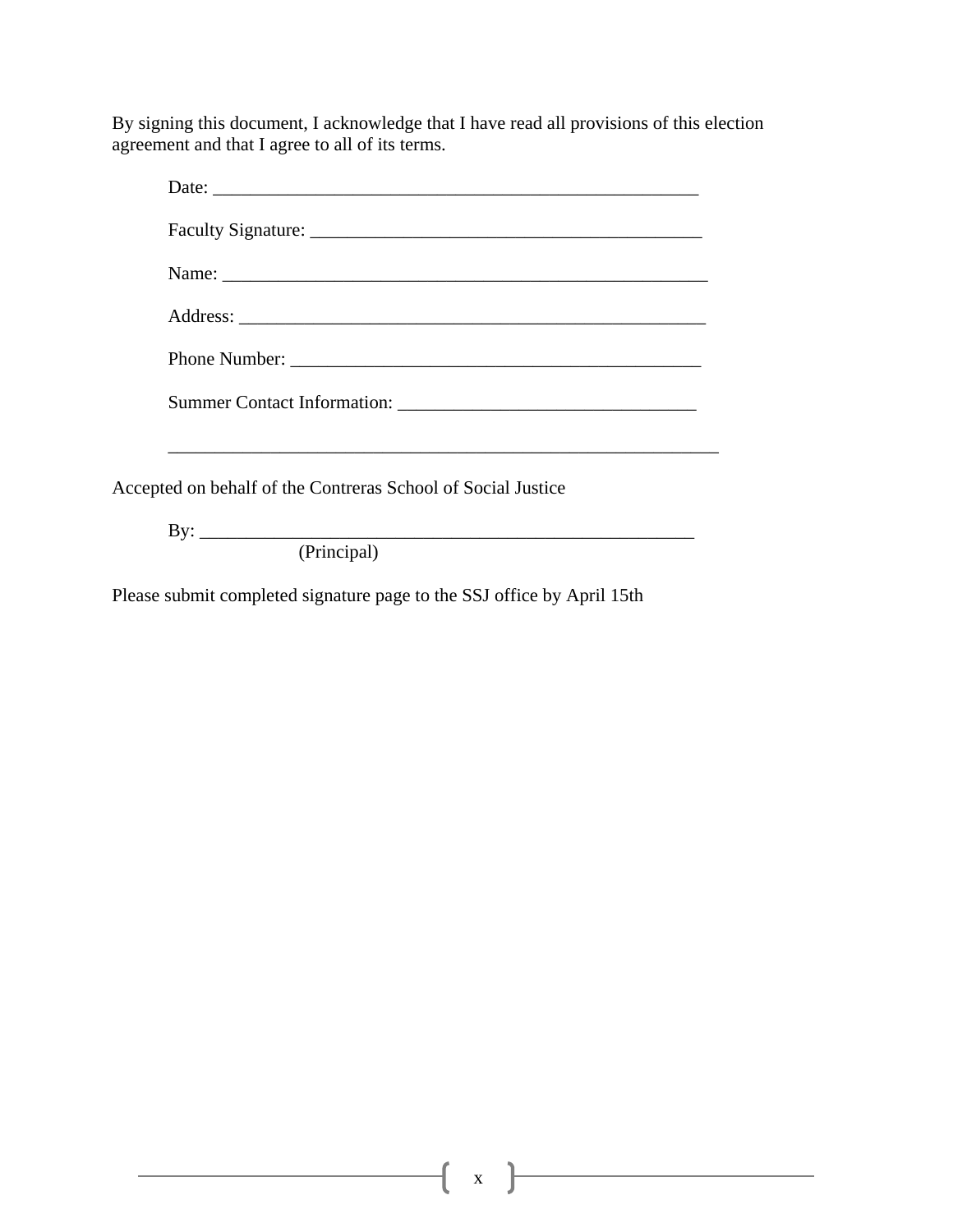By signing this document, I acknowledge that I have read all provisions of this election agreement and that I agree to all of its terms.

Date: ______________________________________________________

Faculty Signature: ___________________________________________

Name: ______________________________________________________

Address: ____________________________________________________

Phone Number: ______________________________________________

Summer Contact Information: ________________________________

_______________________________________________________________

Accepted on behalf of the Contreras School of Social Justice

By: ________________________________________________________
(Principal)

Please submit completed signature page to the SSJ office by April 15th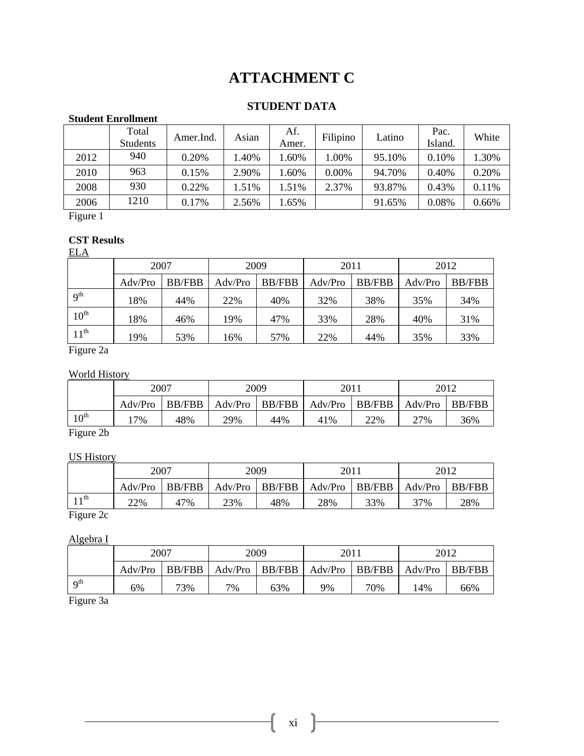# ATTACHMENT C

## STUDENT DATA

**Student Enrollment**

| | Total Students | Amer.Ind. | Asian | Af. Amer. | Filipino | Latino | Pac. Island. | White |
|---|---|---|---|---|---|---|---|---|
| 2012 | 940 | 0.20% | 1.40% | 1.60% | 1.00% | 95.10% | 0.10% | 1.30% |
| 2010 | 963 | 0.15% | 2.90% | 1.60% | 0.00% | 94.70% | 0.40% | 0.20% |
| 2008 | 930 | 0.22% | 1.51% | 1.51% | 2.37% | 93.87% | 0.43% | 0.11% |
| 2006 | 1210 | 0.17% | 2.56% | 1.65% | | 91.65% | 0.08% | 0.66% |

Figure 1

**CST Results**

ELA

| | 2007 | | 2009 | | 2011 | | 2012 | |
|---|---|---|---|---|---|---|---|---|
| | Adv/Pro | BB/FBB | Adv/Pro | BB/FBB | Adv/Pro | BB/FBB | Adv/Pro | BB/FBB |
| 9th | 18% | 44% | 22% | 40% | 32% | 38% | 35% | 34% |
| 10th | 18% | 46% | 19% | 47% | 33% | 28% | 40% | 31% |
| 11th | 19% | 53% | 16% | 57% | 22% | 44% | 35% | 33% |

Figure 2a

World History

| | 2007 | | 2009 | | 2011 | | 2012 | |
|---|---|---|---|---|---|---|---|---|
| | Adv/Pro | BB/FBB | Adv/Pro | BB/FBB | Adv/Pro | BB/FBB | Adv/Pro | BB/FBB |
| 10th | 17% | 48% | 29% | 44% | 41% | 22% | 27% | 36% |

Figure 2b

US History

| | 2007 | | 2009 | | 2011 | | 2012 | |
|---|---|---|---|---|---|---|---|---|
| | Adv/Pro | BB/FBB | Adv/Pro | BB/FBB | Adv/Pro | BB/FBB | Adv/Pro | BB/FBB |
| 11th | 22% | 47% | 23% | 48% | 28% | 33% | 37% | 28% |

Figure 2c

Algebra I

| | 2007 | | 2009 | | 2011 | | 2012 | |
|---|---|---|---|---|---|---|---|---|
| | Adv/Pro | BB/FBB | Adv/Pro | BB/FBB | Adv/Pro | BB/FBB | Adv/Pro | BB/FBB |
| 9th | 6% | 73% | 7% | 63% | 9% | 70% | 14% | 66% |

Figure 3a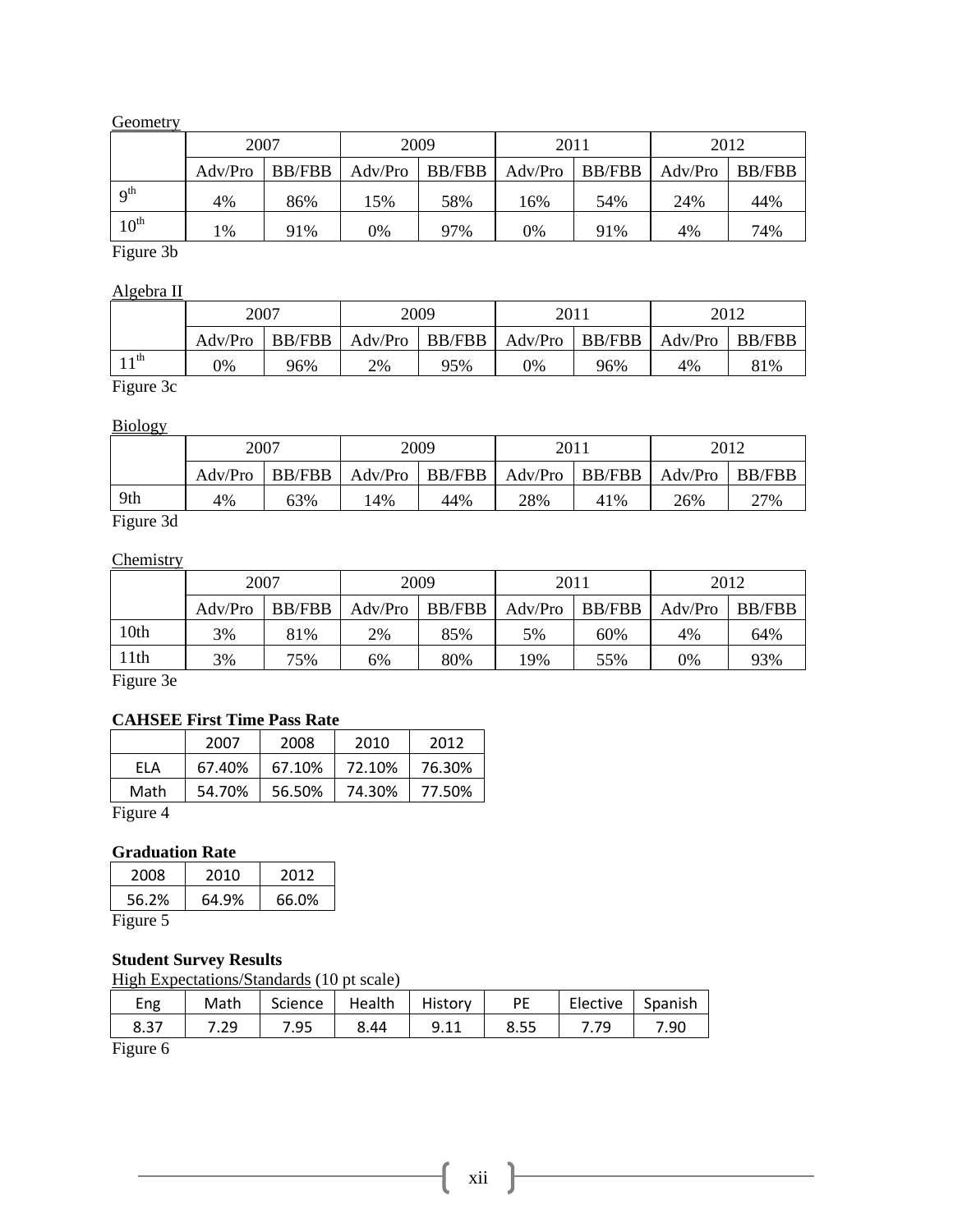Geometry

| | 2007 | | 2009 | | 2011 | | 2012 | |
|---|---|---|---|---|---|---|---|---|
| | Adv/Pro | BB/FBB | Adv/Pro | BB/FBB | Adv/Pro | BB/FBB | Adv/Pro | BB/FBB |
| 9th | 4% | 86% | 15% | 58% | 16% | 54% | 24% | 44% |
| 10th | 1% | 91% | 0% | 97% | 0% | 91% | 4% | 74% |

Figure 3b

Algebra II

| | 2007 | | 2009 | | 2011 | | 2012 | |
|---|---|---|---|---|---|---|---|---|
| | Adv/Pro | BB/FBB | Adv/Pro | BB/FBB | Adv/Pro | BB/FBB | Adv/Pro | BB/FBB |
| 11th | 0% | 96% | 2% | 95% | 0% | 96% | 4% | 81% |

Figure 3c

Biology

| | 2007 | | 2009 | | 2011 | | 2012 | |
|---|---|---|---|---|---|---|---|---|
| | Adv/Pro | BB/FBB | Adv/Pro | BB/FBB | Adv/Pro | BB/FBB | Adv/Pro | BB/FBB |
| 9th | 4% | 63% | 14% | 44% | 28% | 41% | 26% | 27% |

Figure 3d

Chemistry

| | 2007 | | 2009 | | 2011 | | 2012 | |
|---|---|---|---|---|---|---|---|---|
| | Adv/Pro | BB/FBB | Adv/Pro | BB/FBB | Adv/Pro | BB/FBB | Adv/Pro | BB/FBB |
| 10th | 3% | 81% | 2% | 85% | 5% | 60% | 4% | 64% |
| 11th | 3% | 75% | 6% | 80% | 19% | 55% | 0% | 93% |

Figure 3e

**CAHSEE First Time Pass Rate**

| | 2007 | 2008 | 2010 | 2012 |
|---|---|---|---|---|
| ELA | 67.40% | 67.10% | 72.10% | 76.30% |
| Math | 54.70% | 56.50% | 74.30% | 77.50% |

Figure 4

**Graduation Rate**

| 2008 | 2010 | 2012 |
|---|---|---|
| 56.2% | 64.9% | 66.0% |

Figure 5

**Student Survey Results**

High Expectations/Standards (10 pt scale)

| Eng | Math | Science | Health | History | PE | Elective | Spanish |
|---|---|---|---|---|---|---|---|
| 8.37 | 7.29 | 7.95 | 8.44 | 9.11 | 8.55 | 7.79 | 7.90 |

Figure 6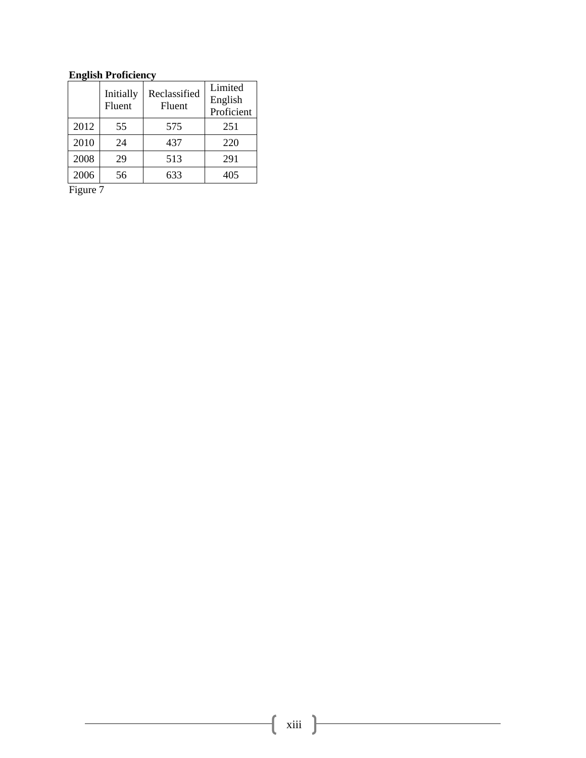**English Proficiency**

| | Initially Fluent | Reclassified Fluent | Limited English Proficient |
|---|---|---|---|
| 2012 | 55 | 575 | 251 |
| 2010 | 24 | 437 | 220 |
| 2008 | 29 | 513 | 291 |
| 2006 | 56 | 633 | 405 |

Figure 7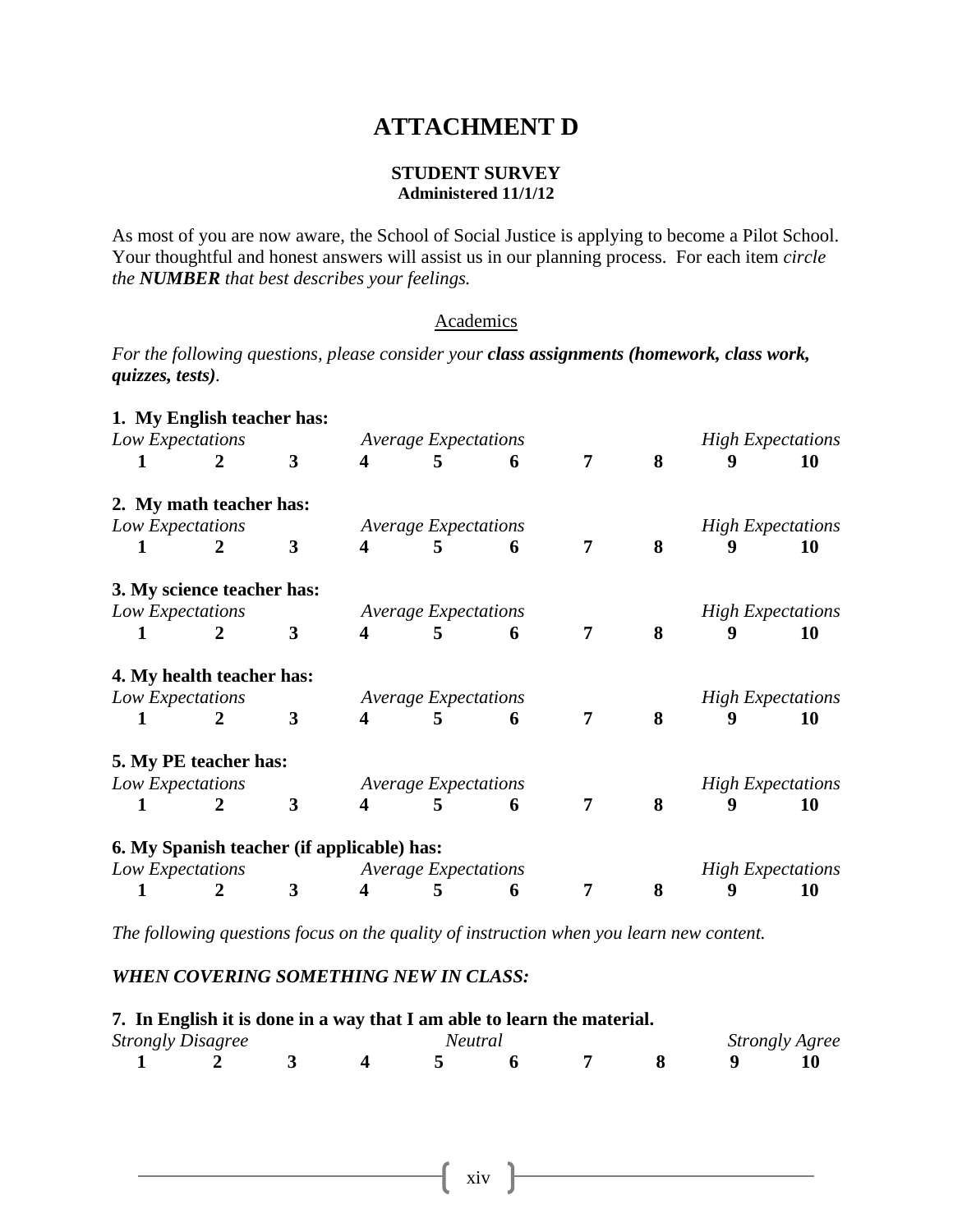# ATTACHMENT D

**STUDENT SURVEY**
**Administered 11/1/12**

As most of you are now aware, the School of Social Justice is applying to become a Pilot School. Your thoughtful and honest answers will assist us in our planning process. For each item *circle the **NUMBER** that best describes your feelings.*

<u>Academics</u>

*For the following questions, please consider your **class assignments (homework, class work, quizzes, tests)**.*

**1. My English teacher has:**

| *Low Expectations* | | | *Average Expectations* | | | | | *High Expectations* | |
|---|---|---|---|---|---|---|---|---|---|
| **1** | **2** | **3** | **4** | **5** | **6** | **7** | **8** | **9** | **10** |

**2. My math teacher has:**

| *Low Expectations* | | | *Average Expectations* | | | | | *High Expectations* | |
|---|---|---|---|---|---|---|---|---|---|
| **1** | **2** | **3** | **4** | **5** | **6** | **7** | **8** | **9** | **10** |

**3. My science teacher has:**

| *Low Expectations* | | | *Average Expectations* | | | | | *High Expectations* | |
|---|---|---|---|---|---|---|---|---|---|
| **1** | **2** | **3** | **4** | **5** | **6** | **7** | **8** | **9** | **10** |

**4. My health teacher has:**

| *Low Expectations* | | | *Average Expectations* | | | | | *High Expectations* | |
|---|---|---|---|---|---|---|---|---|---|
| **1** | **2** | **3** | **4** | **5** | **6** | **7** | **8** | **9** | **10** |

**5. My PE teacher has:**

| *Low Expectations* | | | *Average Expectations* | | | | | *High Expectations* | |
|---|---|---|---|---|---|---|---|---|---|
| **1** | **2** | **3** | **4** | **5** | **6** | **7** | **8** | **9** | **10** |

**6. My Spanish teacher (if applicable) has:**

| *Low Expectations* | | | *Average Expectations* | | | | | *High Expectations* | |
|---|---|---|---|---|---|---|---|---|---|
| **1** | **2** | **3** | **4** | **5** | **6** | **7** | **8** | **9** | **10** |

*The following questions focus on the quality of instruction when you learn new content.*

***WHEN COVERING SOMETHING NEW IN CLASS:***

**7. In English it is done in a way that I am able to learn the material.**

| *Strongly Disagree* | | | | *Neutral* | | | | *Strongly Agree* | |
|---|---|---|---|---|---|---|---|---|---|
| **1** | **2** | **3** | **4** | **5** | **6** | **7** | **8** | **9** | **10** |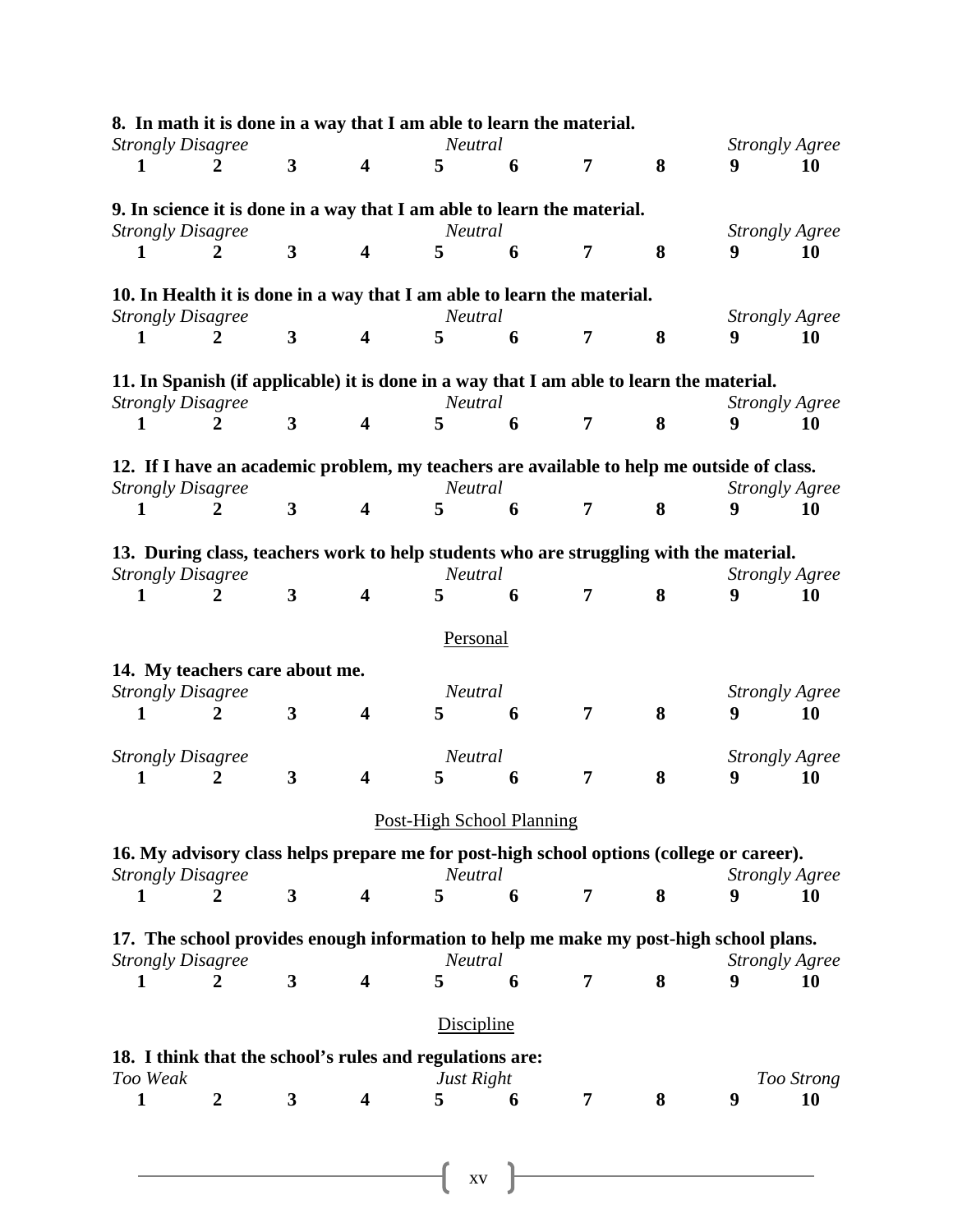**8. In math it is done in a way that I am able to learn the material.**

| *Strongly Disagree* | | | | *Neutral* | | | | *Strongly Agree* | |
|---|---|---|---|---|---|---|---|---|---|
| **1** | **2** | **3** | **4** | **5** | **6** | **7** | **8** | **9** | **10** |

**9. In science it is done in a way that I am able to learn the material.**

| *Strongly Disagree* | | | | *Neutral* | | | | *Strongly Agree* | |
|---|---|---|---|---|---|---|---|---|---|
| **1** | **2** | **3** | **4** | **5** | **6** | **7** | **8** | **9** | **10** |

**10. In Health it is done in a way that I am able to learn the material.**

| *Strongly Disagree* | | | | *Neutral* | | | | *Strongly Agree* | |
|---|---|---|---|---|---|---|---|---|---|
| **1** | **2** | **3** | **4** | **5** | **6** | **7** | **8** | **9** | **10** |

**11. In Spanish (if applicable) it is done in a way that I am able to learn the material.**

| *Strongly Disagree* | | | | *Neutral* | | | | *Strongly Agree* | |
|---|---|---|---|---|---|---|---|---|---|
| **1** | **2** | **3** | **4** | **5** | **6** | **7** | **8** | **9** | **10** |

**12. If I have an academic problem, my teachers are available to help me outside of class.**

| *Strongly Disagree* | | | | *Neutral* | | | | *Strongly Agree* | |
|---|---|---|---|---|---|---|---|---|---|
| **1** | **2** | **3** | **4** | **5** | **6** | **7** | **8** | **9** | **10** |

**13. During class, teachers work to help students who are struggling with the material.**

| *Strongly Disagree* | | | | *Neutral* | | | | *Strongly Agree* | |
|---|---|---|---|---|---|---|---|---|---|
| **1** | **2** | **3** | **4** | **5** | **6** | **7** | **8** | **9** | **10** |

## Personal

**14. My teachers care about me.**

| *Strongly Disagree* | | | | *Neutral* | | | | *Strongly Agree* | |
|---|---|---|---|---|---|---|---|---|---|
| **1** | **2** | **3** | **4** | **5** | **6** | **7** | **8** | **9** | **10** |

| *Strongly Disagree* | | | | *Neutral* | | | | *Strongly Agree* | |
|---|---|---|---|---|---|---|---|---|---|
| **1** | **2** | **3** | **4** | **5** | **6** | **7** | **8** | **9** | **10** |

## Post-High School Planning

**16. My advisory class helps prepare me for post-high school options (college or career).**

| *Strongly Disagree* | | | | *Neutral* | | | | *Strongly Agree* | |
|---|---|---|---|---|---|---|---|---|---|
| **1** | **2** | **3** | **4** | **5** | **6** | **7** | **8** | **9** | **10** |

**17. The school provides enough information to help me make my post-high school plans.**

| *Strongly Disagree* | | | | *Neutral* | | | | *Strongly Agree* | |
|---|---|---|---|---|---|---|---|---|---|
| **1** | **2** | **3** | **4** | **5** | **6** | **7** | **8** | **9** | **10** |

## Discipline

**18. I think that the school's rules and regulations are:**

| *Too Weak* | | | | *Just Right* | | | | | *Too Strong* |
|---|---|---|---|---|---|---|---|---|---|
| **1** | **2** | **3** | **4** | **5** | **6** | **7** | **8** | **9** | **10** |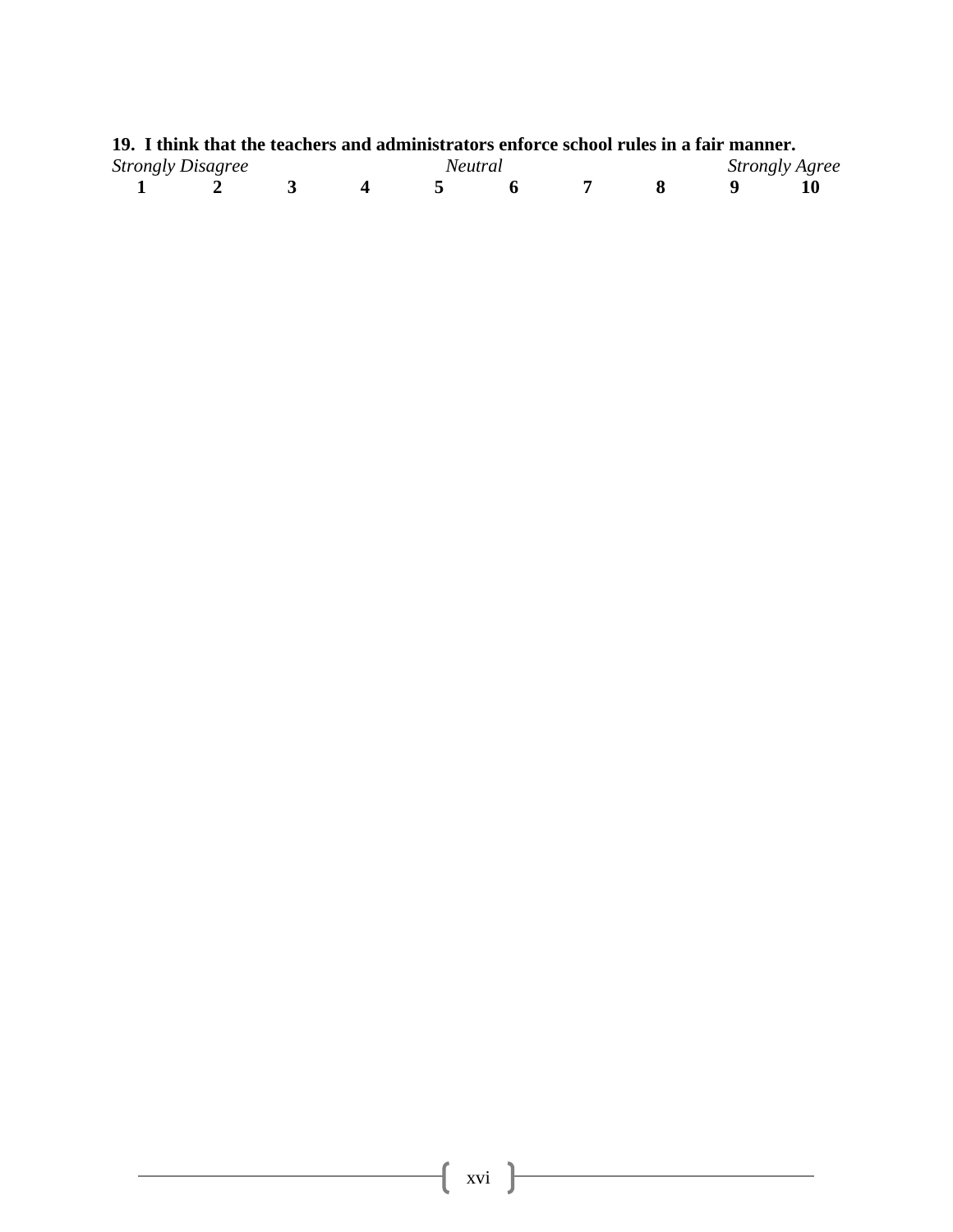**19. I think that the teachers and administrators enforce school rules in a fair manner.**

*Strongly Disagree* *Neutral* *Strongly Agree*

**1 2 3 4 5 6 7 8 9 10**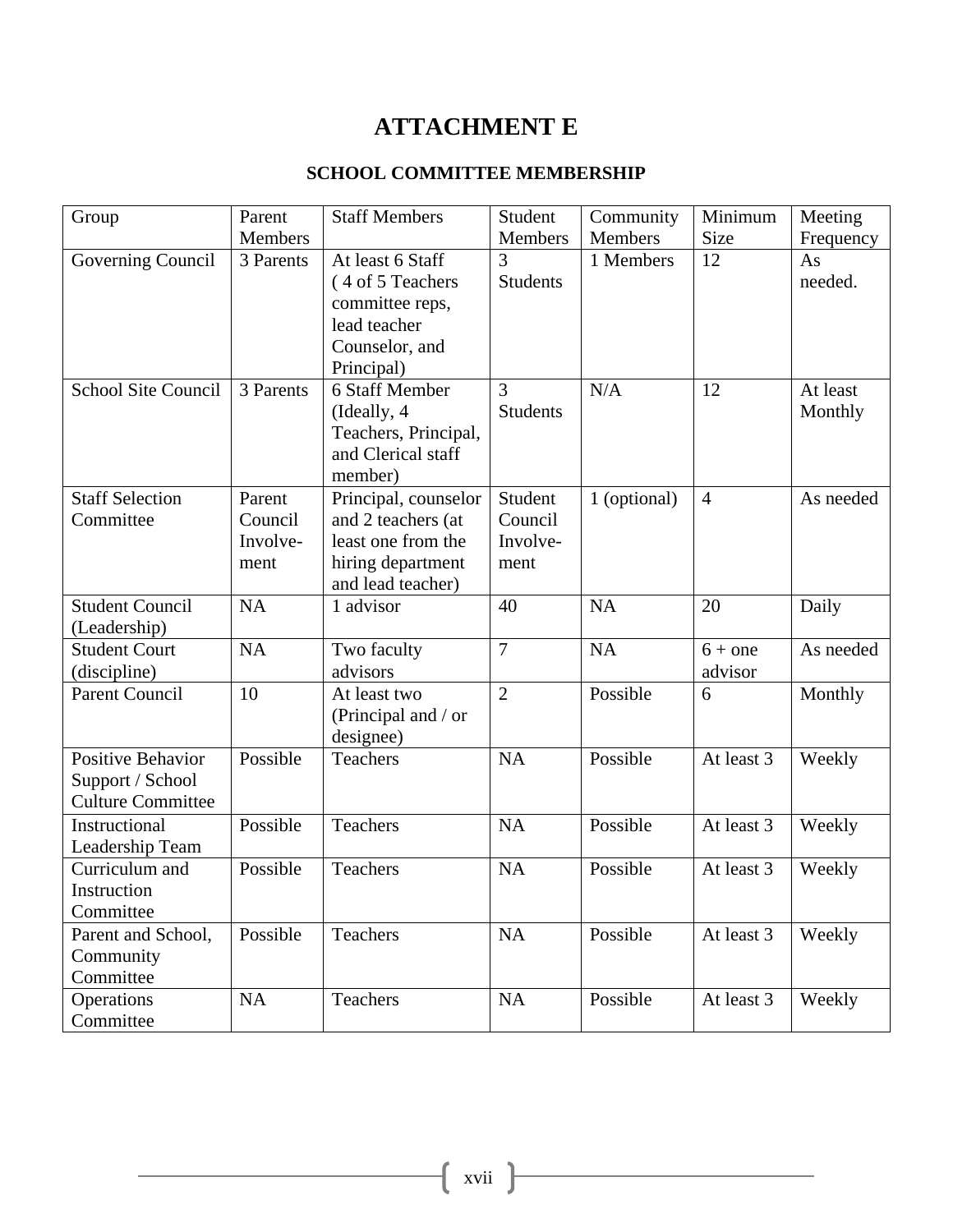# ATTACHMENT E

### SCHOOL COMMITTEE MEMBERSHIP

| Group | Parent Members | Staff Members | Student Members | Community Members | Minimum Size | Meeting Frequency |
|---|---|---|---|---|---|---|
| Governing Council | 3 Parents | At least 6 Staff ( 4 of 5 Teachers committee reps, lead teacher Counselor, and Principal) | 3 Students | 1 Members | 12 | As needed. |
| School Site Council | 3 Parents | 6 Staff Member (Ideally, 4 Teachers, Principal, and Clerical staff member) | 3 Students | N/A | 12 | At least Monthly |
| Staff Selection Committee | Parent Council Involve-ment | Principal, counselor and 2 teachers (at least one from the hiring department and lead teacher) | Student Council Involve-ment | 1 (optional) | 4 | As needed |
| Student Council (Leadership) | NA | 1 advisor | 40 | NA | 20 | Daily |
| Student Court (discipline) | NA | Two faculty advisors | 7 | NA | 6 + one advisor | As needed |
| Parent Council | 10 | At least two (Principal and / or designee) | 2 | Possible | 6 | Monthly |
| Positive Behavior Support / School Culture Committee | Possible | Teachers | NA | Possible | At least 3 | Weekly |
| Instructional Leadership Team | Possible | Teachers | NA | Possible | At least 3 | Weekly |
| Curriculum and Instruction Committee | Possible | Teachers | NA | Possible | At least 3 | Weekly |
| Parent and School, Community Committee | Possible | Teachers | NA | Possible | At least 3 | Weekly |
| Operations Committee | NA | Teachers | NA | Possible | At least 3 | Weekly |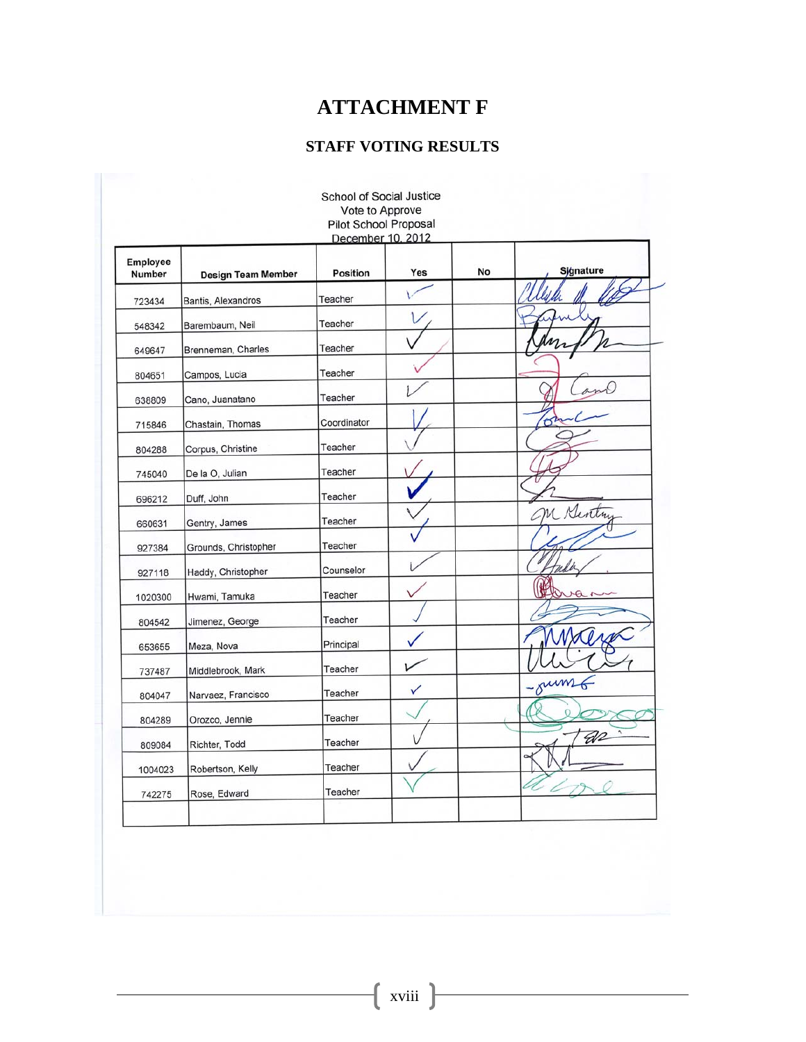# ATTACHMENT F

## STAFF VOTING RESULTS

School of Social Justice
Vote to Approve
Pilot School Proposal
December 10, 2012

| Employee Number | Design Team Member | Position | Yes | No | Signature |
|---|---|---|---|---|---|
| 723434 | Bantis, Alexandros | Teacher | ✓ | | [signature] |
| 548342 | Barembaum, Neil | Teacher | ✓ | | [signature] |
| 649647 | Brenneman, Charles | Teacher | ✓ | | [signature] |
| 804651 | Campos, Lucia | Teacher | ✓ | | [signature] |
| 636809 | Cano, Juanatano | Teacher | ✓ | | [signature] |
| 715846 | Chastain, Thomas | Coordinator | ✓ | | [signature] |
| 804288 | Corpus, Christine | Teacher | ✓ | | [signature] |
| 745040 | De la O, Julian | Teacher | ✓ | | [signature] |
| 696212 | Duff, John | Teacher | ✓ | | [signature] |
| 660631 | Gentry, James | Teacher | ✓ | | [signature] |
| 927384 | Grounds, Christopher | Teacher | ✓ | | [signature] |
| 927118 | Haddy, Christopher | Counselor | ✓ | | [signature] |
| 1020300 | Hwami, Tamuka | Teacher | ✓ | | [signature] |
| 804542 | Jimenez, George | Teacher | ✓ | | [signature] |
| 653655 | Meza, Nova | Principal | ✓ | | [signature] |
| 737487 | Middlebrook, Mark | Teacher | ✓ | | [signature] |
| 804047 | Narvaez, Francisco | Teacher | ✓ | | [signature] |
| 804289 | Orozco, Jennie | Teacher | ✓ | | [signature] |
| 809084 | Richter, Todd | Teacher | ✓ | | [signature] |
| 1004023 | Robertson, Kelly | Teacher | ✓ | | [signature] |
| 742275 | Rose, Edward | Teacher | ✓ | | [signature] |
| | | | | | |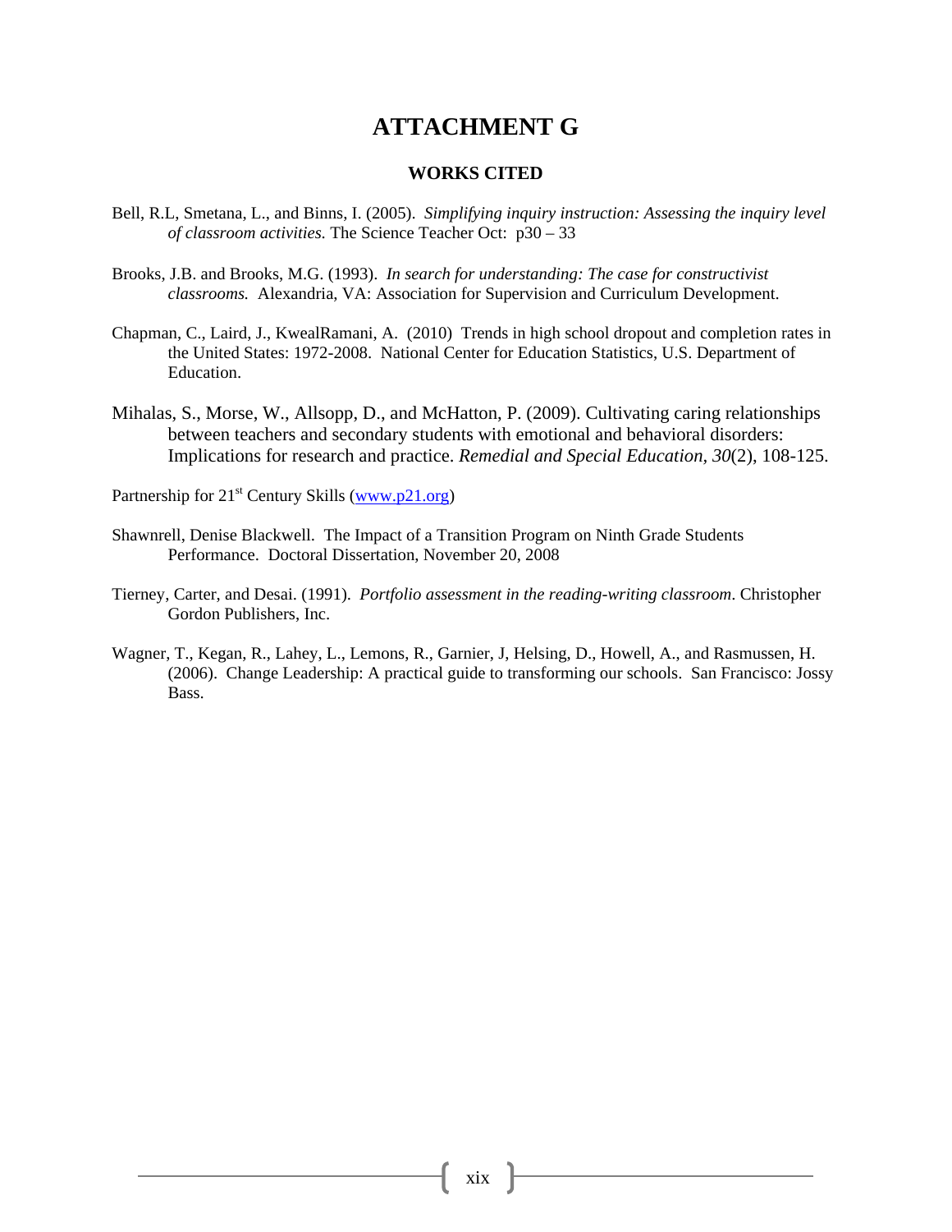# ATTACHMENT G

## WORKS CITED

Bell, R.L, Smetana, L., and Binns, I. (2005). *Simplifying inquiry instruction: Assessing the inquiry level of classroom activities.* The Science Teacher Oct: p30 – 33

Brooks, J.B. and Brooks, M.G. (1993). *In search for understanding: The case for constructivist classrooms.* Alexandria, VA: Association for Supervision and Curriculum Development.

Chapman, C., Laird, J., KwealRamani, A. (2010) Trends in high school dropout and completion rates in the United States: 1972-2008. National Center for Education Statistics, U.S. Department of Education.

Mihalas, S., Morse, W., Allsopp, D., and McHatton, P. (2009). Cultivating caring relationships between teachers and secondary students with emotional and behavioral disorders: Implications for research and practice. *Remedial and Special Education, 30*(2), 108-125.

Partnership for 21st Century Skills (www.p21.org)

Shawnrell, Denise Blackwell. The Impact of a Transition Program on Ninth Grade Students Performance. Doctoral Dissertation, November 20, 2008

Tierney, Carter, and Desai. (1991). *Portfolio assessment in the reading-writing classroom*. Christopher Gordon Publishers, Inc.

Wagner, T., Kegan, R., Lahey, L., Lemons, R., Garnier, J, Helsing, D., Howell, A., and Rasmussen, H. (2006). Change Leadership: A practical guide to transforming our schools. San Francisco: Jossy Bass.